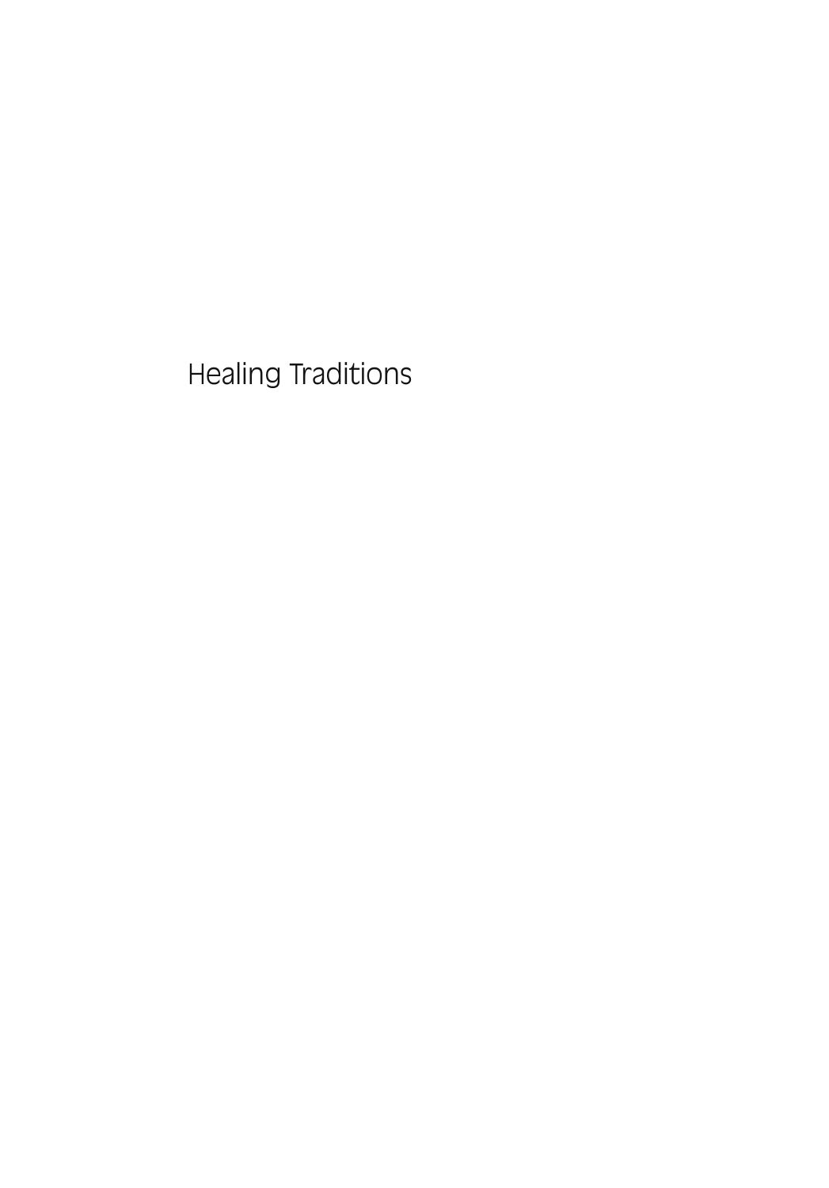# Healing Traditions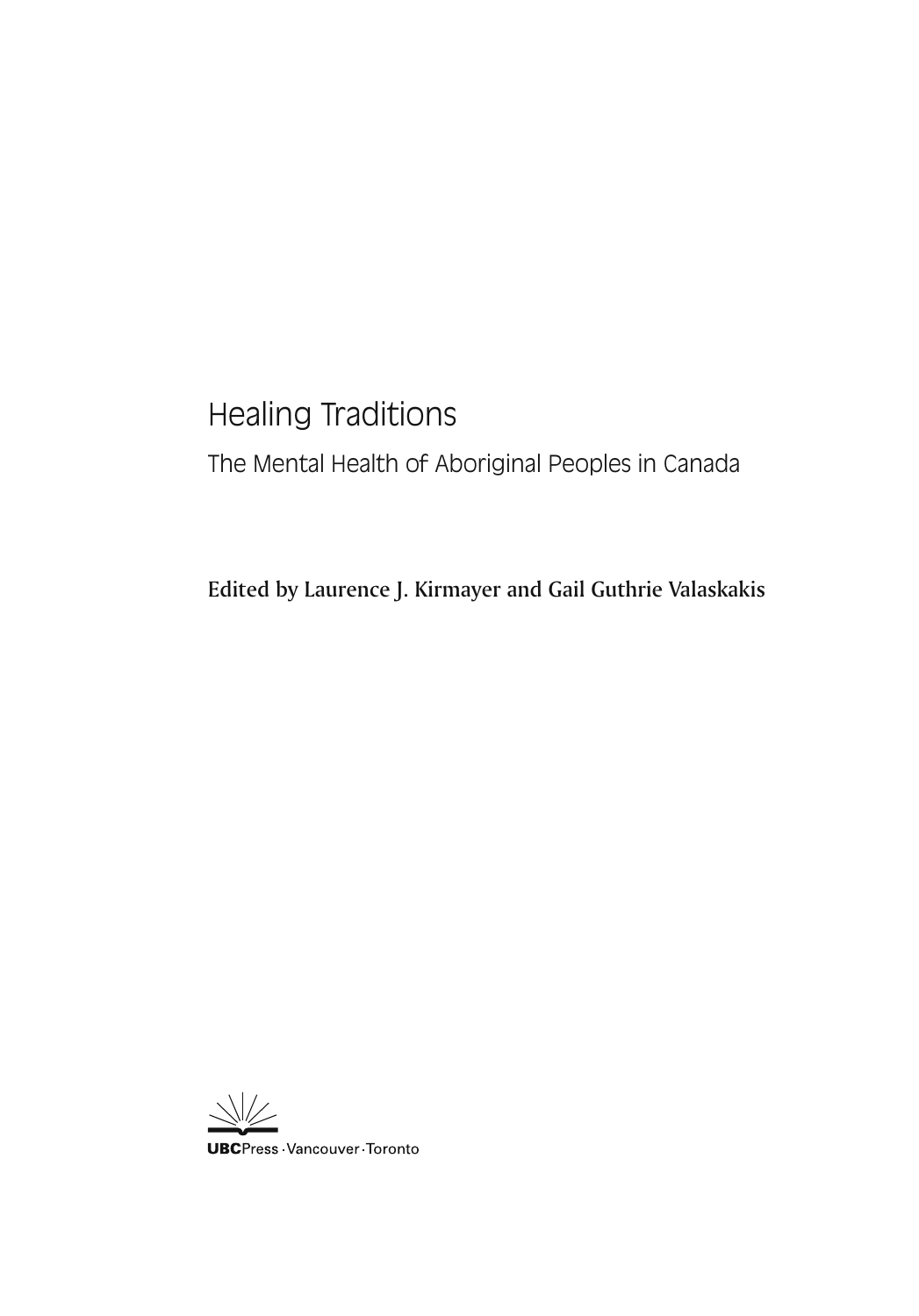# Healing Traditions

## The Mental Health of Aboriginal Peoples in Canada

**Edited by Laurence J. Kirmayer and Gail Guthrie Valaskakis**

**UBC**Press · Vancouver · Toronto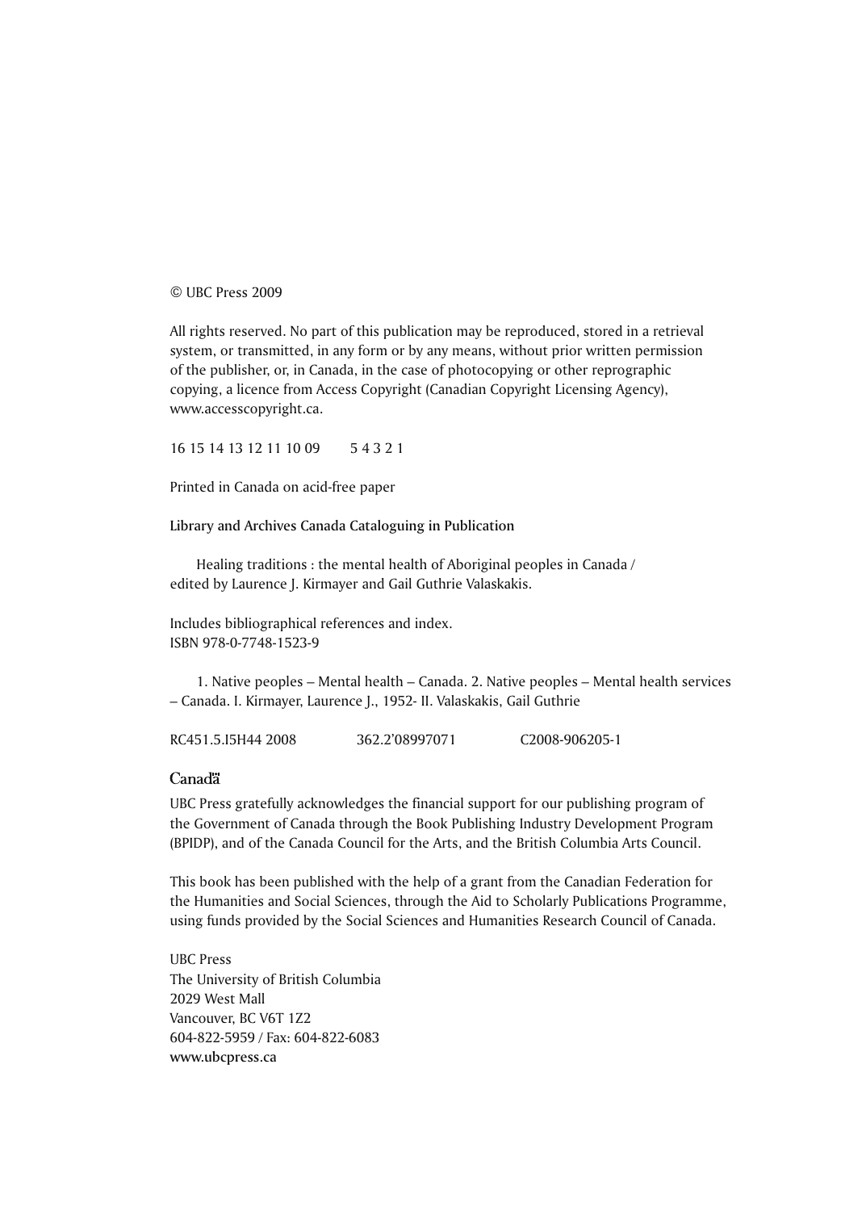© UBC Press 2009

All rights reserved. No part of this publication may be reproduced, stored in a retrieval system, or transmitted, in any form or by any means, without prior written permission of the publisher, or, in Canada, in the case of photocopying or other reprographic copying, a licence from Access Copyright (Canadian Copyright Licensing Agency), www.accesscopyright.ca.

16 15 14 13 12 11 10 09     5 4 3 2 1

Printed in Canada on acid-free paper

**Library and Archives Canada Cataloguing in Publication**

Healing traditions : the mental health of Aboriginal peoples in Canada / edited by Laurence J. Kirmayer and Gail Guthrie Valaskakis.

Includes bibliographical references and index.
ISBN 978-0-7748-1523-9

1. Native peoples – Mental health – Canada. 2. Native peoples – Mental health services – Canada. I. Kirmayer, Laurence J., 1952- II. Valaskakis, Gail Guthrie

RC451.5.I5H44 2008     362.2'08997071     C2008-906205-1

Canadä

UBC Press gratefully acknowledges the financial support for our publishing program of the Government of Canada through the Book Publishing Industry Development Program (BPIDP), and of the Canada Council for the Arts, and the British Columbia Arts Council.

This book has been published with the help of a grant from the Canadian Federation for the Humanities and Social Sciences, through the Aid to Scholarly Publications Programme, using funds provided by the Social Sciences and Humanities Research Council of Canada.

UBC Press
The University of British Columbia
2029 West Mall
Vancouver, BC V6T 1Z2
604-822-5959 / Fax: 604-822-6083
www.ubcpress.ca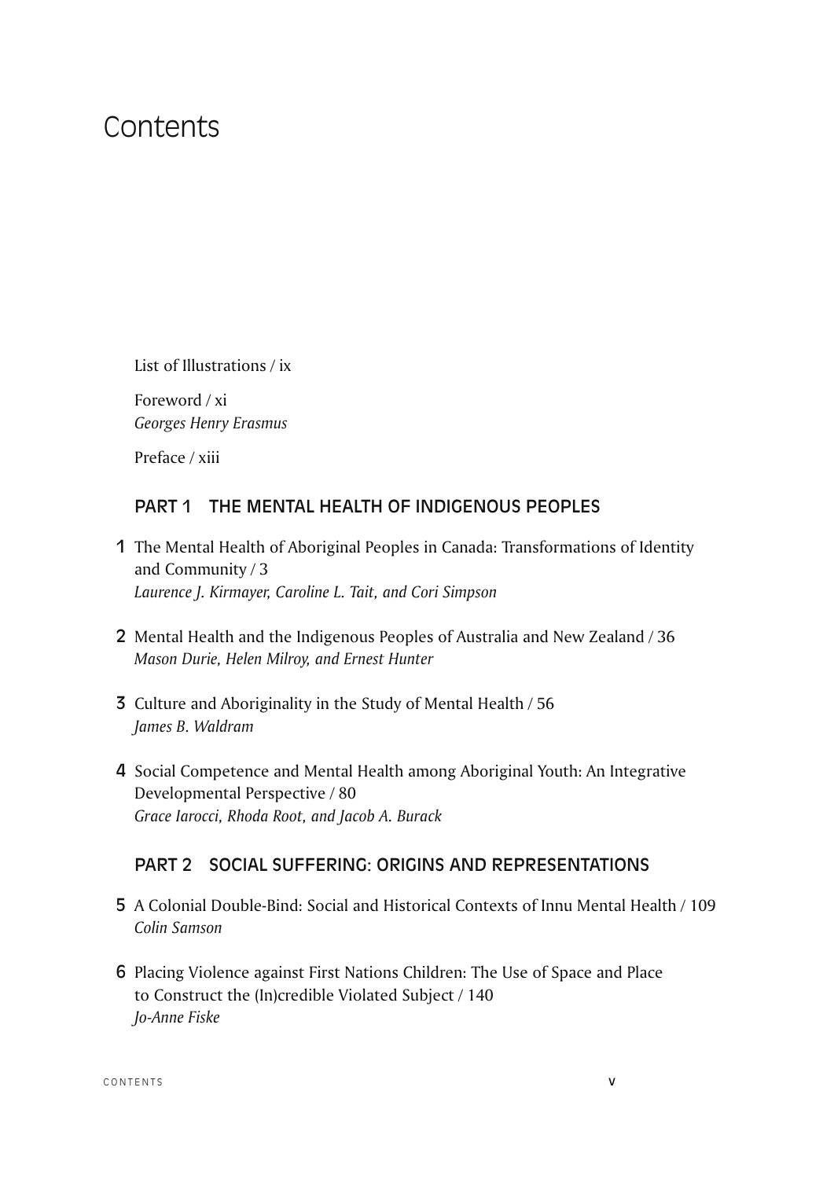# Contents

List of Illustrations / ix

Foreword / xi
*Georges Henry Erasmus*

Preface / xiii

## PART 1 THE MENTAL HEALTH OF INDIGENOUS PEOPLES

1 The Mental Health of Aboriginal Peoples in Canada: Transformations of Identity and Community / 3
*Laurence J. Kirmayer, Caroline L. Tait, and Cori Simpson*

2 Mental Health and the Indigenous Peoples of Australia and New Zealand / 36
*Mason Durie, Helen Milroy, and Ernest Hunter*

3 Culture and Aboriginality in the Study of Mental Health / 56
*James B. Waldram*

4 Social Competence and Mental Health among Aboriginal Youth: An Integrative Developmental Perspective / 80
*Grace Iarocci, Rhoda Root, and Jacob A. Burack*

## PART 2 SOCIAL SUFFERING: ORIGINS AND REPRESENTATIONS

5 A Colonial Double-Bind: Social and Historical Contexts of Innu Mental Health / 109
*Colin Samson*

6 Placing Violence against First Nations Children: The Use of Space and Place to Construct the (In)credible Violated Subject / 140
*Jo-Anne Fiske*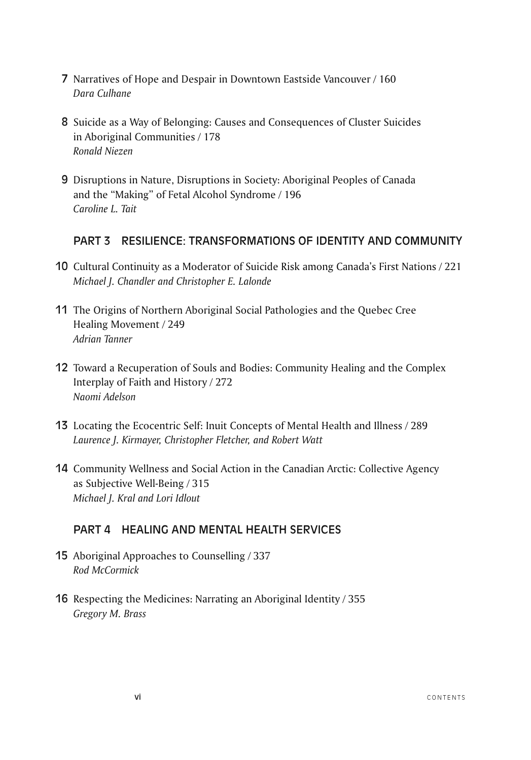7 Narratives of Hope and Despair in Downtown Eastside Vancouver / 160
*Dara Culhane*

8 Suicide as a Way of Belonging: Causes and Consequences of Cluster Suicides in Aboriginal Communities / 178
*Ronald Niezen*

9 Disruptions in Nature, Disruptions in Society: Aboriginal Peoples of Canada and the "Making" of Fetal Alcohol Syndrome / 196
*Caroline L. Tait*

## PART 3 RESILIENCE: TRANSFORMATIONS OF IDENTITY AND COMMUNITY

10 Cultural Continuity as a Moderator of Suicide Risk among Canada's First Nations / 221
*Michael J. Chandler and Christopher E. Lalonde*

11 The Origins of Northern Aboriginal Social Pathologies and the Quebec Cree Healing Movement / 249
*Adrian Tanner*

12 Toward a Recuperation of Souls and Bodies: Community Healing and the Complex Interplay of Faith and History / 272
*Naomi Adelson*

13 Locating the Ecocentric Self: Inuit Concepts of Mental Health and Illness / 289
*Laurence J. Kirmayer, Christopher Fletcher, and Robert Watt*

14 Community Wellness and Social Action in the Canadian Arctic: Collective Agency as Subjective Well-Being / 315
*Michael J. Kral and Lori Idlout*

## PART 4 HEALING AND MENTAL HEALTH SERVICES

15 Aboriginal Approaches to Counselling / 337
*Rod McCormick*

16 Respecting the Medicines: Narrating an Aboriginal Identity / 355
*Gregory M. Brass*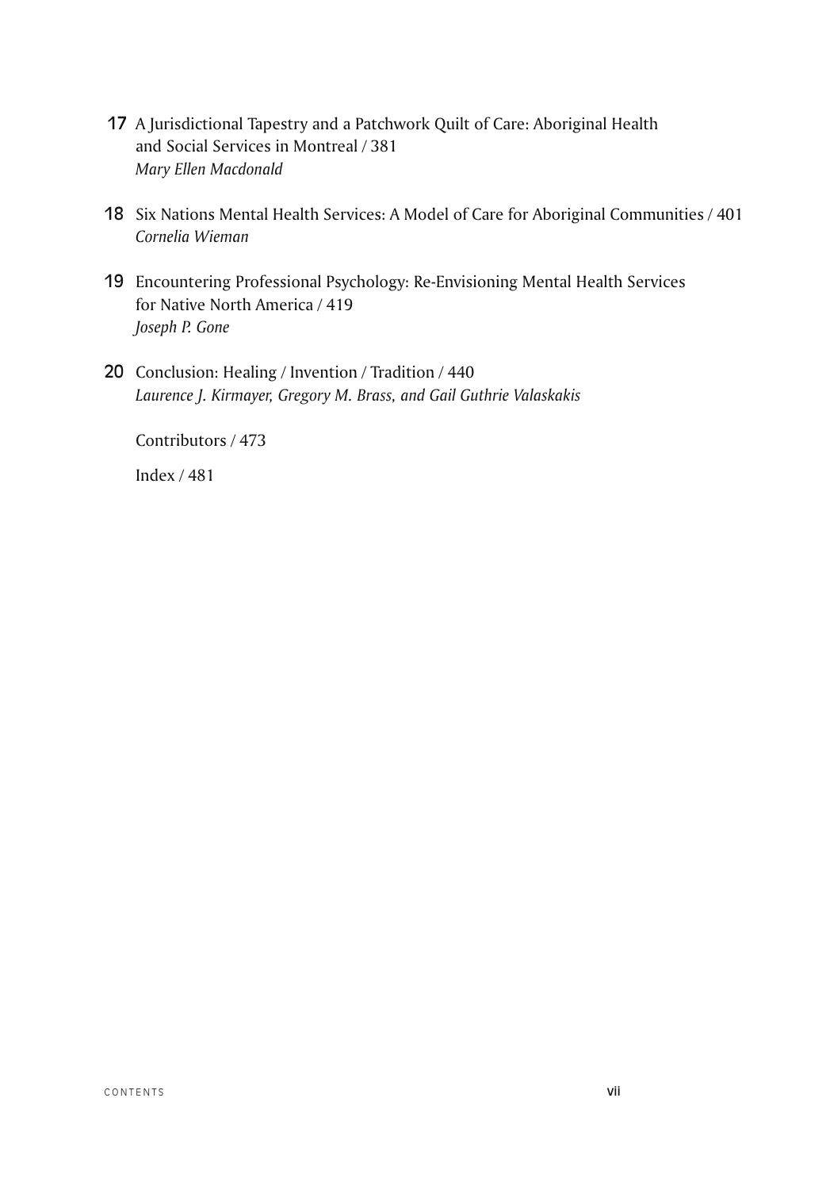17 A Jurisdictional Tapestry and a Patchwork Quilt of Care: Aboriginal Health and Social Services in Montreal / 381
*Mary Ellen Macdonald*

18 Six Nations Mental Health Services: A Model of Care for Aboriginal Communities / 401
*Cornelia Wieman*

19 Encountering Professional Psychology: Re-Envisioning Mental Health Services for Native North America / 419
*Joseph P. Gone*

20 Conclusion: Healing / Invention / Tradition / 440
*Laurence J. Kirmayer, Gregory M. Brass, and Gail Guthrie Valaskakis*

Contributors / 473

Index / 481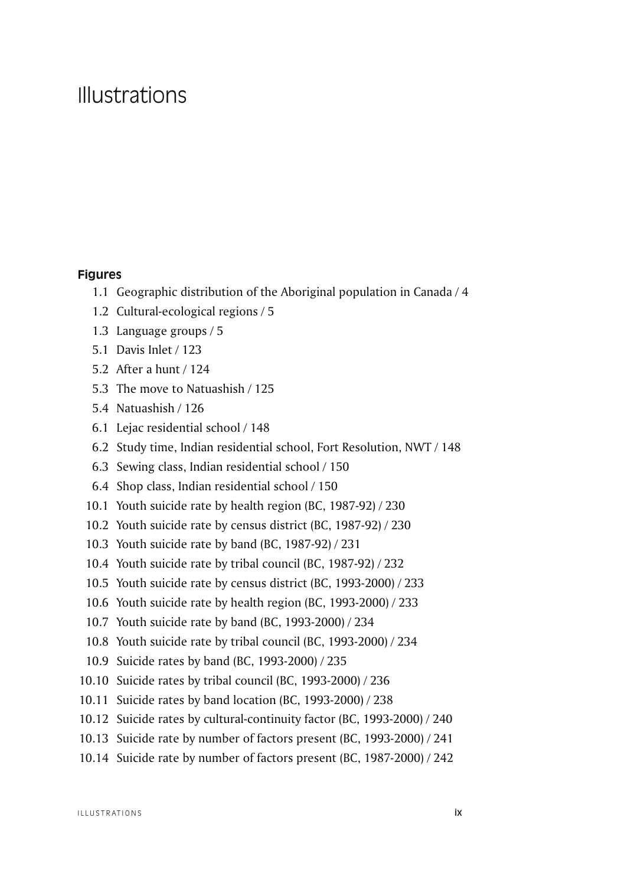# Illustrations

## Figures

- 1.1 Geographic distribution of the Aboriginal population in Canada / 4
- 1.2 Cultural-ecological regions / 5
- 1.3 Language groups / 5
- 5.1 Davis Inlet / 123
- 5.2 After a hunt / 124
- 5.3 The move to Natuashish / 125
- 5.4 Natuashish / 126
- 6.1 Lejac residential school / 148
- 6.2 Study time, Indian residential school, Fort Resolution, NWT / 148
- 6.3 Sewing class, Indian residential school / 150
- 6.4 Shop class, Indian residential school / 150
- 10.1 Youth suicide rate by health region (BC, 1987-92) / 230
- 10.2 Youth suicide rate by census district (BC, 1987-92) / 230
- 10.3 Youth suicide rate by band (BC, 1987-92) / 231
- 10.4 Youth suicide rate by tribal council (BC, 1987-92) / 232
- 10.5 Youth suicide rate by census district (BC, 1993-2000) / 233
- 10.6 Youth suicide rate by health region (BC, 1993-2000) / 233
- 10.7 Youth suicide rate by band (BC, 1993-2000) / 234
- 10.8 Youth suicide rate by tribal council (BC, 1993-2000) / 234
- 10.9 Suicide rates by band (BC, 1993-2000) / 235
- 10.10 Suicide rates by tribal council (BC, 1993-2000) / 236
- 10.11 Suicide rates by band location (BC, 1993-2000) / 238
- 10.12 Suicide rates by cultural-continuity factor (BC, 1993-2000) / 240
- 10.13 Suicide rate by number of factors present (BC, 1993-2000) / 241
- 10.14 Suicide rate by number of factors present (BC, 1987-2000) / 242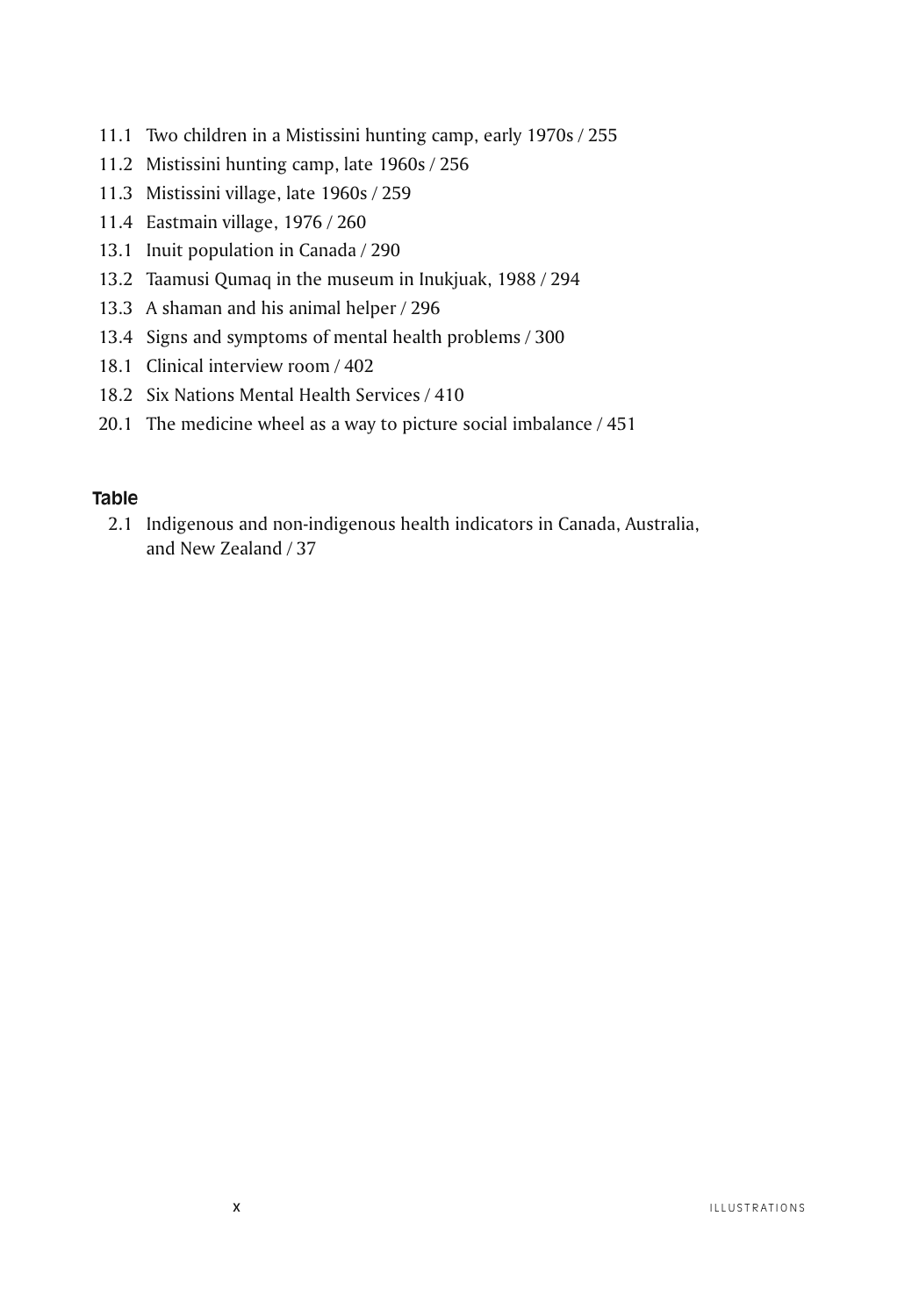11.1 Two children in a Mistissini hunting camp, early 1970s / 255

11.2 Mistissini hunting camp, late 1960s / 256

11.3 Mistissini village, late 1960s / 259

11.4 Eastmain village, 1976 / 260

13.1 Inuit population in Canada / 290

13.2 Taamusi Qumaq in the museum in Inukjuak, 1988 / 294

13.3 A shaman and his animal helper / 296

13.4 Signs and symptoms of mental health problems / 300

18.1 Clinical interview room / 402

18.2 Six Nations Mental Health Services / 410

20.1 The medicine wheel as a way to picture social imbalance / 451

### Table

2.1 Indigenous and non-indigenous health indicators in Canada, Australia, and New Zealand / 37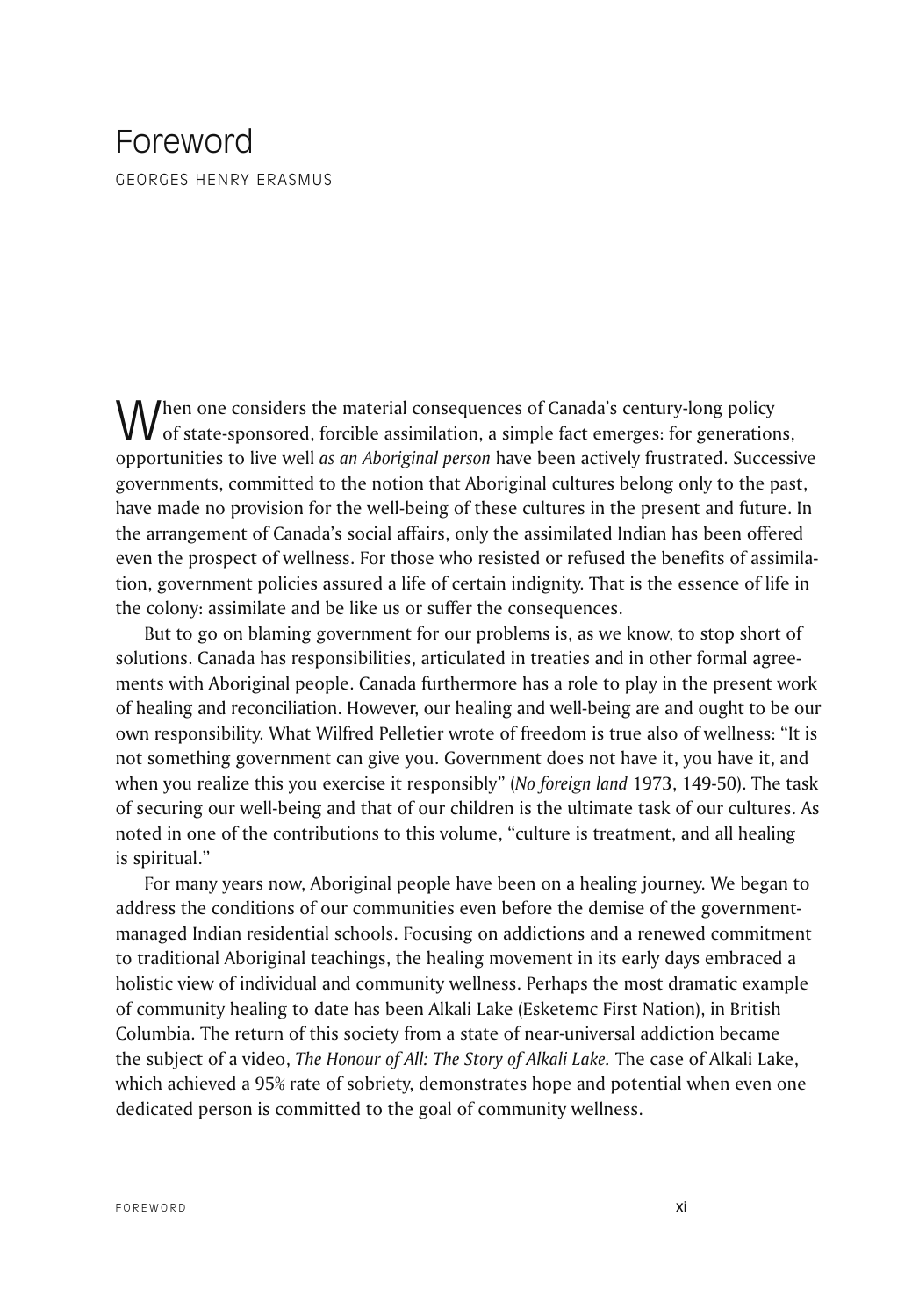# Foreword

GEORGES HENRY ERASMUS

When one considers the material consequences of Canada's century-long policy of state-sponsored, forcible assimilation, a simple fact emerges: for generations, opportunities to live well *as an Aboriginal person* have been actively frustrated. Successive governments, committed to the notion that Aboriginal cultures belong only to the past, have made no provision for the well-being of these cultures in the present and future. In the arrangement of Canada's social affairs, only the assimilated Indian has been offered even the prospect of wellness. For those who resisted or refused the benefits of assimilation, government policies assured a life of certain indignity. That is the essence of life in the colony: assimilate and be like us or suffer the consequences.

But to go on blaming government for our problems is, as we know, to stop short of solutions. Canada has responsibilities, articulated in treaties and in other formal agreements with Aboriginal people. Canada furthermore has a role to play in the present work of healing and reconciliation. However, our healing and well-being are and ought to be our own responsibility. What Wilfred Pelletier wrote of freedom is true also of wellness: "It is not something government can give you. Government does not have it, you have it, and when you realize this you exercise it responsibly" (*No foreign land* 1973, 149-50). The task of securing our well-being and that of our children is the ultimate task of our cultures. As noted in one of the contributions to this volume, "culture is treatment, and all healing is spiritual."

For many years now, Aboriginal people have been on a healing journey. We began to address the conditions of our communities even before the demise of the government-managed Indian residential schools. Focusing on addictions and a renewed commitment to traditional Aboriginal teachings, the healing movement in its early days embraced a holistic view of individual and community wellness. Perhaps the most dramatic example of community healing to date has been Alkali Lake (Esketemc First Nation), in British Columbia. The return of this society from a state of near-universal addiction became the subject of a video, *The Honour of All: The Story of Alkali Lake.* The case of Alkali Lake, which achieved a 95% rate of sobriety, demonstrates hope and potential when even one dedicated person is committed to the goal of community wellness.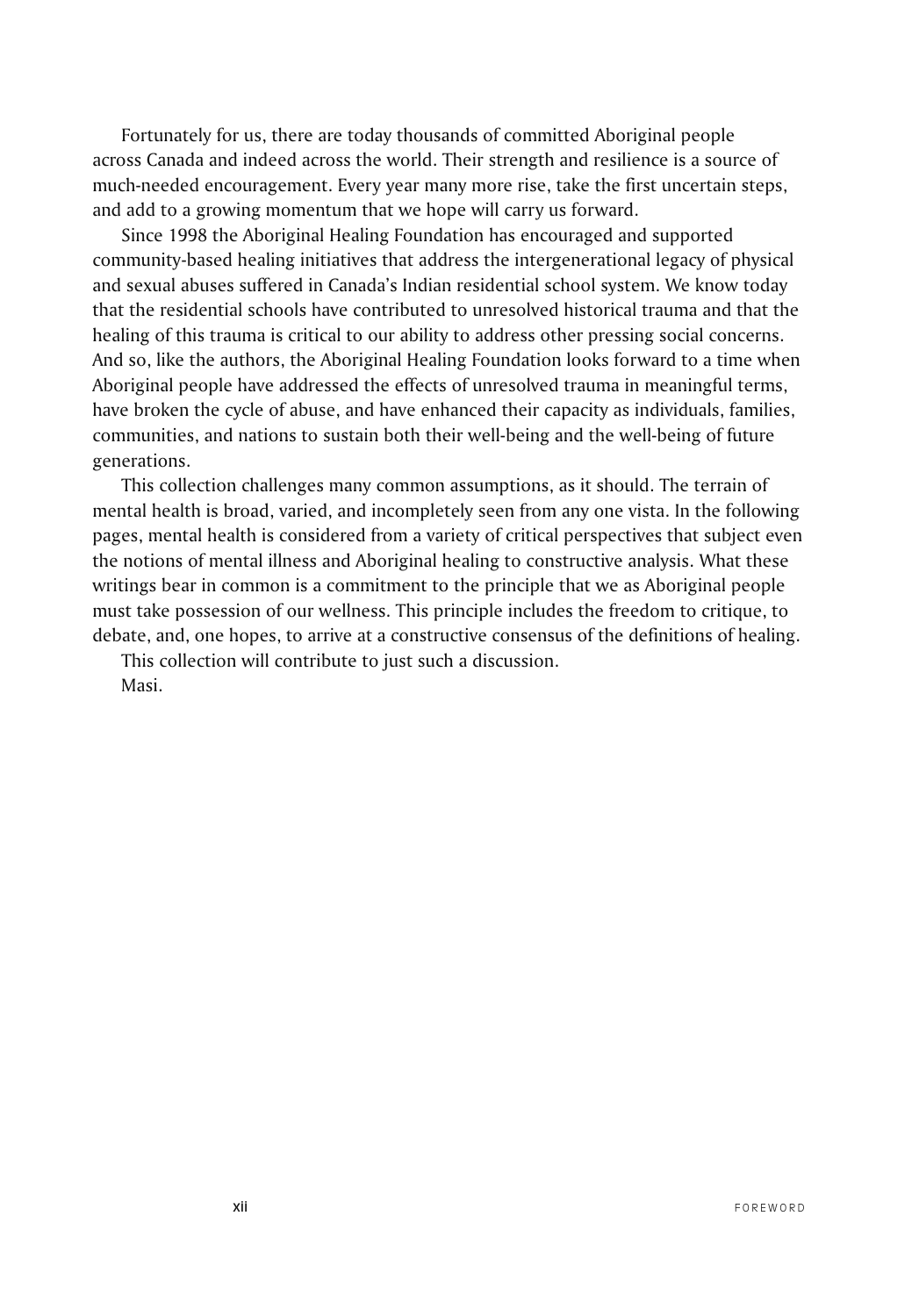Fortunately for us, there are today thousands of committed Aboriginal people across Canada and indeed across the world. Their strength and resilience is a source of much-needed encouragement. Every year many more rise, take the first uncertain steps, and add to a growing momentum that we hope will carry us forward.

Since 1998 the Aboriginal Healing Foundation has encouraged and supported community-based healing initiatives that address the intergenerational legacy of physical and sexual abuses suffered in Canada's Indian residential school system. We know today that the residential schools have contributed to unresolved historical trauma and that the healing of this trauma is critical to our ability to address other pressing social concerns. And so, like the authors, the Aboriginal Healing Foundation looks forward to a time when Aboriginal people have addressed the effects of unresolved trauma in meaningful terms, have broken the cycle of abuse, and have enhanced their capacity as individuals, families, communities, and nations to sustain both their well-being and the well-being of future generations.

This collection challenges many common assumptions, as it should. The terrain of mental health is broad, varied, and incompletely seen from any one vista. In the following pages, mental health is considered from a variety of critical perspectives that subject even the notions of mental illness and Aboriginal healing to constructive analysis. What these writings bear in common is a commitment to the principle that we as Aboriginal people must take possession of our wellness. This principle includes the freedom to critique, to debate, and, one hopes, to arrive at a constructive consensus of the definitions of healing.

This collection will contribute to just such a discussion.

Masi.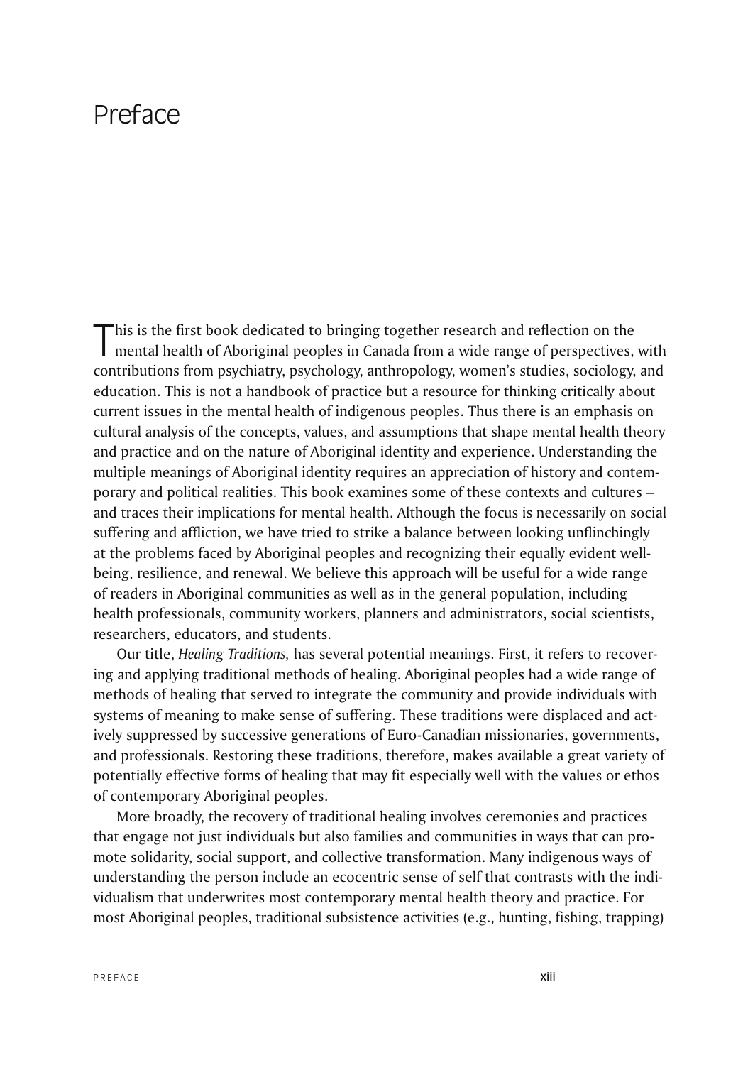# Preface

This is the first book dedicated to bringing together research and reflection on the mental health of Aboriginal peoples in Canada from a wide range of perspectives, with contributions from psychiatry, psychology, anthropology, women's studies, sociology, and education. This is not a handbook of practice but a resource for thinking critically about current issues in the mental health of indigenous peoples. Thus there is an emphasis on cultural analysis of the concepts, values, and assumptions that shape mental health theory and practice and on the nature of Aboriginal identity and experience. Understanding the multiple meanings of Aboriginal identity requires an appreciation of history and contemporary and political realities. This book examines some of these contexts and cultures – and traces their implications for mental health. Although the focus is necessarily on social suffering and affliction, we have tried to strike a balance between looking unflinchingly at the problems faced by Aboriginal peoples and recognizing their equally evident well-being, resilience, and renewal. We believe this approach will be useful for a wide range of readers in Aboriginal communities as well as in the general population, including health professionals, community workers, planners and administrators, social scientists, researchers, educators, and students.

Our title, *Healing Traditions,* has several potential meanings. First, it refers to recovering and applying traditional methods of healing. Aboriginal peoples had a wide range of methods of healing that served to integrate the community and provide individuals with systems of meaning to make sense of suffering. These traditions were displaced and actively suppressed by successive generations of Euro-Canadian missionaries, governments, and professionals. Restoring these traditions, therefore, makes available a great variety of potentially effective forms of healing that may fit especially well with the values or ethos of contemporary Aboriginal peoples.

More broadly, the recovery of traditional healing involves ceremonies and practices that engage not just individuals but also families and communities in ways that can promote solidarity, social support, and collective transformation. Many indigenous ways of understanding the person include an ecocentric sense of self that contrasts with the individualism that underwrites most contemporary mental health theory and practice. For most Aboriginal peoples, traditional subsistence activities (e.g., hunting, fishing, trapping)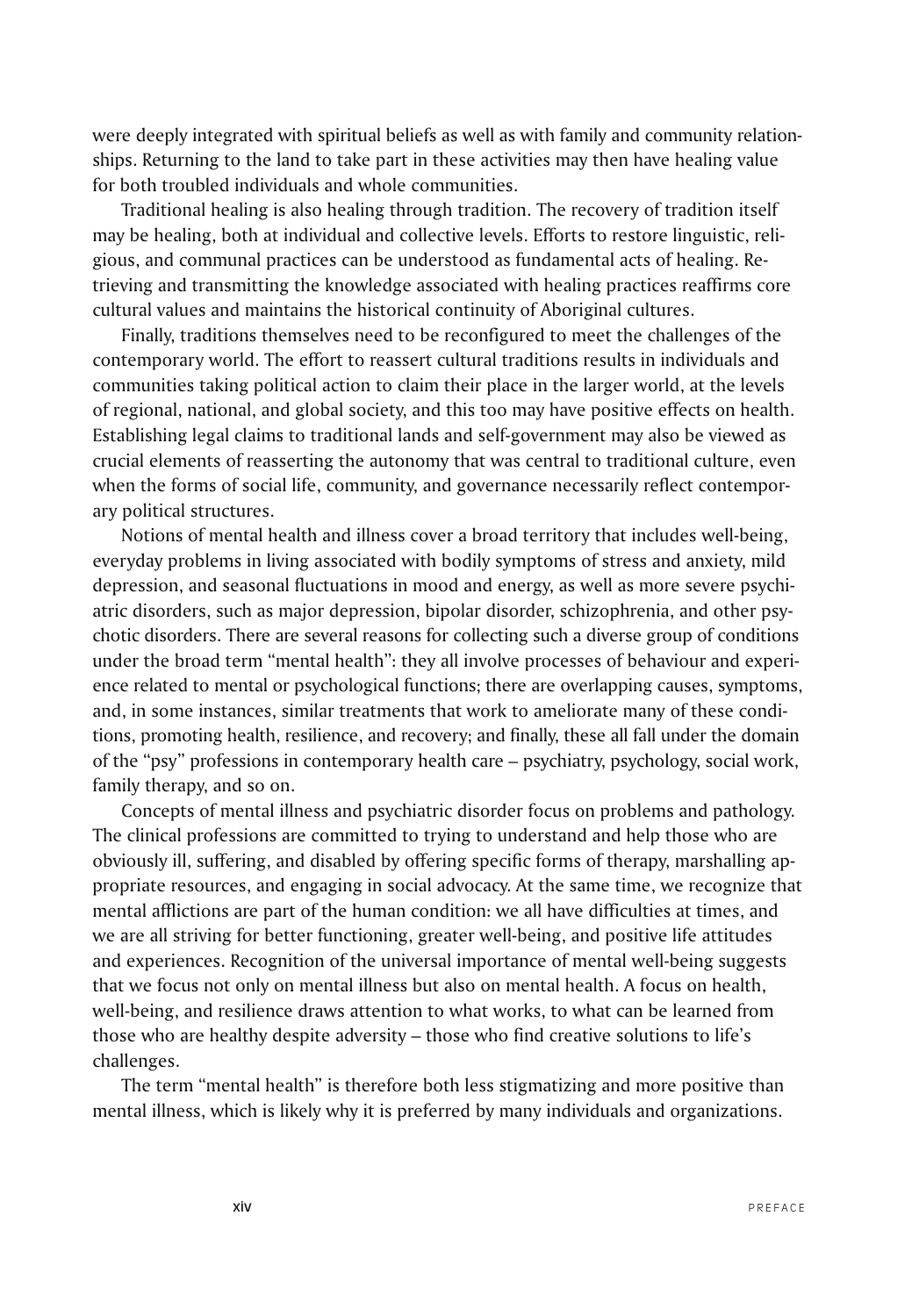were deeply integrated with spiritual beliefs as well as with family and community relationships. Returning to the land to take part in these activities may then have healing value for both troubled individuals and whole communities.

Traditional healing is also healing through tradition. The recovery of tradition itself may be healing, both at individual and collective levels. Efforts to restore linguistic, religious, and communal practices can be understood as fundamental acts of healing. Retrieving and transmitting the knowledge associated with healing practices reaffirms core cultural values and maintains the historical continuity of Aboriginal cultures.

Finally, traditions themselves need to be reconfigured to meet the challenges of the contemporary world. The effort to reassert cultural traditions results in individuals and communities taking political action to claim their place in the larger world, at the levels of regional, national, and global society, and this too may have positive effects on health. Establishing legal claims to traditional lands and self-government may also be viewed as crucial elements of reasserting the autonomy that was central to traditional culture, even when the forms of social life, community, and governance necessarily reflect contemporary political structures.

Notions of mental health and illness cover a broad territory that includes well-being, everyday problems in living associated with bodily symptoms of stress and anxiety, mild depression, and seasonal fluctuations in mood and energy, as well as more severe psychiatric disorders, such as major depression, bipolar disorder, schizophrenia, and other psychotic disorders. There are several reasons for collecting such a diverse group of conditions under the broad term "mental health": they all involve processes of behaviour and experience related to mental or psychological functions; there are overlapping causes, symptoms, and, in some instances, similar treatments that work to ameliorate many of these conditions, promoting health, resilience, and recovery; and finally, these all fall under the domain of the "psy" professions in contemporary health care – psychiatry, psychology, social work, family therapy, and so on.

Concepts of mental illness and psychiatric disorder focus on problems and pathology. The clinical professions are committed to trying to understand and help those who are obviously ill, suffering, and disabled by offering specific forms of therapy, marshalling appropriate resources, and engaging in social advocacy. At the same time, we recognize that mental afflictions are part of the human condition: we all have difficulties at times, and we are all striving for better functioning, greater well-being, and positive life attitudes and experiences. Recognition of the universal importance of mental well-being suggests that we focus not only on mental illness but also on mental health. A focus on health, well-being, and resilience draws attention to what works, to what can be learned from those who are healthy despite adversity – those who find creative solutions to life's challenges.

The term "mental health" is therefore both less stigmatizing and more positive than mental illness, which is likely why it is preferred by many individuals and organizations.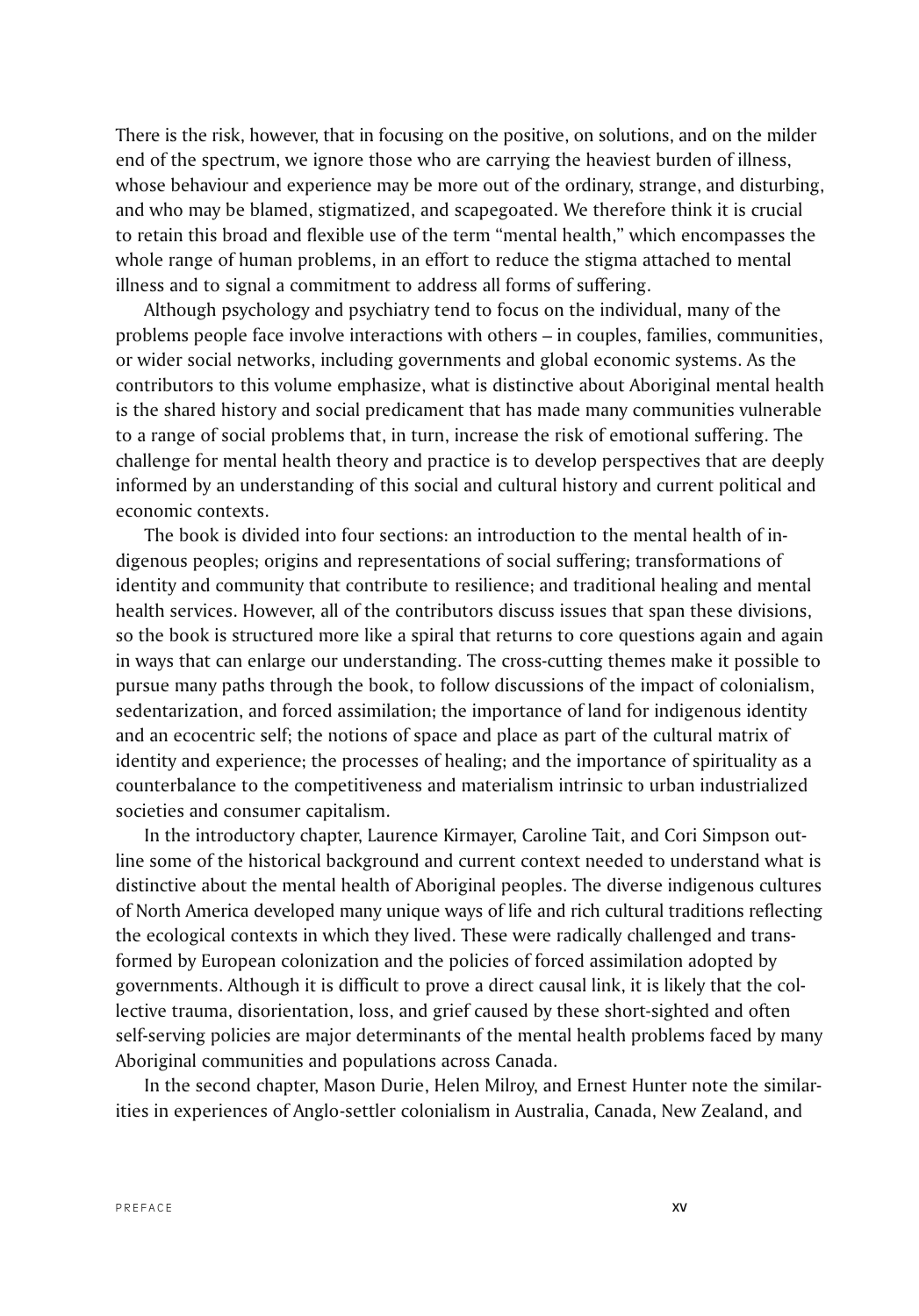There is the risk, however, that in focusing on the positive, on solutions, and on the milder end of the spectrum, we ignore those who are carrying the heaviest burden of illness, whose behaviour and experience may be more out of the ordinary, strange, and disturbing, and who may be blamed, stigmatized, and scapegoated. We therefore think it is crucial to retain this broad and flexible use of the term "mental health," which encompasses the whole range of human problems, in an effort to reduce the stigma attached to mental illness and to signal a commitment to address all forms of suffering.

Although psychology and psychiatry tend to focus on the individual, many of the problems people face involve interactions with others – in couples, families, communities, or wider social networks, including governments and global economic systems. As the contributors to this volume emphasize, what is distinctive about Aboriginal mental health is the shared history and social predicament that has made many communities vulnerable to a range of social problems that, in turn, increase the risk of emotional suffering. The challenge for mental health theory and practice is to develop perspectives that are deeply informed by an understanding of this social and cultural history and current political and economic contexts.

The book is divided into four sections: an introduction to the mental health of indigenous peoples; origins and representations of social suffering; transformations of identity and community that contribute to resilience; and traditional healing and mental health services. However, all of the contributors discuss issues that span these divisions, so the book is structured more like a spiral that returns to core questions again and again in ways that can enlarge our understanding. The cross-cutting themes make it possible to pursue many paths through the book, to follow discussions of the impact of colonialism, sedentarization, and forced assimilation; the importance of land for indigenous identity and an ecocentric self; the notions of space and place as part of the cultural matrix of identity and experience; the processes of healing; and the importance of spirituality as a counterbalance to the competitiveness and materialism intrinsic to urban industrialized societies and consumer capitalism.

In the introductory chapter, Laurence Kirmayer, Caroline Tait, and Cori Simpson outline some of the historical background and current context needed to understand what is distinctive about the mental health of Aboriginal peoples. The diverse indigenous cultures of North America developed many unique ways of life and rich cultural traditions reflecting the ecological contexts in which they lived. These were radically challenged and transformed by European colonization and the policies of forced assimilation adopted by governments. Although it is difficult to prove a direct causal link, it is likely that the collective trauma, disorientation, loss, and grief caused by these short-sighted and often self-serving policies are major determinants of the mental health problems faced by many Aboriginal communities and populations across Canada.

In the second chapter, Mason Durie, Helen Milroy, and Ernest Hunter note the similarities in experiences of Anglo-settler colonialism in Australia, Canada, New Zealand, and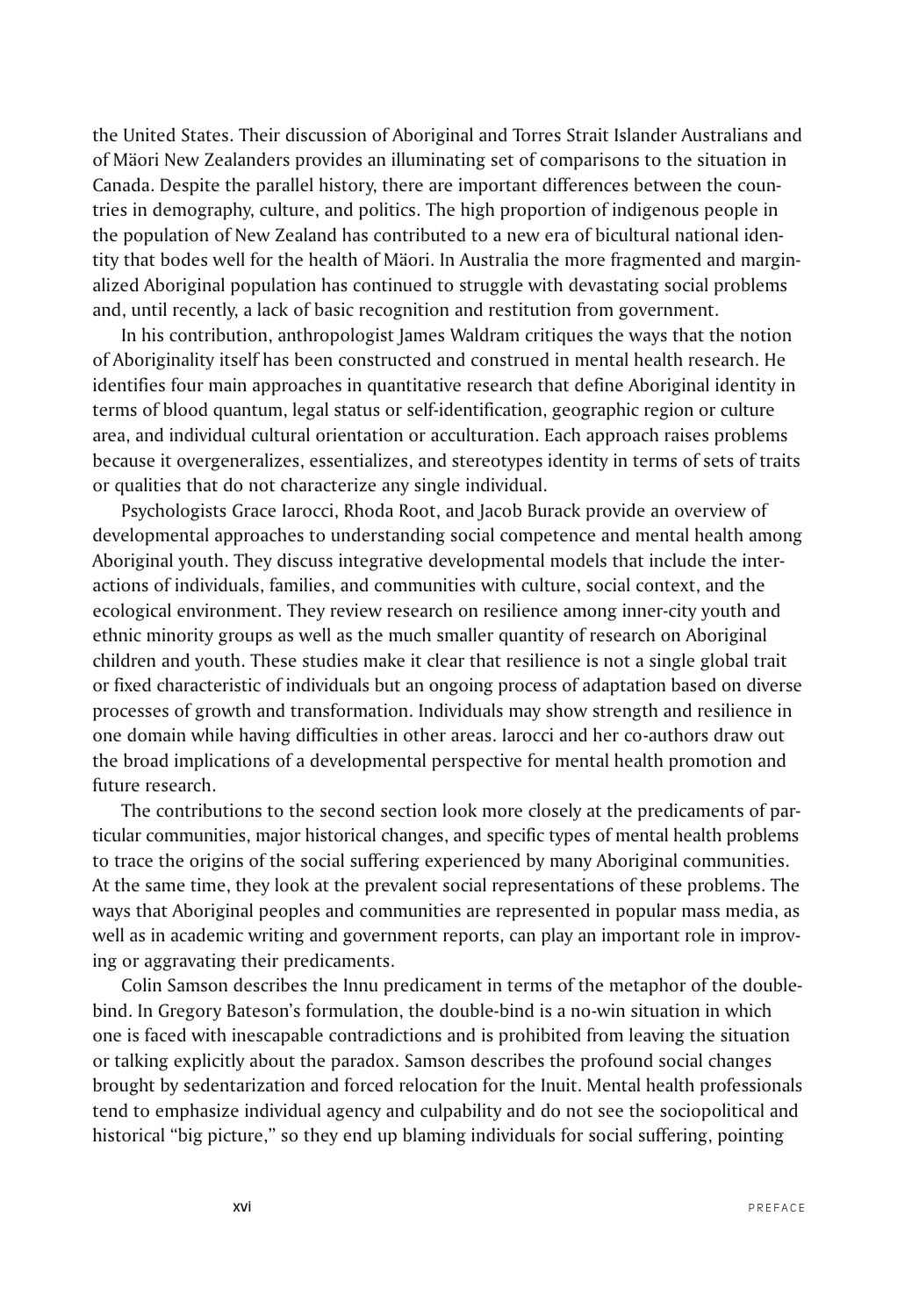the United States. Their discussion of Aboriginal and Torres Strait Islander Australians and of Mäori New Zealanders provides an illuminating set of comparisons to the situation in Canada. Despite the parallel history, there are important differences between the countries in demography, culture, and politics. The high proportion of indigenous people in the population of New Zealand has contributed to a new era of bicultural national identity that bodes well for the health of Mäori. In Australia the more fragmented and marginalized Aboriginal population has continued to struggle with devastating social problems and, until recently, a lack of basic recognition and restitution from government.

In his contribution, anthropologist James Waldram critiques the ways that the notion of Aboriginality itself has been constructed and construed in mental health research. He identifies four main approaches in quantitative research that define Aboriginal identity in terms of blood quantum, legal status or self-identification, geographic region or culture area, and individual cultural orientation or acculturation. Each approach raises problems because it overgeneralizes, essentializes, and stereotypes identity in terms of sets of traits or qualities that do not characterize any single individual.

Psychologists Grace Iarocci, Rhoda Root, and Jacob Burack provide an overview of developmental approaches to understanding social competence and mental health among Aboriginal youth. They discuss integrative developmental models that include the interactions of individuals, families, and communities with culture, social context, and the ecological environment. They review research on resilience among inner-city youth and ethnic minority groups as well as the much smaller quantity of research on Aboriginal children and youth. These studies make it clear that resilience is not a single global trait or fixed characteristic of individuals but an ongoing process of adaptation based on diverse processes of growth and transformation. Individuals may show strength and resilience in one domain while having difficulties in other areas. Iarocci and her co-authors draw out the broad implications of a developmental perspective for mental health promotion and future research.

The contributions to the second section look more closely at the predicaments of particular communities, major historical changes, and specific types of mental health problems to trace the origins of the social suffering experienced by many Aboriginal communities. At the same time, they look at the prevalent social representations of these problems. The ways that Aboriginal peoples and communities are represented in popular mass media, as well as in academic writing and government reports, can play an important role in improving or aggravating their predicaments.

Colin Samson describes the Innu predicament in terms of the metaphor of the double-bind. In Gregory Bateson's formulation, the double-bind is a no-win situation in which one is faced with inescapable contradictions and is prohibited from leaving the situation or talking explicitly about the paradox. Samson describes the profound social changes brought by sedentarization and forced relocation for the Inuit. Mental health professionals tend to emphasize individual agency and culpability and do not see the sociopolitical and historical "big picture," so they end up blaming individuals for social suffering, pointing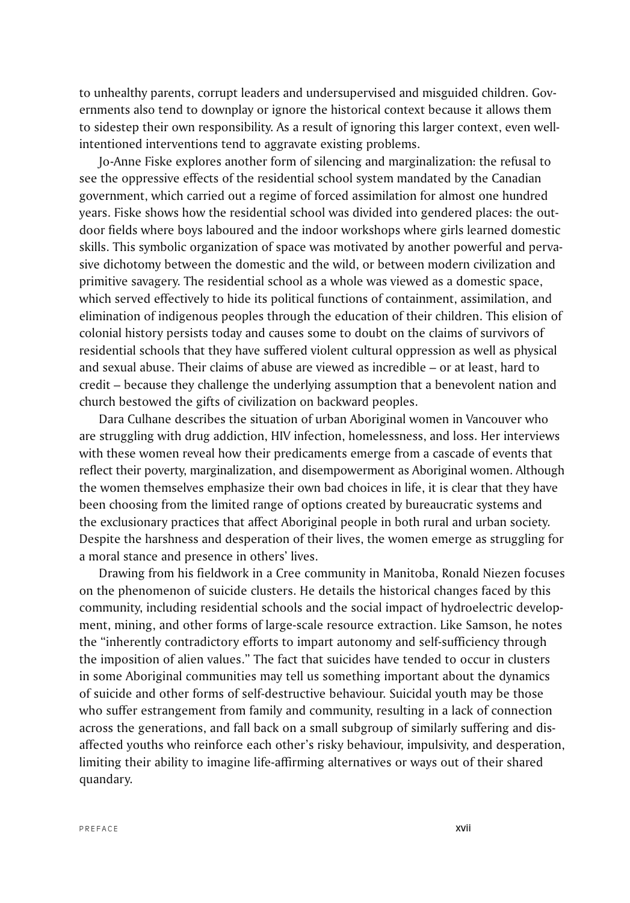to unhealthy parents, corrupt leaders and undersupervised and misguided children. Governments also tend to downplay or ignore the historical context because it allows them to sidestep their own responsibility. As a result of ignoring this larger context, even well-intentioned interventions tend to aggravate existing problems.

Jo-Anne Fiske explores another form of silencing and marginalization: the refusal to see the oppressive effects of the residential school system mandated by the Canadian government, which carried out a regime of forced assimilation for almost one hundred years. Fiske shows how the residential school was divided into gendered places: the outdoor fields where boys laboured and the indoor workshops where girls learned domestic skills. This symbolic organization of space was motivated by another powerful and pervasive dichotomy between the domestic and the wild, or between modern civilization and primitive savagery. The residential school as a whole was viewed as a domestic space, which served effectively to hide its political functions of containment, assimilation, and elimination of indigenous peoples through the education of their children. This elision of colonial history persists today and causes some to doubt on the claims of survivors of residential schools that they have suffered violent cultural oppression as well as physical and sexual abuse. Their claims of abuse are viewed as incredible – or at least, hard to credit – because they challenge the underlying assumption that a benevolent nation and church bestowed the gifts of civilization on backward peoples.

Dara Culhane describes the situation of urban Aboriginal women in Vancouver who are struggling with drug addiction, HIV infection, homelessness, and loss. Her interviews with these women reveal how their predicaments emerge from a cascade of events that reflect their poverty, marginalization, and disempowerment as Aboriginal women. Although the women themselves emphasize their own bad choices in life, it is clear that they have been choosing from the limited range of options created by bureaucratic systems and the exclusionary practices that affect Aboriginal people in both rural and urban society. Despite the harshness and desperation of their lives, the women emerge as struggling for a moral stance and presence in others' lives.

Drawing from his fieldwork in a Cree community in Manitoba, Ronald Niezen focuses on the phenomenon of suicide clusters. He details the historical changes faced by this community, including residential schools and the social impact of hydroelectric development, mining, and other forms of large-scale resource extraction. Like Samson, he notes the "inherently contradictory efforts to impart autonomy and self-sufficiency through the imposition of alien values." The fact that suicides have tended to occur in clusters in some Aboriginal communities may tell us something important about the dynamics of suicide and other forms of self-destructive behaviour. Suicidal youth may be those who suffer estrangement from family and community, resulting in a lack of connection across the generations, and fall back on a small subgroup of similarly suffering and disaffected youths who reinforce each other's risky behaviour, impulsivity, and desperation, limiting their ability to imagine life-affirming alternatives or ways out of their shared quandary.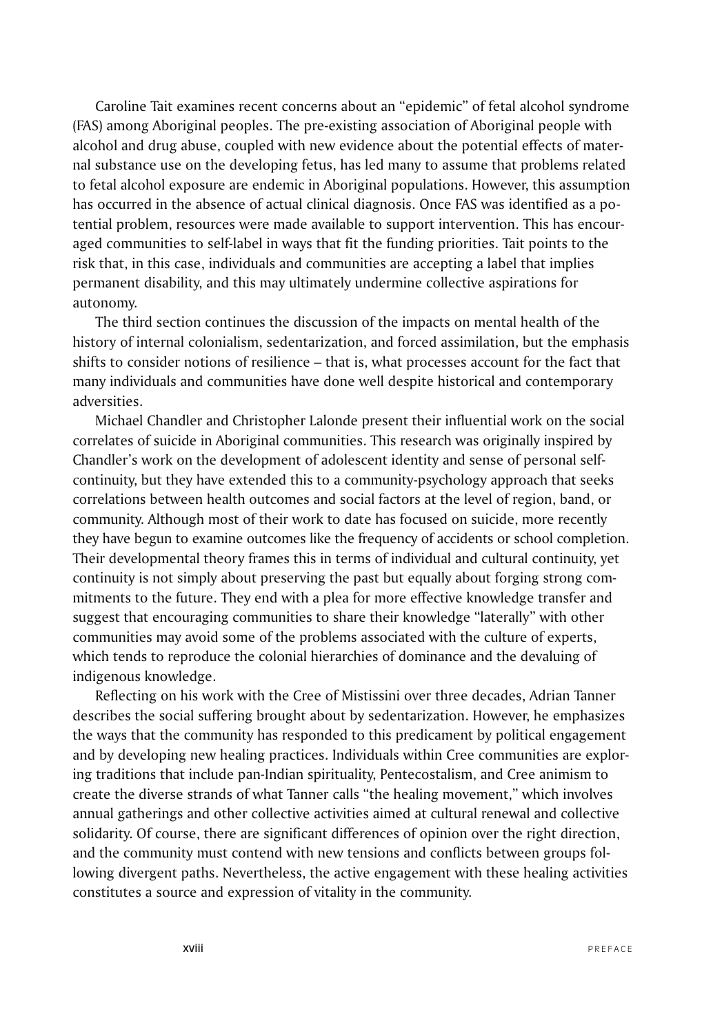Caroline Tait examines recent concerns about an "epidemic" of fetal alcohol syndrome (FAS) among Aboriginal peoples. The pre-existing association of Aboriginal people with alcohol and drug abuse, coupled with new evidence about the potential effects of maternal substance use on the developing fetus, has led many to assume that problems related to fetal alcohol exposure are endemic in Aboriginal populations. However, this assumption has occurred in the absence of actual clinical diagnosis. Once FAS was identified as a potential problem, resources were made available to support intervention. This has encouraged communities to self-label in ways that fit the funding priorities. Tait points to the risk that, in this case, individuals and communities are accepting a label that implies permanent disability, and this may ultimately undermine collective aspirations for autonomy.

The third section continues the discussion of the impacts on mental health of the history of internal colonialism, sedentarization, and forced assimilation, but the emphasis shifts to consider notions of resilience – that is, what processes account for the fact that many individuals and communities have done well despite historical and contemporary adversities.

Michael Chandler and Christopher Lalonde present their influential work on the social correlates of suicide in Aboriginal communities. This research was originally inspired by Chandler's work on the development of adolescent identity and sense of personal self-continuity, but they have extended this to a community-psychology approach that seeks correlations between health outcomes and social factors at the level of region, band, or community. Although most of their work to date has focused on suicide, more recently they have begun to examine outcomes like the frequency of accidents or school completion. Their developmental theory frames this in terms of individual and cultural continuity, yet continuity is not simply about preserving the past but equally about forging strong commitments to the future. They end with a plea for more effective knowledge transfer and suggest that encouraging communities to share their knowledge "laterally" with other communities may avoid some of the problems associated with the culture of experts, which tends to reproduce the colonial hierarchies of dominance and the devaluing of indigenous knowledge.

Reflecting on his work with the Cree of Mistissini over three decades, Adrian Tanner describes the social suffering brought about by sedentarization. However, he emphasizes the ways that the community has responded to this predicament by political engagement and by developing new healing practices. Individuals within Cree communities are exploring traditions that include pan-Indian spirituality, Pentecostalism, and Cree animism to create the diverse strands of what Tanner calls "the healing movement," which involves annual gatherings and other collective activities aimed at cultural renewal and collective solidarity. Of course, there are significant differences of opinion over the right direction, and the community must contend with new tensions and conflicts between groups following divergent paths. Nevertheless, the active engagement with these healing activities constitutes a source and expression of vitality in the community.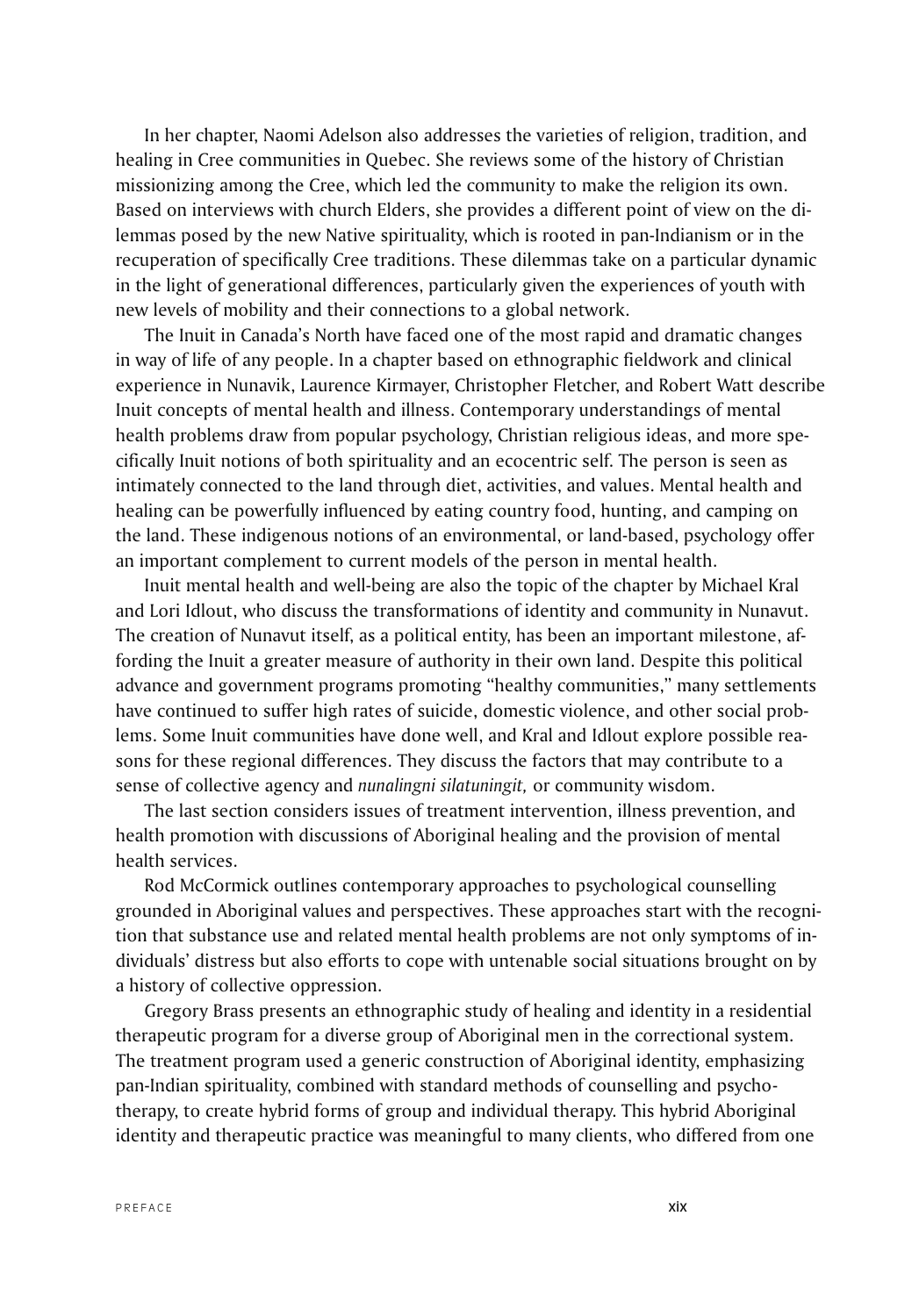In her chapter, Naomi Adelson also addresses the varieties of religion, tradition, and healing in Cree communities in Quebec. She reviews some of the history of Christian missionizing among the Cree, which led the community to make the religion its own. Based on interviews with church Elders, she provides a different point of view on the dilemmas posed by the new Native spirituality, which is rooted in pan-Indianism or in the recuperation of specifically Cree traditions. These dilemmas take on a particular dynamic in the light of generational differences, particularly given the experiences of youth with new levels of mobility and their connections to a global network.

The Inuit in Canada's North have faced one of the most rapid and dramatic changes in way of life of any people. In a chapter based on ethnographic fieldwork and clinical experience in Nunavik, Laurence Kirmayer, Christopher Fletcher, and Robert Watt describe Inuit concepts of mental health and illness. Contemporary understandings of mental health problems draw from popular psychology, Christian religious ideas, and more specifically Inuit notions of both spirituality and an ecocentric self. The person is seen as intimately connected to the land through diet, activities, and values. Mental health and healing can be powerfully influenced by eating country food, hunting, and camping on the land. These indigenous notions of an environmental, or land-based, psychology offer an important complement to current models of the person in mental health.

Inuit mental health and well-being are also the topic of the chapter by Michael Kral and Lori Idlout, who discuss the transformations of identity and community in Nunavut. The creation of Nunavut itself, as a political entity, has been an important milestone, affording the Inuit a greater measure of authority in their own land. Despite this political advance and government programs promoting "healthy communities," many settlements have continued to suffer high rates of suicide, domestic violence, and other social problems. Some Inuit communities have done well, and Kral and Idlout explore possible reasons for these regional differences. They discuss the factors that may contribute to a sense of collective agency and *nunalingni silatuningit,* or community wisdom.

The last section considers issues of treatment intervention, illness prevention, and health promotion with discussions of Aboriginal healing and the provision of mental health services.

Rod McCormick outlines contemporary approaches to psychological counselling grounded in Aboriginal values and perspectives. These approaches start with the recognition that substance use and related mental health problems are not only symptoms of individuals' distress but also efforts to cope with untenable social situations brought on by a history of collective oppression.

Gregory Brass presents an ethnographic study of healing and identity in a residential therapeutic program for a diverse group of Aboriginal men in the correctional system. The treatment program used a generic construction of Aboriginal identity, emphasizing pan-Indian spirituality, combined with standard methods of counselling and psychotherapy, to create hybrid forms of group and individual therapy. This hybrid Aboriginal identity and therapeutic practice was meaningful to many clients, who differed from one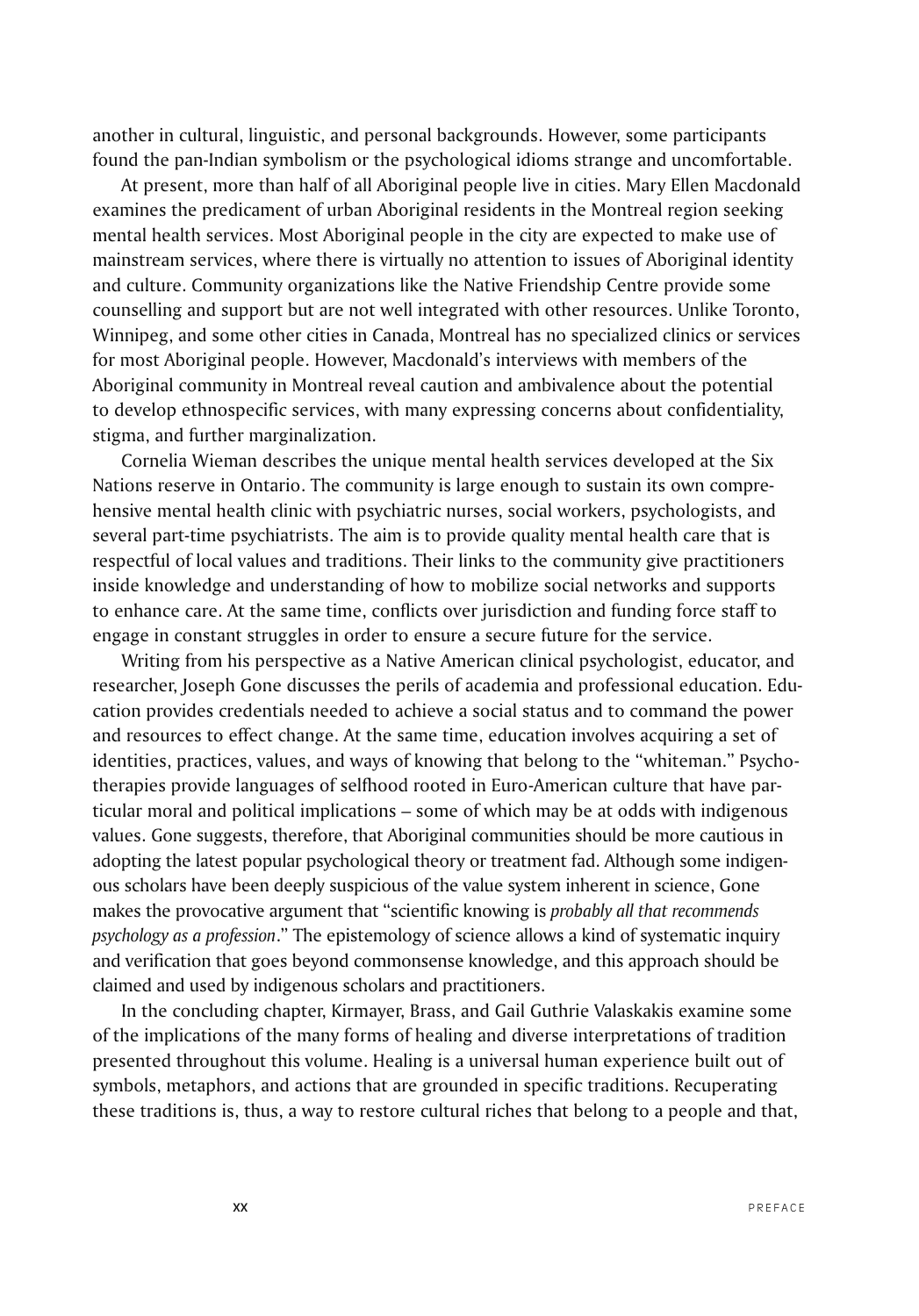another in cultural, linguistic, and personal backgrounds. However, some participants found the pan-Indian symbolism or the psychological idioms strange and uncomfortable.

At present, more than half of all Aboriginal people live in cities. Mary Ellen Macdonald examines the predicament of urban Aboriginal residents in the Montreal region seeking mental health services. Most Aboriginal people in the city are expected to make use of mainstream services, where there is virtually no attention to issues of Aboriginal identity and culture. Community organizations like the Native Friendship Centre provide some counselling and support but are not well integrated with other resources. Unlike Toronto, Winnipeg, and some other cities in Canada, Montreal has no specialized clinics or services for most Aboriginal people. However, Macdonald's interviews with members of the Aboriginal community in Montreal reveal caution and ambivalence about the potential to develop ethnospecific services, with many expressing concerns about confidentiality, stigma, and further marginalization.

Cornelia Wieman describes the unique mental health services developed at the Six Nations reserve in Ontario. The community is large enough to sustain its own comprehensive mental health clinic with psychiatric nurses, social workers, psychologists, and several part-time psychiatrists. The aim is to provide quality mental health care that is respectful of local values and traditions. Their links to the community give practitioners inside knowledge and understanding of how to mobilize social networks and supports to enhance care. At the same time, conflicts over jurisdiction and funding force staff to engage in constant struggles in order to ensure a secure future for the service.

Writing from his perspective as a Native American clinical psychologist, educator, and researcher, Joseph Gone discusses the perils of academia and professional education. Education provides credentials needed to achieve a social status and to command the power and resources to effect change. At the same time, education involves acquiring a set of identities, practices, values, and ways of knowing that belong to the "whiteman." Psychotherapies provide languages of selfhood rooted in Euro-American culture that have particular moral and political implications – some of which may be at odds with indigenous values. Gone suggests, therefore, that Aboriginal communities should be more cautious in adopting the latest popular psychological theory or treatment fad. Although some indigenous scholars have been deeply suspicious of the value system inherent in science, Gone makes the provocative argument that "scientific knowing is *probably all that recommends psychology as a profession*." The epistemology of science allows a kind of systematic inquiry and verification that goes beyond commonsense knowledge, and this approach should be claimed and used by indigenous scholars and practitioners.

In the concluding chapter, Kirmayer, Brass, and Gail Guthrie Valaskakis examine some of the implications of the many forms of healing and diverse interpretations of tradition presented throughout this volume. Healing is a universal human experience built out of symbols, metaphors, and actions that are grounded in specific traditions. Recuperating these traditions is, thus, a way to restore cultural riches that belong to a people and that,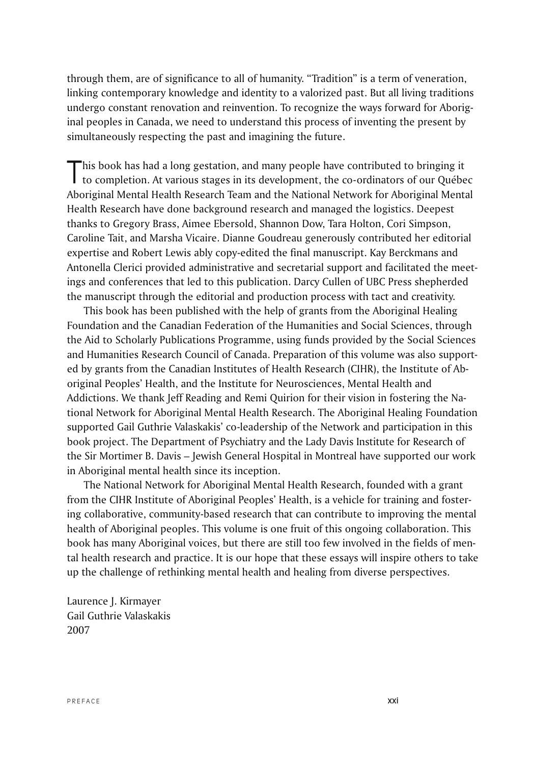through them, are of significance to all of humanity. “Tradition” is a term of veneration, linking contemporary knowledge and identity to a valorized past. But all living traditions undergo constant renovation and reinvention. To recognize the ways forward for Aboriginal peoples in Canada, we need to understand this process of inventing the present by simultaneously respecting the past and imagining the future.

This book has had a long gestation, and many people have contributed to bringing it to completion. At various stages in its development, the co-ordinators of our Québec Aboriginal Mental Health Research Team and the National Network for Aboriginal Mental Health Research have done background research and managed the logistics. Deepest thanks to Gregory Brass, Aimee Ebersold, Shannon Dow, Tara Holton, Cori Simpson, Caroline Tait, and Marsha Vicaire. Dianne Goudreau generously contributed her editorial expertise and Robert Lewis ably copy-edited the final manuscript. Kay Berckmans and Antonella Clerici provided administrative and secretarial support and facilitated the meetings and conferences that led to this publication. Darcy Cullen of UBC Press shepherded the manuscript through the editorial and production process with tact and creativity.

This book has been published with the help of grants from the Aboriginal Healing Foundation and the Canadian Federation of the Humanities and Social Sciences, through the Aid to Scholarly Publications Programme, using funds provided by the Social Sciences and Humanities Research Council of Canada. Preparation of this volume was also supported by grants from the Canadian Institutes of Health Research (CIHR), the Institute of Aboriginal Peoples’ Health, and the Institute for Neurosciences, Mental Health and Addictions. We thank Jeff Reading and Remi Quirion for their vision in fostering the National Network for Aboriginal Mental Health Research. The Aboriginal Healing Foundation supported Gail Guthrie Valaskakis’ co-leadership of the Network and participation in this book project. The Department of Psychiatry and the Lady Davis Institute for Research of the Sir Mortimer B. Davis – Jewish General Hospital in Montreal have supported our work in Aboriginal mental health since its inception.

The National Network for Aboriginal Mental Health Research, founded with a grant from the CIHR Institute of Aboriginal Peoples’ Health, is a vehicle for training and fostering collaborative, community-based research that can contribute to improving the mental health of Aboriginal peoples. This volume is one fruit of this ongoing collaboration. This book has many Aboriginal voices, but there are still too few involved in the fields of mental health research and practice. It is our hope that these essays will inspire others to take up the challenge of rethinking mental health and healing from diverse perspectives.

Laurence J. Kirmayer  
Gail Guthrie Valaskakis  
2007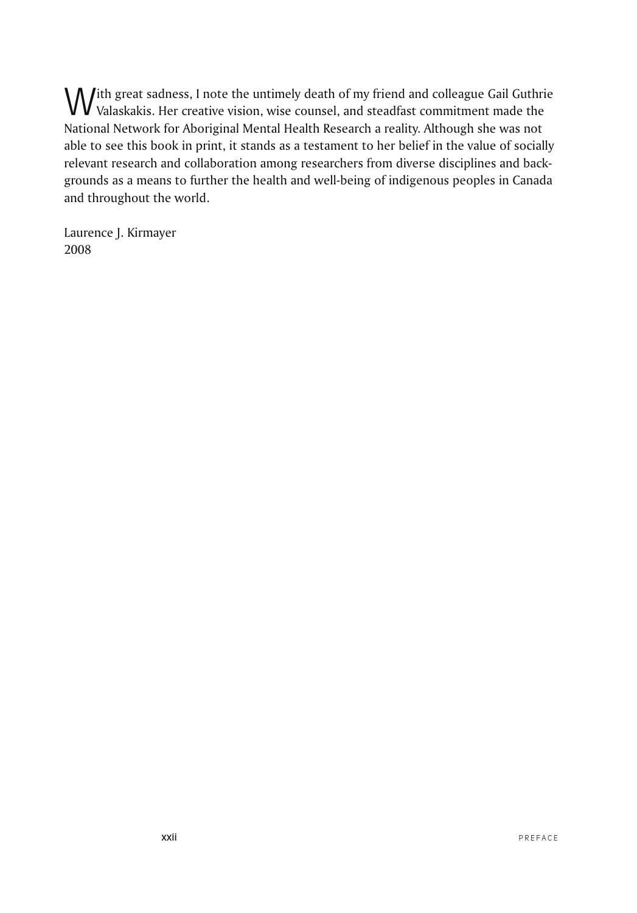With great sadness, I note the untimely death of my friend and colleague Gail Guthrie Valaskakis. Her creative vision, wise counsel, and steadfast commitment made the National Network for Aboriginal Mental Health Research a reality. Although she was not able to see this book in print, it stands as a testament to her belief in the value of socially relevant research and collaboration among researchers from diverse disciplines and backgrounds as a means to further the health and well-being of indigenous peoples in Canada and throughout the world.

Laurence J. Kirmayer
2008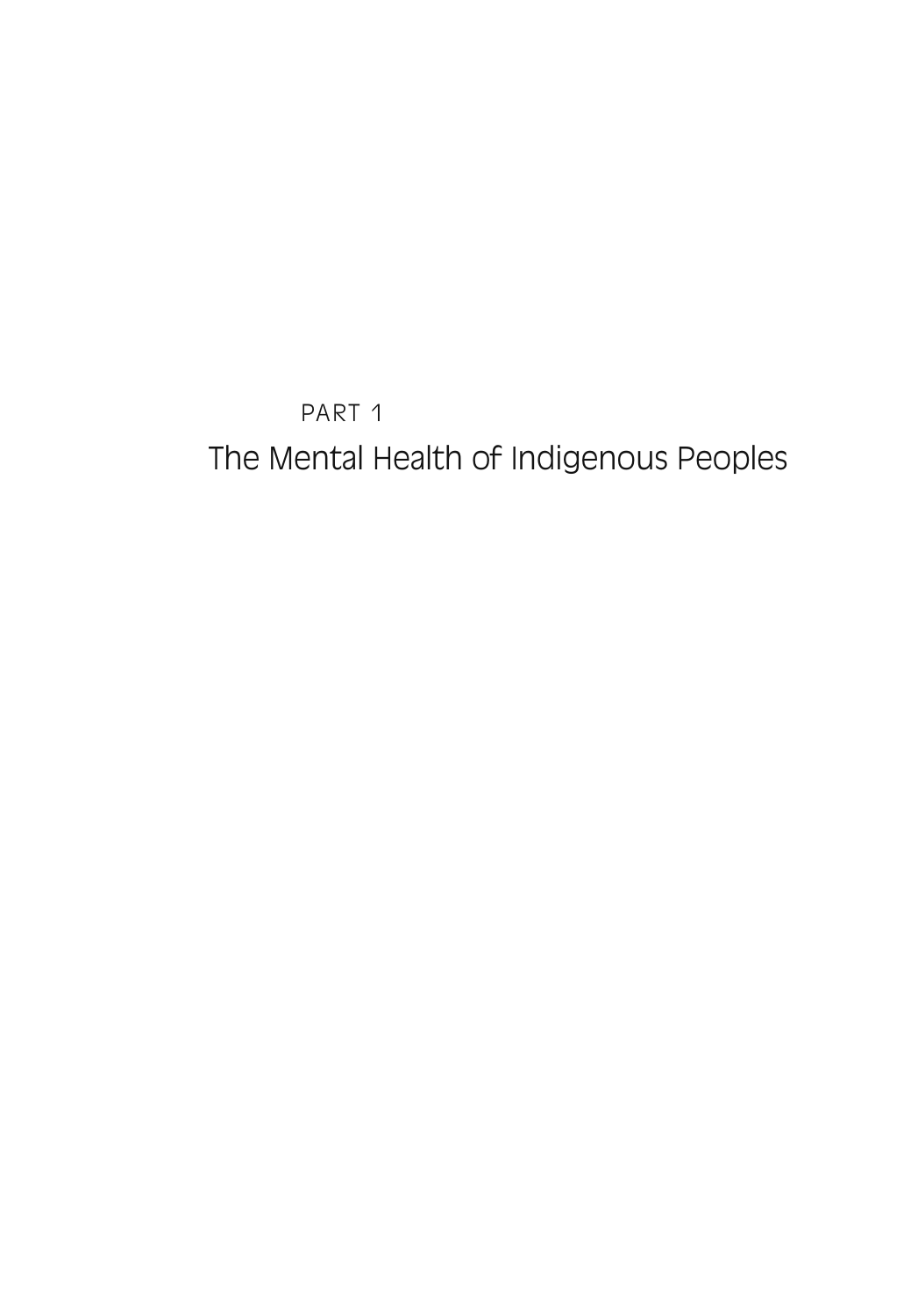PART 1

# The Mental Health of Indigenous Peoples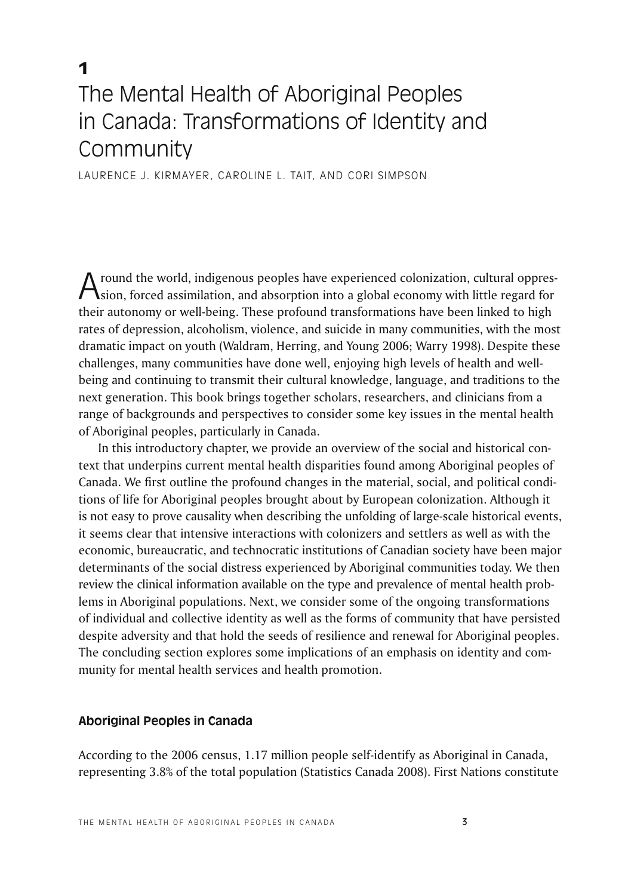# 1

# The Mental Health of Aboriginal Peoples in Canada: Transformations of Identity and Community

LAURENCE J. KIRMAYER, CAROLINE L. TAIT, AND CORI SIMPSON

Around the world, indigenous peoples have experienced colonization, cultural oppression, forced assimilation, and absorption into a global economy with little regard for their autonomy or well-being. These profound transformations have been linked to high rates of depression, alcoholism, violence, and suicide in many communities, with the most dramatic impact on youth (Waldram, Herring, and Young 2006; Warry 1998). Despite these challenges, many communities have done well, enjoying high levels of health and well-being and continuing to transmit their cultural knowledge, language, and traditions to the next generation. This book brings together scholars, researchers, and clinicians from a range of backgrounds and perspectives to consider some key issues in the mental health of Aboriginal peoples, particularly in Canada.

In this introductory chapter, we provide an overview of the social and historical context that underpins current mental health disparities found among Aboriginal peoples of Canada. We first outline the profound changes in the material, social, and political conditions of life for Aboriginal peoples brought about by European colonization. Although it is not easy to prove causality when describing the unfolding of large-scale historical events, it seems clear that intensive interactions with colonizers and settlers as well as with the economic, bureaucratic, and technocratic institutions of Canadian society have been major determinants of the social distress experienced by Aboriginal communities today. We then review the clinical information available on the type and prevalence of mental health problems in Aboriginal populations. Next, we consider some of the ongoing transformations of individual and collective identity as well as the forms of community that have persisted despite adversity and that hold the seeds of resilience and renewal for Aboriginal peoples. The concluding section explores some implications of an emphasis on identity and community for mental health services and health promotion.

## Aboriginal Peoples in Canada

According to the 2006 census, 1.17 million people self-identify as Aboriginal in Canada, representing 3.8% of the total population (Statistics Canada 2008). First Nations constitute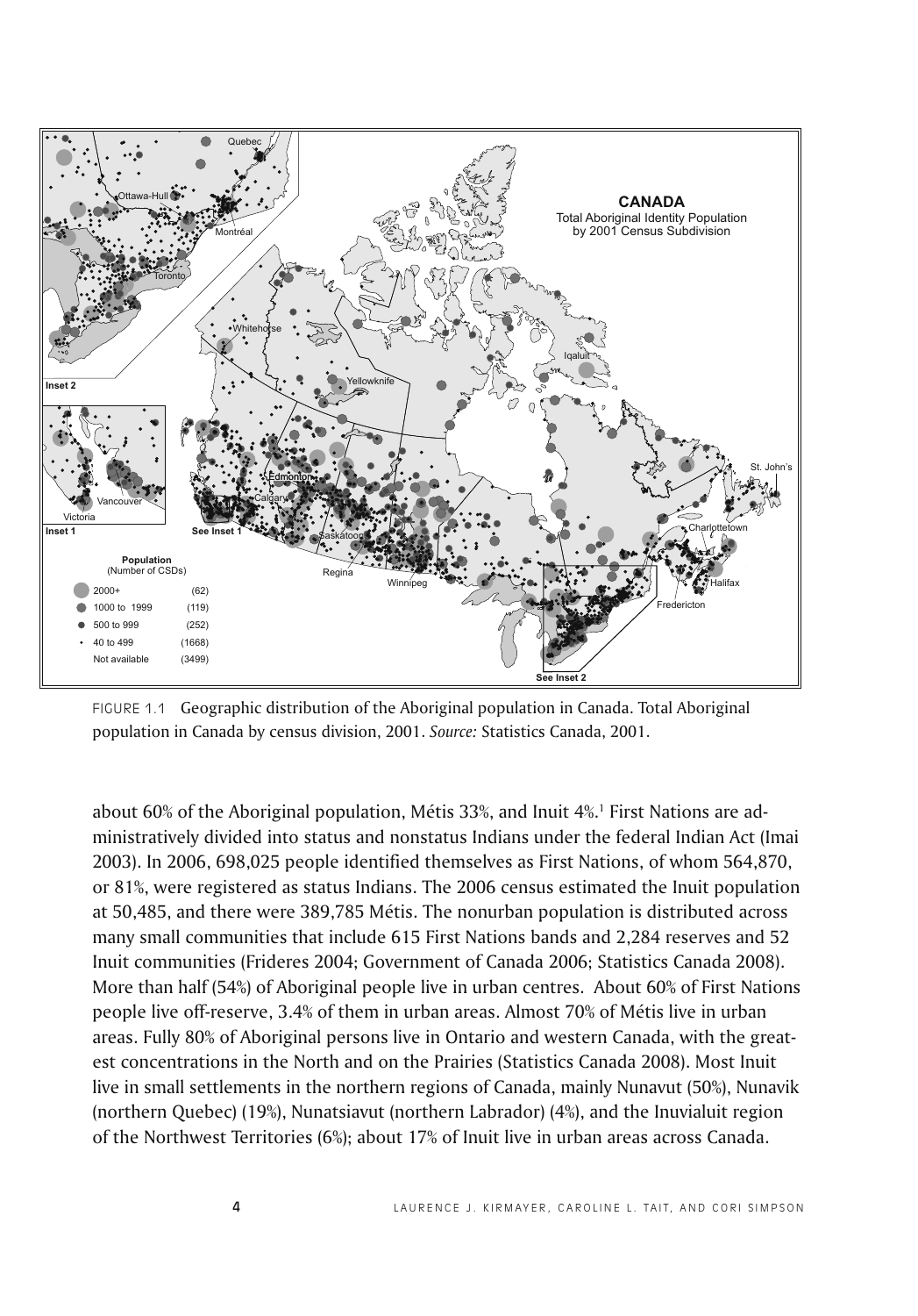FIGURE 1.1 Geographic distribution of the Aboriginal population in Canada. Total Aboriginal population in Canada by census division, 2001. *Source:* Statistics Canada, 2001.

about 60% of the Aboriginal population, Métis 33%, and Inuit 4%.[1] First Nations are administratively divided into status and nonstatus Indians under the federal Indian Act (Imai 2003). In 2006, 698,025 people identified themselves as First Nations, of whom 564,870, or 81%, were registered as status Indians. The 2006 census estimated the Inuit population at 50,485, and there were 389,785 Métis. The nonurban population is distributed across many small communities that include 615 First Nations bands and 2,284 reserves and 52 Inuit communities (Frideres 2004; Government of Canada 2006; Statistics Canada 2008). More than half (54%) of Aboriginal people live in urban centres. About 60% of First Nations people live off-reserve, 3.4% of them in urban areas. Almost 70% of Métis live in urban areas. Fully 80% of Aboriginal persons live in Ontario and western Canada, with the greatest concentrations in the North and on the Prairies (Statistics Canada 2008). Most Inuit live in small settlements in the northern regions of Canada, mainly Nunavut (50%), Nunavik (northern Quebec) (19%), Nunatsiavut (northern Labrador) (4%), and the Inuvialuit region of the Northwest Territories (6%); about 17% of Inuit live in urban areas across Canada.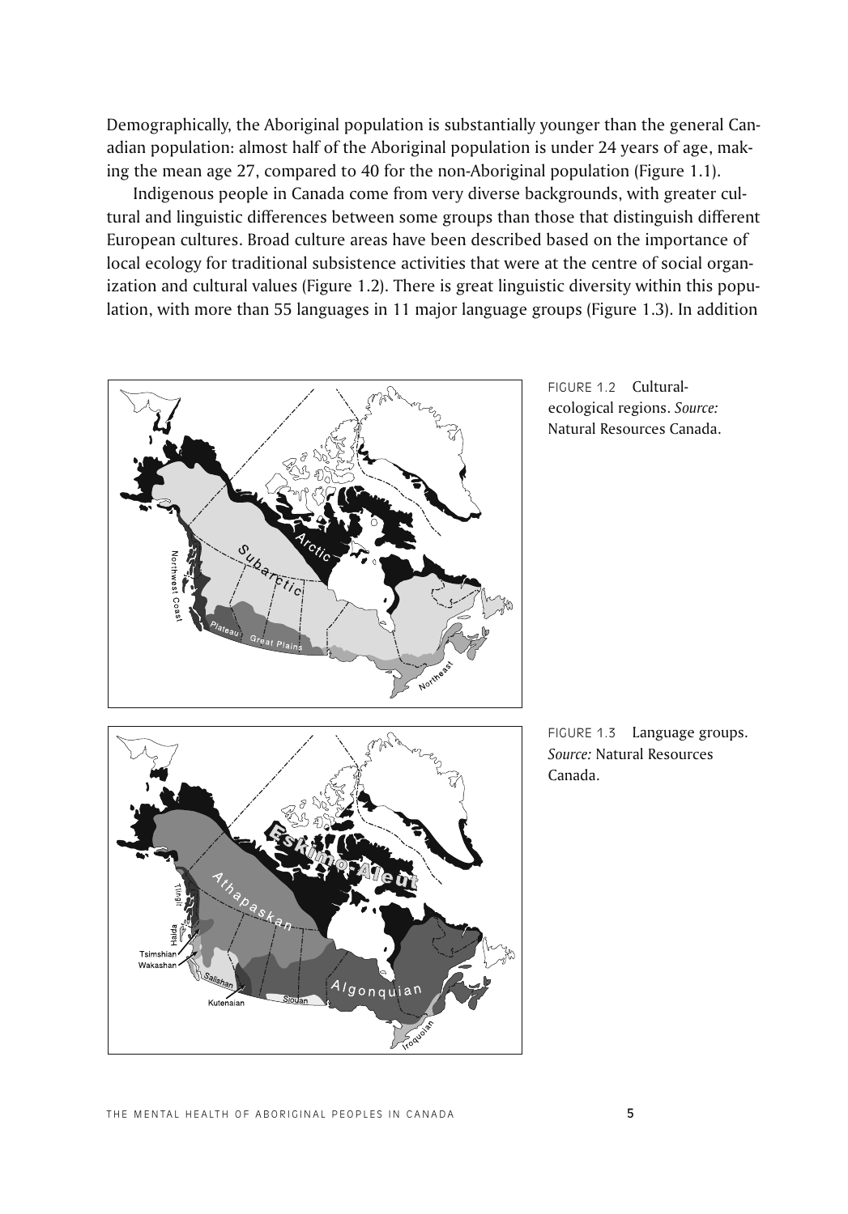Demographically, the Aboriginal population is substantially younger than the general Canadian population: almost half of the Aboriginal population is under 24 years of age, making the mean age 27, compared to 40 for the non-Aboriginal population (Figure 1.1).

Indigenous people in Canada come from very diverse backgrounds, with greater cultural and linguistic differences between some groups than those that distinguish different European cultures. Broad culture areas have been described based on the importance of local ecology for traditional subsistence activities that were at the centre of social organization and cultural values (Figure 1.2). There is great linguistic diversity within this population, with more than 55 languages in 11 major language groups (Figure 1.3). In addition

FIGURE 1.2 Cultural-ecological regions. *Source:* Natural Resources Canada.

FIGURE 1.3 Language groups. *Source:* Natural Resources Canada.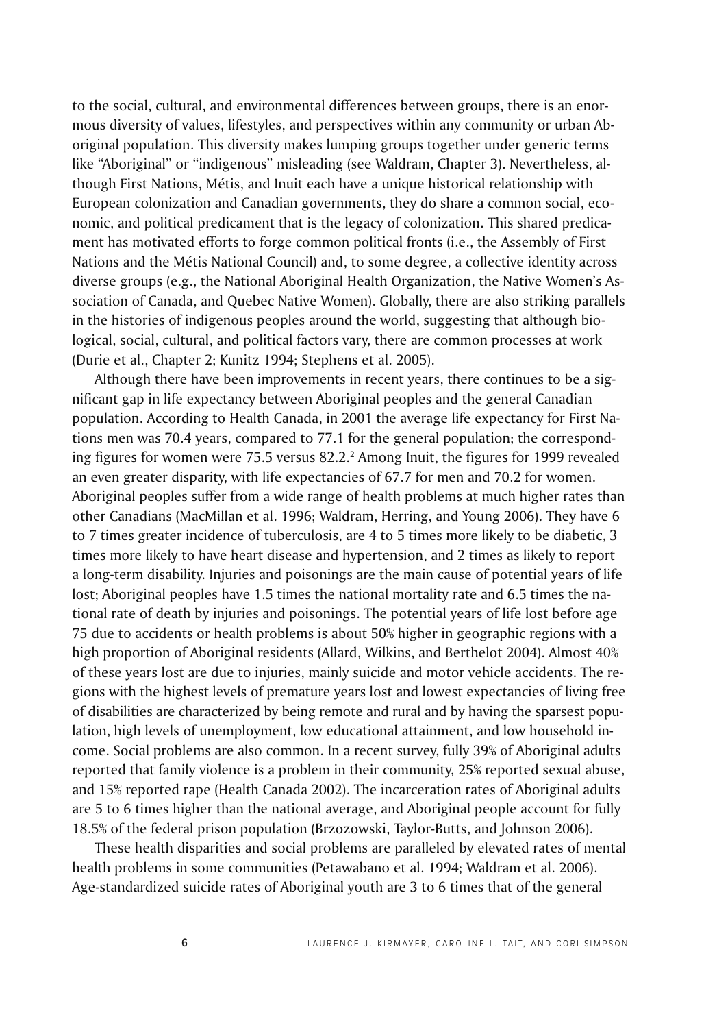to the social, cultural, and environmental differences between groups, there is an enormous diversity of values, lifestyles, and perspectives within any community or urban Aboriginal population. This diversity makes lumping groups together under generic terms like "Aboriginal" or "indigenous" misleading (see Waldram, Chapter 3). Nevertheless, although First Nations, Métis, and Inuit each have a unique historical relationship with European colonization and Canadian governments, they do share a common social, economic, and political predicament that is the legacy of colonization. This shared predicament has motivated efforts to forge common political fronts (i.e., the Assembly of First Nations and the Métis National Council) and, to some degree, a collective identity across diverse groups (e.g., the National Aboriginal Health Organization, the Native Women's Association of Canada, and Quebec Native Women). Globally, there are also striking parallels in the histories of indigenous peoples around the world, suggesting that although biological, social, cultural, and political factors vary, there are common processes at work (Durie et al., Chapter 2; Kunitz 1994; Stephens et al. 2005).

Although there have been improvements in recent years, there continues to be a significant gap in life expectancy between Aboriginal peoples and the general Canadian population. According to Health Canada, in 2001 the average life expectancy for First Nations men was 70.4 years, compared to 77.1 for the general population; the corresponding figures for women were 75.5 versus 82.2.[2] Among Inuit, the figures for 1999 revealed an even greater disparity, with life expectancies of 67.7 for men and 70.2 for women. Aboriginal peoples suffer from a wide range of health problems at much higher rates than other Canadians (MacMillan et al. 1996; Waldram, Herring, and Young 2006). They have 6 to 7 times greater incidence of tuberculosis, are 4 to 5 times more likely to be diabetic, 3 times more likely to have heart disease and hypertension, and 2 times as likely to report a long-term disability. Injuries and poisonings are the main cause of potential years of life lost; Aboriginal peoples have 1.5 times the national mortality rate and 6.5 times the national rate of death by injuries and poisonings. The potential years of life lost before age 75 due to accidents or health problems is about 50% higher in geographic regions with a high proportion of Aboriginal residents (Allard, Wilkins, and Berthelot 2004). Almost 40% of these years lost are due to injuries, mainly suicide and motor vehicle accidents. The regions with the highest levels of premature years lost and lowest expectancies of living free of disabilities are characterized by being remote and rural and by having the sparsest population, high levels of unemployment, low educational attainment, and low household income. Social problems are also common. In a recent survey, fully 39% of Aboriginal adults reported that family violence is a problem in their community, 25% reported sexual abuse, and 15% reported rape (Health Canada 2002). The incarceration rates of Aboriginal adults are 5 to 6 times higher than the national average, and Aboriginal people account for fully 18.5% of the federal prison population (Brzozowski, Taylor-Butts, and Johnson 2006).

These health disparities and social problems are paralleled by elevated rates of mental health problems in some communities (Petawabano et al. 1994; Waldram et al. 2006). Age-standardized suicide rates of Aboriginal youth are 3 to 6 times that of the general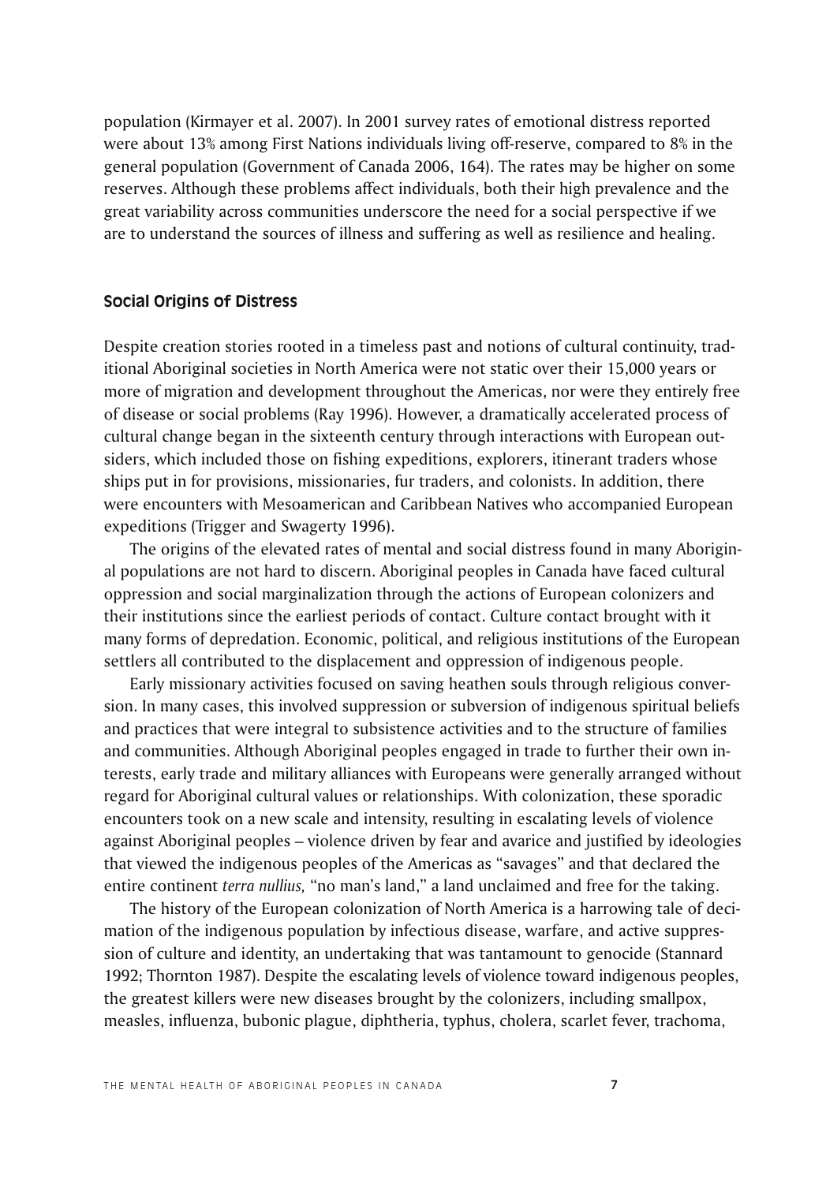population (Kirmayer et al. 2007). In 2001 survey rates of emotional distress reported were about 13% among First Nations individuals living off-reserve, compared to 8% in the general population (Government of Canada 2006, 164). The rates may be higher on some reserves. Although these problems affect individuals, both their high prevalence and the great variability across communities underscore the need for a social perspective if we are to understand the sources of illness and suffering as well as resilience and healing.

## Social Origins of Distress

Despite creation stories rooted in a timeless past and notions of cultural continuity, traditional Aboriginal societies in North America were not static over their 15,000 years or more of migration and development throughout the Americas, nor were they entirely free of disease or social problems (Ray 1996). However, a dramatically accelerated process of cultural change began in the sixteenth century through interactions with European outsiders, which included those on fishing expeditions, explorers, itinerant traders whose ships put in for provisions, missionaries, fur traders, and colonists. In addition, there were encounters with Mesoamerican and Caribbean Natives who accompanied European expeditions (Trigger and Swagerty 1996).

The origins of the elevated rates of mental and social distress found in many Aboriginal populations are not hard to discern. Aboriginal peoples in Canada have faced cultural oppression and social marginalization through the actions of European colonizers and their institutions since the earliest periods of contact. Culture contact brought with it many forms of depredation. Economic, political, and religious institutions of the European settlers all contributed to the displacement and oppression of indigenous people.

Early missionary activities focused on saving heathen souls through religious conversion. In many cases, this involved suppression or subversion of indigenous spiritual beliefs and practices that were integral to subsistence activities and to the structure of families and communities. Although Aboriginal peoples engaged in trade to further their own interests, early trade and military alliances with Europeans were generally arranged without regard for Aboriginal cultural values or relationships. With colonization, these sporadic encounters took on a new scale and intensity, resulting in escalating levels of violence against Aboriginal peoples – violence driven by fear and avarice and justified by ideologies that viewed the indigenous peoples of the Americas as "savages" and that declared the entire continent *terra nullius,* "no man's land," a land unclaimed and free for the taking.

The history of the European colonization of North America is a harrowing tale of decimation of the indigenous population by infectious disease, warfare, and active suppression of culture and identity, an undertaking that was tantamount to genocide (Stannard 1992; Thornton 1987). Despite the escalating levels of violence toward indigenous peoples, the greatest killers were new diseases brought by the colonizers, including smallpox, measles, influenza, bubonic plague, diphtheria, typhus, cholera, scarlet fever, trachoma,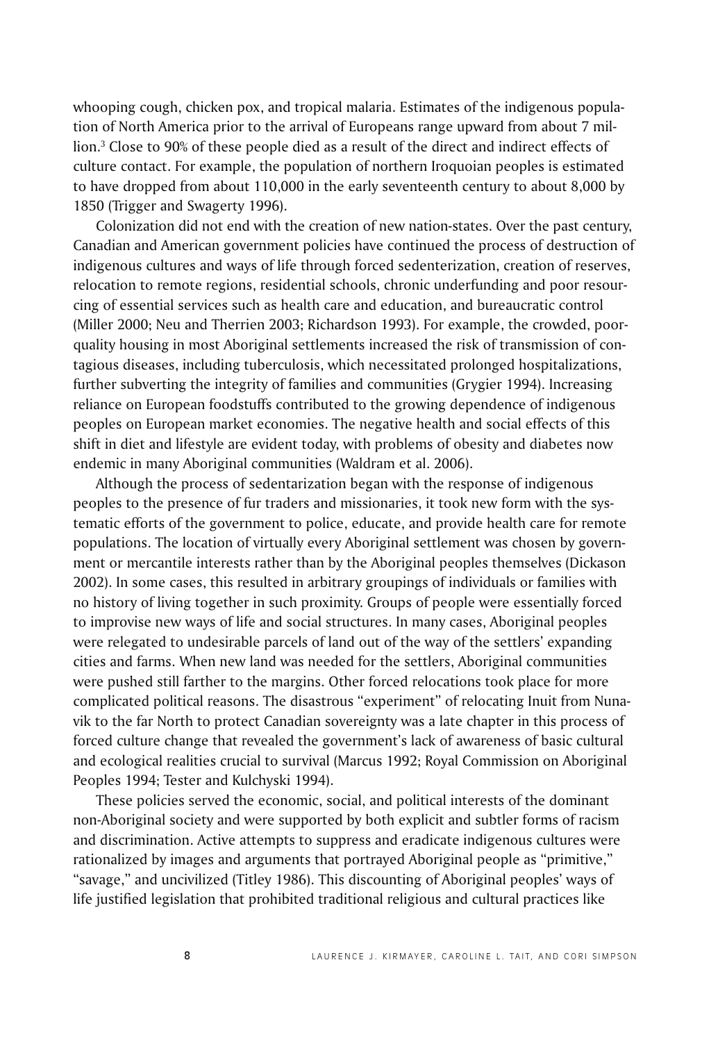whooping cough, chicken pox, and tropical malaria. Estimates of the indigenous population of North America prior to the arrival of Europeans range upward from about 7 million.[3] Close to 90% of these people died as a result of the direct and indirect effects of culture contact. For example, the population of northern Iroquoian peoples is estimated to have dropped from about 110,000 in the early seventeenth century to about 8,000 by 1850 (Trigger and Swagerty 1996).

Colonization did not end with the creation of new nation-states. Over the past century, Canadian and American government policies have continued the process of destruction of indigenous cultures and ways of life through forced sedenterization, creation of reserves, relocation to remote regions, residential schools, chronic underfunding and poor resourcing of essential services such as health care and education, and bureaucratic control (Miller 2000; Neu and Therrien 2003; Richardson 1993). For example, the crowded, poor-quality housing in most Aboriginal settlements increased the risk of transmission of contagious diseases, including tuberculosis, which necessitated prolonged hospitalizations, further subverting the integrity of families and communities (Grygier 1994). Increasing reliance on European foodstuffs contributed to the growing dependence of indigenous peoples on European market economies. The negative health and social effects of this shift in diet and lifestyle are evident today, with problems of obesity and diabetes now endemic in many Aboriginal communities (Waldram et al. 2006).

Although the process of sedentarization began with the response of indigenous peoples to the presence of fur traders and missionaries, it took new form with the systematic efforts of the government to police, educate, and provide health care for remote populations. The location of virtually every Aboriginal settlement was chosen by government or mercantile interests rather than by the Aboriginal peoples themselves (Dickason 2002). In some cases, this resulted in arbitrary groupings of individuals or families with no history of living together in such proximity. Groups of people were essentially forced to improvise new ways of life and social structures. In many cases, Aboriginal peoples were relegated to undesirable parcels of land out of the way of the settlers' expanding cities and farms. When new land was needed for the settlers, Aboriginal communities were pushed still farther to the margins. Other forced relocations took place for more complicated political reasons. The disastrous "experiment" of relocating Inuit from Nunavik to the far North to protect Canadian sovereignty was a late chapter in this process of forced culture change that revealed the government's lack of awareness of basic cultural and ecological realities crucial to survival (Marcus 1992; Royal Commission on Aboriginal Peoples 1994; Tester and Kulchyski 1994).

These policies served the economic, social, and political interests of the dominant non-Aboriginal society and were supported by both explicit and subtler forms of racism and discrimination. Active attempts to suppress and eradicate indigenous cultures were rationalized by images and arguments that portrayed Aboriginal people as "primitive," "savage," and uncivilized (Titley 1986). This discounting of Aboriginal peoples' ways of life justified legislation that prohibited traditional religious and cultural practices like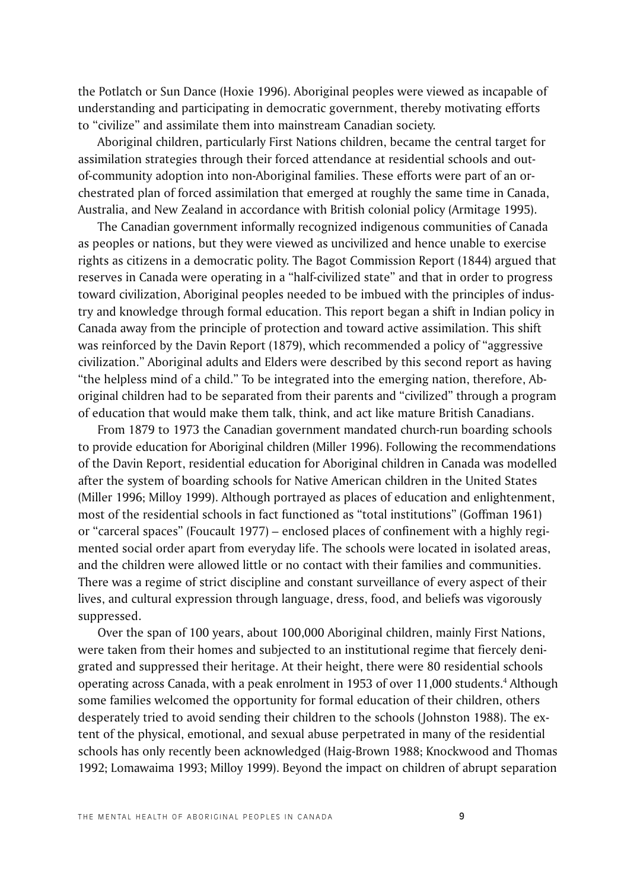the Potlatch or Sun Dance (Hoxie 1996). Aboriginal peoples were viewed as incapable of understanding and participating in democratic government, thereby motivating efforts to "civilize" and assimilate them into mainstream Canadian society.

Aboriginal children, particularly First Nations children, became the central target for assimilation strategies through their forced attendance at residential schools and out-of-community adoption into non-Aboriginal families. These efforts were part of an orchestrated plan of forced assimilation that emerged at roughly the same time in Canada, Australia, and New Zealand in accordance with British colonial policy (Armitage 1995).

The Canadian government informally recognized indigenous communities of Canada as peoples or nations, but they were viewed as uncivilized and hence unable to exercise rights as citizens in a democratic polity. The Bagot Commission Report (1844) argued that reserves in Canada were operating in a "half-civilized state" and that in order to progress toward civilization, Aboriginal peoples needed to be imbued with the principles of industry and knowledge through formal education. This report began a shift in Indian policy in Canada away from the principle of protection and toward active assimilation. This shift was reinforced by the Davin Report (1879), which recommended a policy of "aggressive civilization." Aboriginal adults and Elders were described by this second report as having "the helpless mind of a child." To be integrated into the emerging nation, therefore, Aboriginal children had to be separated from their parents and "civilized" through a program of education that would make them talk, think, and act like mature British Canadians.

From 1879 to 1973 the Canadian government mandated church-run boarding schools to provide education for Aboriginal children (Miller 1996). Following the recommendations of the Davin Report, residential education for Aboriginal children in Canada was modelled after the system of boarding schools for Native American children in the United States (Miller 1996; Milloy 1999). Although portrayed as places of education and enlightenment, most of the residential schools in fact functioned as "total institutions" (Goffman 1961) or "carceral spaces" (Foucault 1977) – enclosed places of confinement with a highly regimented social order apart from everyday life. The schools were located in isolated areas, and the children were allowed little or no contact with their families and communities. There was a regime of strict discipline and constant surveillance of every aspect of their lives, and cultural expression through language, dress, food, and beliefs was vigorously suppressed.

Over the span of 100 years, about 100,000 Aboriginal children, mainly First Nations, were taken from their homes and subjected to an institutional regime that fiercely denigrated and suppressed their heritage. At their height, there were 80 residential schools operating across Canada, with a peak enrolment in 1953 of over 11,000 students.[4] Although some families welcomed the opportunity for formal education of their children, others desperately tried to avoid sending their children to the schools (Johnston 1988). The extent of the physical, emotional, and sexual abuse perpetrated in many of the residential schools has only recently been acknowledged (Haig-Brown 1988; Knockwood and Thomas 1992; Lomawaima 1993; Milloy 1999). Beyond the impact on children of abrupt separation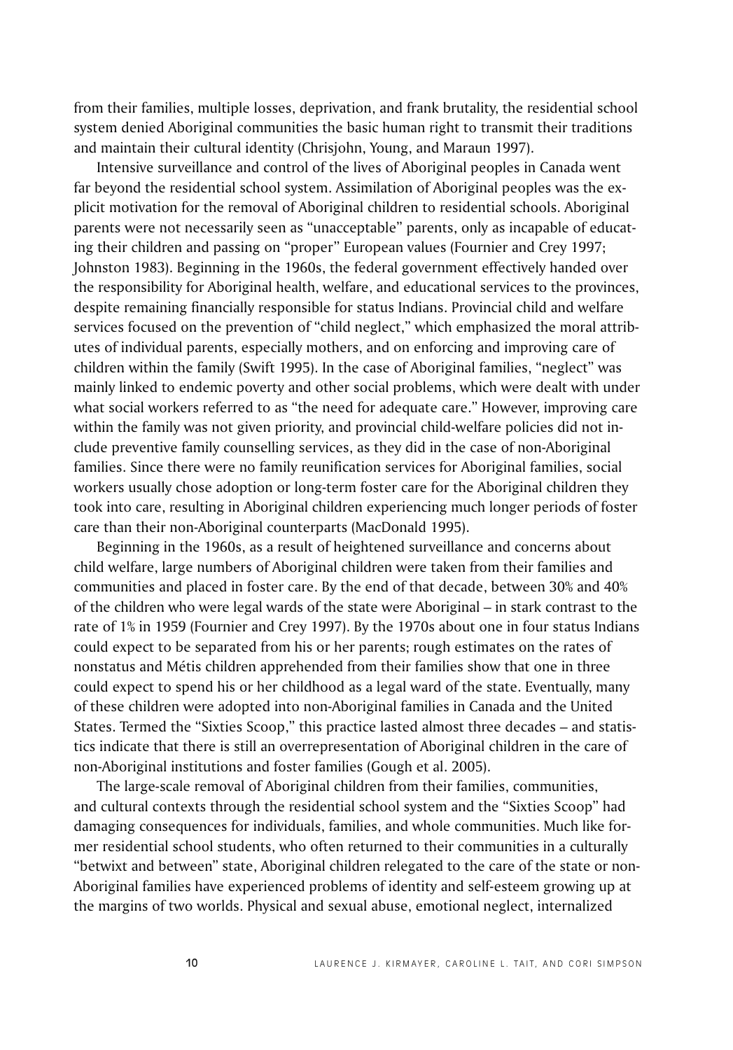from their families, multiple losses, deprivation, and frank brutality, the residential school system denied Aboriginal communities the basic human right to transmit their traditions and maintain their cultural identity (Chrisjohn, Young, and Maraun 1997).

Intensive surveillance and control of the lives of Aboriginal peoples in Canada went far beyond the residential school system. Assimilation of Aboriginal peoples was the explicit motivation for the removal of Aboriginal children to residential schools. Aboriginal parents were not necessarily seen as "unacceptable" parents, only as incapable of educating their children and passing on "proper" European values (Fournier and Crey 1997; Johnston 1983). Beginning in the 1960s, the federal government effectively handed over the responsibility for Aboriginal health, welfare, and educational services to the provinces, despite remaining financially responsible for status Indians. Provincial child and welfare services focused on the prevention of "child neglect," which emphasized the moral attributes of individual parents, especially mothers, and on enforcing and improving care of children within the family (Swift 1995). In the case of Aboriginal families, "neglect" was mainly linked to endemic poverty and other social problems, which were dealt with under what social workers referred to as "the need for adequate care." However, improving care within the family was not given priority, and provincial child-welfare policies did not include preventive family counselling services, as they did in the case of non-Aboriginal families. Since there were no family reunification services for Aboriginal families, social workers usually chose adoption or long-term foster care for the Aboriginal children they took into care, resulting in Aboriginal children experiencing much longer periods of foster care than their non-Aboriginal counterparts (MacDonald 1995).

Beginning in the 1960s, as a result of heightened surveillance and concerns about child welfare, large numbers of Aboriginal children were taken from their families and communities and placed in foster care. By the end of that decade, between 30% and 40% of the children who were legal wards of the state were Aboriginal – in stark contrast to the rate of 1% in 1959 (Fournier and Crey 1997). By the 1970s about one in four status Indians could expect to be separated from his or her parents; rough estimates on the rates of nonstatus and Métis children apprehended from their families show that one in three could expect to spend his or her childhood as a legal ward of the state. Eventually, many of these children were adopted into non-Aboriginal families in Canada and the United States. Termed the "Sixties Scoop," this practice lasted almost three decades – and statistics indicate that there is still an overrepresentation of Aboriginal children in the care of non-Aboriginal institutions and foster families (Gough et al. 2005).

The large-scale removal of Aboriginal children from their families, communities, and cultural contexts through the residential school system and the "Sixties Scoop" had damaging consequences for individuals, families, and whole communities. Much like former residential school students, who often returned to their communities in a culturally "betwixt and between" state, Aboriginal children relegated to the care of the state or non-Aboriginal families have experienced problems of identity and self-esteem growing up at the margins of two worlds. Physical and sexual abuse, emotional neglect, internalized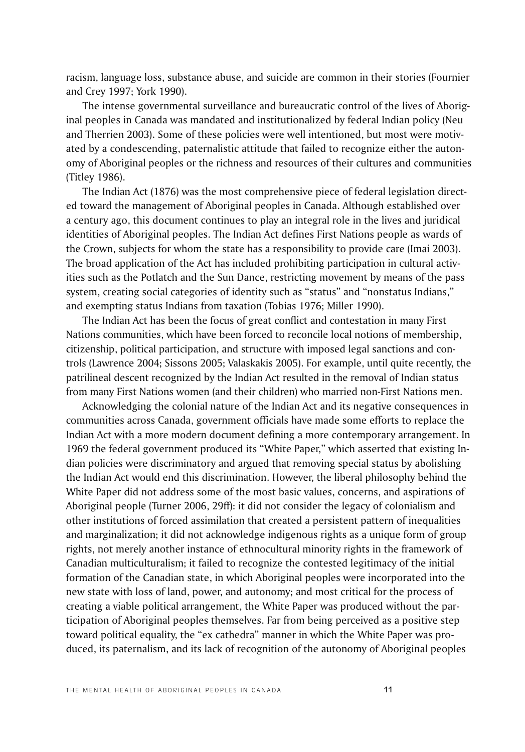racism, language loss, substance abuse, and suicide are common in their stories (Fournier and Crey 1997; York 1990).

The intense governmental surveillance and bureaucratic control of the lives of Aboriginal peoples in Canada was mandated and institutionalized by federal Indian policy (Neu and Therrien 2003). Some of these policies were well intentioned, but most were motivated by a condescending, paternalistic attitude that failed to recognize either the autonomy of Aboriginal peoples or the richness and resources of their cultures and communities (Titley 1986).

The Indian Act (1876) was the most comprehensive piece of federal legislation directed toward the management of Aboriginal peoples in Canada. Although established over a century ago, this document continues to play an integral role in the lives and juridical identities of Aboriginal peoples. The Indian Act defines First Nations people as wards of the Crown, subjects for whom the state has a responsibility to provide care (Imai 2003). The broad application of the Act has included prohibiting participation in cultural activities such as the Potlatch and the Sun Dance, restricting movement by means of the pass system, creating social categories of identity such as "status" and "nonstatus Indians," and exempting status Indians from taxation (Tobias 1976; Miller 1990).

The Indian Act has been the focus of great conflict and contestation in many First Nations communities, which have been forced to reconcile local notions of membership, citizenship, political participation, and structure with imposed legal sanctions and controls (Lawrence 2004; Sissons 2005; Valaskakis 2005). For example, until quite recently, the patrilineal descent recognized by the Indian Act resulted in the removal of Indian status from many First Nations women (and their children) who married non-First Nations men.

Acknowledging the colonial nature of the Indian Act and its negative consequences in communities across Canada, government officials have made some efforts to replace the Indian Act with a more modern document defining a more contemporary arrangement. In 1969 the federal government produced its "White Paper," which asserted that existing Indian policies were discriminatory and argued that removing special status by abolishing the Indian Act would end this discrimination. However, the liberal philosophy behind the White Paper did not address some of the most basic values, concerns, and aspirations of Aboriginal people (Turner 2006, 29ff): it did not consider the legacy of colonialism and other institutions of forced assimilation that created a persistent pattern of inequalities and marginalization; it did not acknowledge indigenous rights as a unique form of group rights, not merely another instance of ethnocultural minority rights in the framework of Canadian multiculturalism; it failed to recognize the contested legitimacy of the initial formation of the Canadian state, in which Aboriginal peoples were incorporated into the new state with loss of land, power, and autonomy; and most critical for the process of creating a viable political arrangement, the White Paper was produced without the participation of Aboriginal peoples themselves. Far from being perceived as a positive step toward political equality, the "ex cathedra" manner in which the White Paper was produced, its paternalism, and its lack of recognition of the autonomy of Aboriginal peoples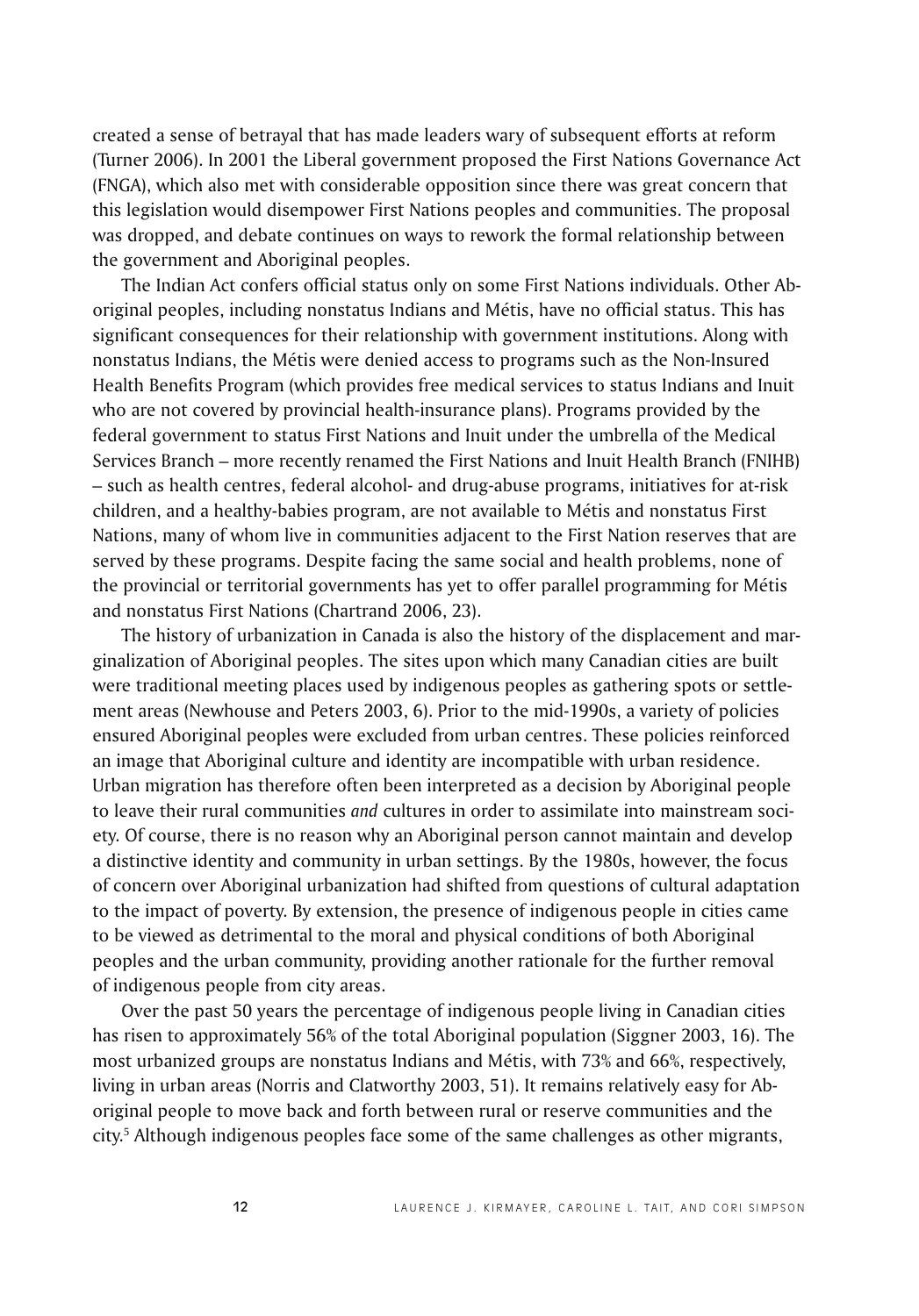created a sense of betrayal that has made leaders wary of subsequent efforts at reform (Turner 2006). In 2001 the Liberal government proposed the First Nations Governance Act (FNGA), which also met with considerable opposition since there was great concern that this legislation would disempower First Nations peoples and communities. The proposal was dropped, and debate continues on ways to rework the formal relationship between the government and Aboriginal peoples.

The Indian Act confers official status only on some First Nations individuals. Other Aboriginal peoples, including nonstatus Indians and Métis, have no official status. This has significant consequences for their relationship with government institutions. Along with nonstatus Indians, the Métis were denied access to programs such as the Non-Insured Health Benefits Program (which provides free medical services to status Indians and Inuit who are not covered by provincial health-insurance plans). Programs provided by the federal government to status First Nations and Inuit under the umbrella of the Medical Services Branch – more recently renamed the First Nations and Inuit Health Branch (FNIHB) – such as health centres, federal alcohol- and drug-abuse programs, initiatives for at-risk children, and a healthy-babies program, are not available to Métis and nonstatus First Nations, many of whom live in communities adjacent to the First Nation reserves that are served by these programs. Despite facing the same social and health problems, none of the provincial or territorial governments has yet to offer parallel programming for Métis and nonstatus First Nations (Chartrand 2006, 23).

The history of urbanization in Canada is also the history of the displacement and marginalization of Aboriginal peoples. The sites upon which many Canadian cities are built were traditional meeting places used by indigenous peoples as gathering spots or settlement areas (Newhouse and Peters 2003, 6). Prior to the mid-1990s, a variety of policies ensured Aboriginal peoples were excluded from urban centres. These policies reinforced an image that Aboriginal culture and identity are incompatible with urban residence. Urban migration has therefore often been interpreted as a decision by Aboriginal people to leave their rural communities *and* cultures in order to assimilate into mainstream society. Of course, there is no reason why an Aboriginal person cannot maintain and develop a distinctive identity and community in urban settings. By the 1980s, however, the focus of concern over Aboriginal urbanization had shifted from questions of cultural adaptation to the impact of poverty. By extension, the presence of indigenous people in cities came to be viewed as detrimental to the moral and physical conditions of both Aboriginal peoples and the urban community, providing another rationale for the further removal of indigenous people from city areas.

Over the past 50 years the percentage of indigenous people living in Canadian cities has risen to approximately 56% of the total Aboriginal population (Siggner 2003, 16). The most urbanized groups are nonstatus Indians and Métis, with 73% and 66%, respectively, living in urban areas (Norris and Clatworthy 2003, 51). It remains relatively easy for Aboriginal people to move back and forth between rural or reserve communities and the city.[5] Although indigenous peoples face some of the same challenges as other migrants,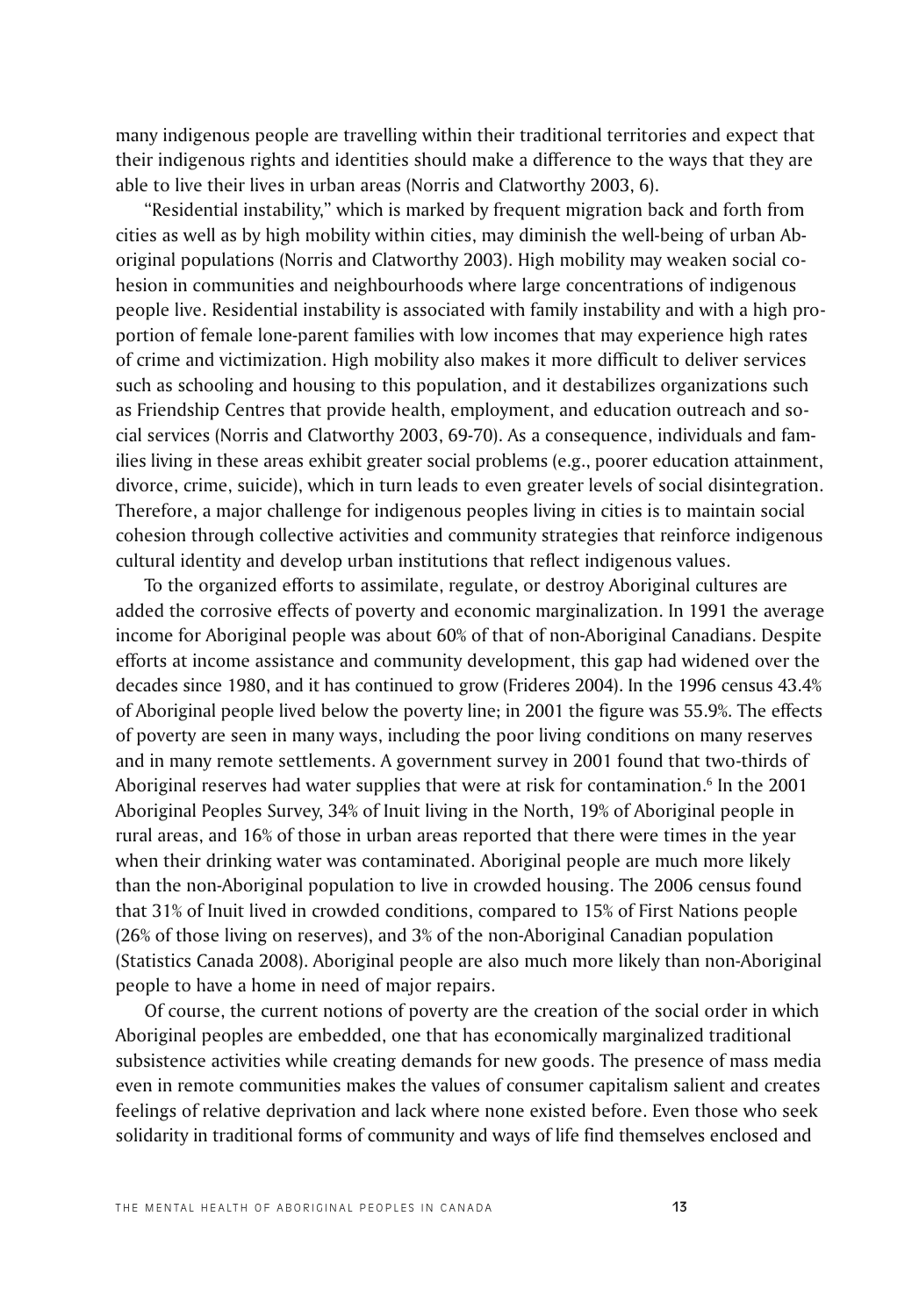many indigenous people are travelling within their traditional territories and expect that their indigenous rights and identities should make a difference to the ways that they are able to live their lives in urban areas (Norris and Clatworthy 2003, 6).

"Residential instability," which is marked by frequent migration back and forth from cities as well as by high mobility within cities, may diminish the well-being of urban Aboriginal populations (Norris and Clatworthy 2003). High mobility may weaken social cohesion in communities and neighbourhoods where large concentrations of indigenous people live. Residential instability is associated with family instability and with a high proportion of female lone-parent families with low incomes that may experience high rates of crime and victimization. High mobility also makes it more difficult to deliver services such as schooling and housing to this population, and it destabilizes organizations such as Friendship Centres that provide health, employment, and education outreach and social services (Norris and Clatworthy 2003, 69-70). As a consequence, individuals and families living in these areas exhibit greater social problems (e.g., poorer education attainment, divorce, crime, suicide), which in turn leads to even greater levels of social disintegration. Therefore, a major challenge for indigenous peoples living in cities is to maintain social cohesion through collective activities and community strategies that reinforce indigenous cultural identity and develop urban institutions that reflect indigenous values.

To the organized efforts to assimilate, regulate, or destroy Aboriginal cultures are added the corrosive effects of poverty and economic marginalization. In 1991 the average income for Aboriginal people was about 60% of that of non-Aboriginal Canadians. Despite efforts at income assistance and community development, this gap had widened over the decades since 1980, and it has continued to grow (Frideres 2004). In the 1996 census 43.4% of Aboriginal people lived below the poverty line; in 2001 the figure was 55.9%. The effects of poverty are seen in many ways, including the poor living conditions on many reserves and in many remote settlements. A government survey in 2001 found that two-thirds of Aboriginal reserves had water supplies that were at risk for contamination.[6] In the 2001 Aboriginal Peoples Survey, 34% of Inuit living in the North, 19% of Aboriginal people in rural areas, and 16% of those in urban areas reported that there were times in the year when their drinking water was contaminated. Aboriginal people are much more likely than the non-Aboriginal population to live in crowded housing. The 2006 census found that 31% of Inuit lived in crowded conditions, compared to 15% of First Nations people (26% of those living on reserves), and 3% of the non-Aboriginal Canadian population (Statistics Canada 2008). Aboriginal people are also much more likely than non-Aboriginal people to have a home in need of major repairs.

Of course, the current notions of poverty are the creation of the social order in which Aboriginal peoples are embedded, one that has economically marginalized traditional subsistence activities while creating demands for new goods. The presence of mass media even in remote communities makes the values of consumer capitalism salient and creates feelings of relative deprivation and lack where none existed before. Even those who seek solidarity in traditional forms of community and ways of life find themselves enclosed and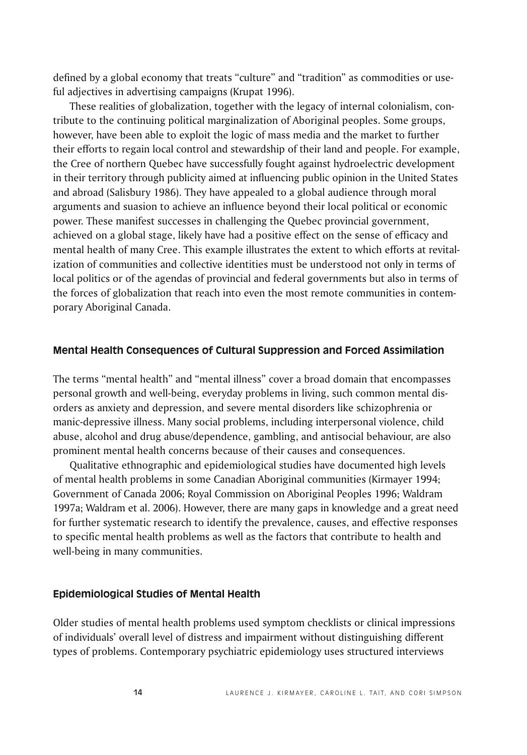defined by a global economy that treats "culture" and "tradition" as commodities or useful adjectives in advertising campaigns (Krupat 1996).

These realities of globalization, together with the legacy of internal colonialism, contribute to the continuing political marginalization of Aboriginal peoples. Some groups, however, have been able to exploit the logic of mass media and the market to further their efforts to regain local control and stewardship of their land and people. For example, the Cree of northern Quebec have successfully fought against hydroelectric development in their territory through publicity aimed at influencing public opinion in the United States and abroad (Salisbury 1986). They have appealed to a global audience through moral arguments and suasion to achieve an influence beyond their local political or economic power. These manifest successes in challenging the Quebec provincial government, achieved on a global stage, likely have had a positive effect on the sense of efficacy and mental health of many Cree. This example illustrates the extent to which efforts at revitalization of communities and collective identities must be understood not only in terms of local politics or of the agendas of provincial and federal governments but also in terms of the forces of globalization that reach into even the most remote communities in contemporary Aboriginal Canada.

### Mental Health Consequences of Cultural Suppression and Forced Assimilation

The terms "mental health" and "mental illness" cover a broad domain that encompasses personal growth and well-being, everyday problems in living, such common mental disorders as anxiety and depression, and severe mental disorders like schizophrenia or manic-depressive illness. Many social problems, including interpersonal violence, child abuse, alcohol and drug abuse/dependence, gambling, and antisocial behaviour, are also prominent mental health concerns because of their causes and consequences.

Qualitative ethnographic and epidemiological studies have documented high levels of mental health problems in some Canadian Aboriginal communities (Kirmayer 1994; Government of Canada 2006; Royal Commission on Aboriginal Peoples 1996; Waldram 1997a; Waldram et al. 2006). However, there are many gaps in knowledge and a great need for further systematic research to identify the prevalence, causes, and effective responses to specific mental health problems as well as the factors that contribute to health and well-being in many communities.

### Epidemiological Studies of Mental Health

Older studies of mental health problems used symptom checklists or clinical impressions of individuals' overall level of distress and impairment without distinguishing different types of problems. Contemporary psychiatric epidemiology uses structured interviews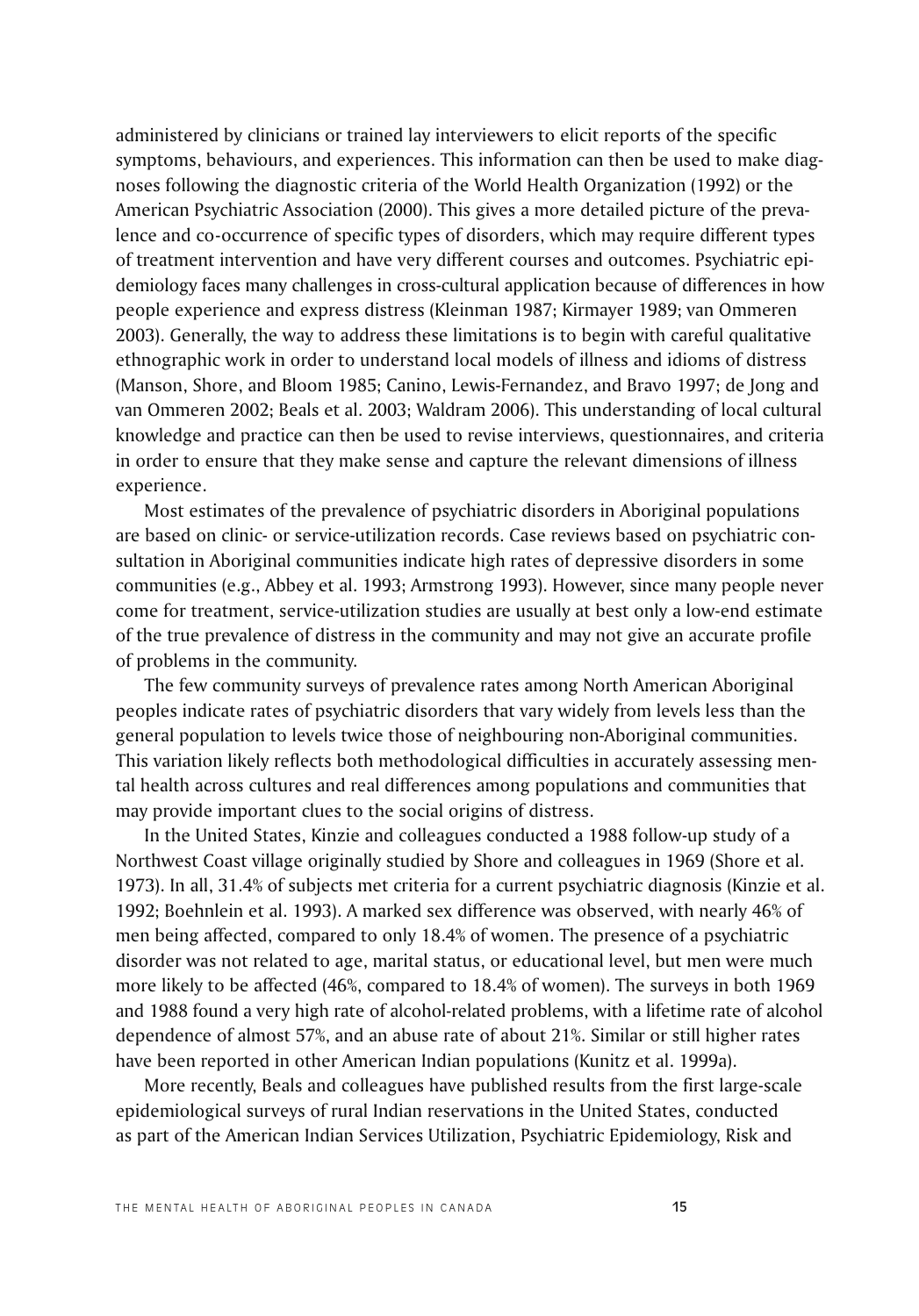administered by clinicians or trained lay interviewers to elicit reports of the specific symptoms, behaviours, and experiences. This information can then be used to make diagnoses following the diagnostic criteria of the World Health Organization (1992) or the American Psychiatric Association (2000). This gives a more detailed picture of the prevalence and co-occurrence of specific types of disorders, which may require different types of treatment intervention and have very different courses and outcomes. Psychiatric epidemiology faces many challenges in cross-cultural application because of differences in how people experience and express distress (Kleinman 1987; Kirmayer 1989; van Ommeren 2003). Generally, the way to address these limitations is to begin with careful qualitative ethnographic work in order to understand local models of illness and idioms of distress (Manson, Shore, and Bloom 1985; Canino, Lewis-Fernandez, and Bravo 1997; de Jong and van Ommeren 2002; Beals et al. 2003; Waldram 2006). This understanding of local cultural knowledge and practice can then be used to revise interviews, questionnaires, and criteria in order to ensure that they make sense and capture the relevant dimensions of illness experience.

Most estimates of the prevalence of psychiatric disorders in Aboriginal populations are based on clinic- or service-utilization records. Case reviews based on psychiatric consultation in Aboriginal communities indicate high rates of depressive disorders in some communities (e.g., Abbey et al. 1993; Armstrong 1993). However, since many people never come for treatment, service-utilization studies are usually at best only a low-end estimate of the true prevalence of distress in the community and may not give an accurate profile of problems in the community.

The few community surveys of prevalence rates among North American Aboriginal peoples indicate rates of psychiatric disorders that vary widely from levels less than the general population to levels twice those of neighbouring non-Aboriginal communities. This variation likely reflects both methodological difficulties in accurately assessing mental health across cultures and real differences among populations and communities that may provide important clues to the social origins of distress.

In the United States, Kinzie and colleagues conducted a 1988 follow-up study of a Northwest Coast village originally studied by Shore and colleagues in 1969 (Shore et al. 1973). In all, 31.4% of subjects met criteria for a current psychiatric diagnosis (Kinzie et al. 1992; Boehnlein et al. 1993). A marked sex difference was observed, with nearly 46% of men being affected, compared to only 18.4% of women. The presence of a psychiatric disorder was not related to age, marital status, or educational level, but men were much more likely to be affected (46%, compared to 18.4% of women). The surveys in both 1969 and 1988 found a very high rate of alcohol-related problems, with a lifetime rate of alcohol dependence of almost 57%, and an abuse rate of about 21%. Similar or still higher rates have been reported in other American Indian populations (Kunitz et al. 1999a).

More recently, Beals and colleagues have published results from the first large-scale epidemiological surveys of rural Indian reservations in the United States, conducted as part of the American Indian Services Utilization, Psychiatric Epidemiology, Risk and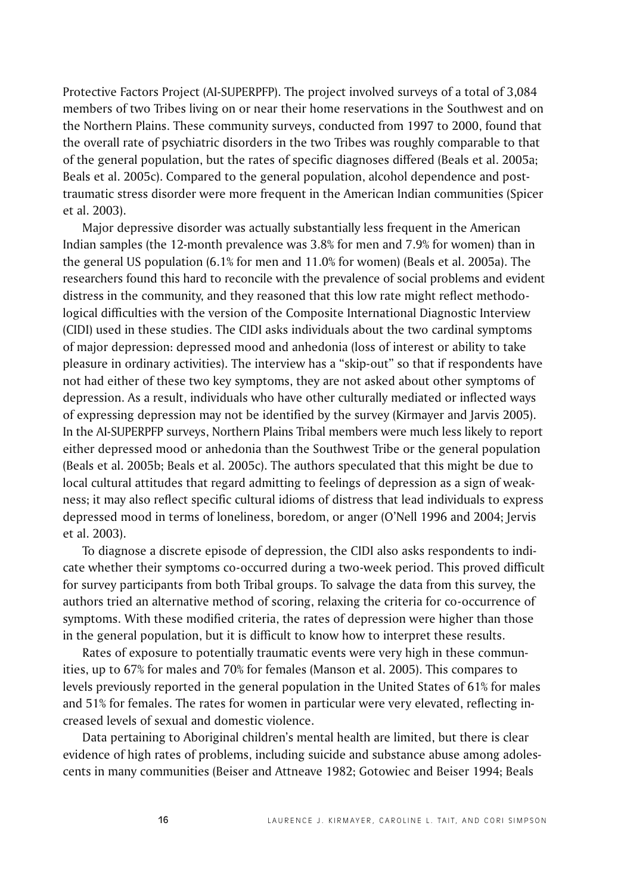Protective Factors Project (AI-SUPERPFP). The project involved surveys of a total of 3,084 members of two Tribes living on or near their home reservations in the Southwest and on the Northern Plains. These community surveys, conducted from 1997 to 2000, found that the overall rate of psychiatric disorders in the two Tribes was roughly comparable to that of the general population, but the rates of specific diagnoses differed (Beals et al. 2005a; Beals et al. 2005c). Compared to the general population, alcohol dependence and post-traumatic stress disorder were more frequent in the American Indian communities (Spicer et al. 2003).

Major depressive disorder was actually substantially less frequent in the American Indian samples (the 12-month prevalence was 3.8% for men and 7.9% for women) than in the general US population (6.1% for men and 11.0% for women) (Beals et al. 2005a). The researchers found this hard to reconcile with the prevalence of social problems and evident distress in the community, and they reasoned that this low rate might reflect methodological difficulties with the version of the Composite International Diagnostic Interview (CIDI) used in these studies. The CIDI asks individuals about the two cardinal symptoms of major depression: depressed mood and anhedonia (loss of interest or ability to take pleasure in ordinary activities). The interview has a "skip-out" so that if respondents have not had either of these two key symptoms, they are not asked about other symptoms of depression. As a result, individuals who have other culturally mediated or inflected ways of expressing depression may not be identified by the survey (Kirmayer and Jarvis 2005). In the AI-SUPERPFP surveys, Northern Plains Tribal members were much less likely to report either depressed mood or anhedonia than the Southwest Tribe or the general population (Beals et al. 2005b; Beals et al. 2005c). The authors speculated that this might be due to local cultural attitudes that regard admitting to feelings of depression as a sign of weakness; it may also reflect specific cultural idioms of distress that lead individuals to express depressed mood in terms of loneliness, boredom, or anger (O'Nell 1996 and 2004; Jervis et al. 2003).

To diagnose a discrete episode of depression, the CIDI also asks respondents to indicate whether their symptoms co-occurred during a two-week period. This proved difficult for survey participants from both Tribal groups. To salvage the data from this survey, the authors tried an alternative method of scoring, relaxing the criteria for co-occurrence of symptoms. With these modified criteria, the rates of depression were higher than those in the general population, but it is difficult to know how to interpret these results.

Rates of exposure to potentially traumatic events were very high in these communities, up to 67% for males and 70% for females (Manson et al. 2005). This compares to levels previously reported in the general population in the United States of 61% for males and 51% for females. The rates for women in particular were very elevated, reflecting increased levels of sexual and domestic violence.

Data pertaining to Aboriginal children's mental health are limited, but there is clear evidence of high rates of problems, including suicide and substance abuse among adolescents in many communities (Beiser and Attneave 1982; Gotowiec and Beiser 1994; Beals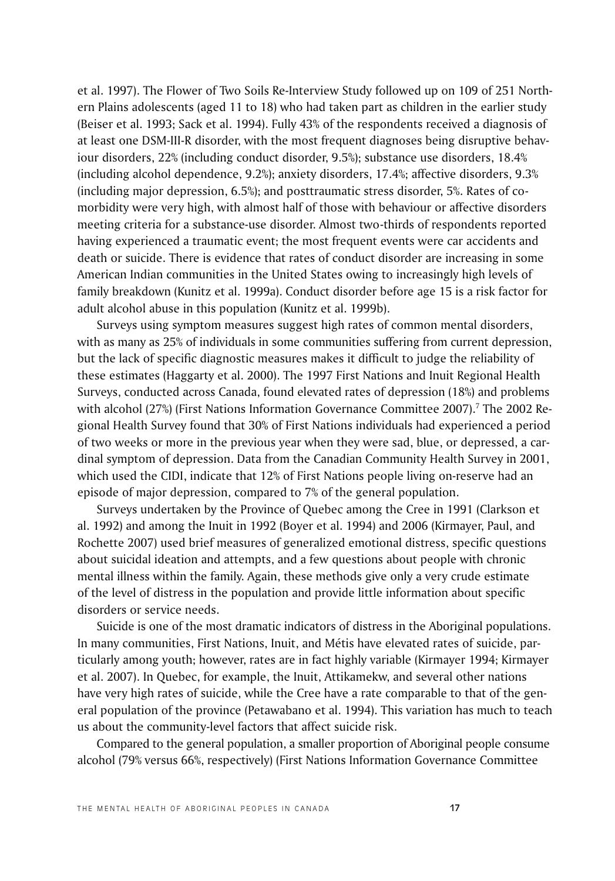et al. 1997). The Flower of Two Soils Re-Interview Study followed up on 109 of 251 Northern Plains adolescents (aged 11 to 18) who had taken part as children in the earlier study (Beiser et al. 1993; Sack et al. 1994). Fully 43% of the respondents received a diagnosis of at least one DSM-III-R disorder, with the most frequent diagnoses being disruptive behaviour disorders, 22% (including conduct disorder, 9.5%); substance use disorders, 18.4% (including alcohol dependence, 9.2%); anxiety disorders, 17.4%; affective disorders, 9.3% (including major depression, 6.5%); and posttraumatic stress disorder, 5%. Rates of co-morbidity were very high, with almost half of those with behaviour or affective disorders meeting criteria for a substance-use disorder. Almost two-thirds of respondents reported having experienced a traumatic event; the most frequent events were car accidents and death or suicide. There is evidence that rates of conduct disorder are increasing in some American Indian communities in the United States owing to increasingly high levels of family breakdown (Kunitz et al. 1999a). Conduct disorder before age 15 is a risk factor for adult alcohol abuse in this population (Kunitz et al. 1999b).

Surveys using symptom measures suggest high rates of common mental disorders, with as many as 25% of individuals in some communities suffering from current depression, but the lack of specific diagnostic measures makes it difficult to judge the reliability of these estimates (Haggarty et al. 2000). The 1997 First Nations and Inuit Regional Health Surveys, conducted across Canada, found elevated rates of depression (18%) and problems with alcohol (27%) (First Nations Information Governance Committee 2007).[7] The 2002 Regional Health Survey found that 30% of First Nations individuals had experienced a period of two weeks or more in the previous year when they were sad, blue, or depressed, a cardinal symptom of depression. Data from the Canadian Community Health Survey in 2001, which used the CIDI, indicate that 12% of First Nations people living on-reserve had an episode of major depression, compared to 7% of the general population.

Surveys undertaken by the Province of Quebec among the Cree in 1991 (Clarkson et al. 1992) and among the Inuit in 1992 (Boyer et al. 1994) and 2006 (Kirmayer, Paul, and Rochette 2007) used brief measures of generalized emotional distress, specific questions about suicidal ideation and attempts, and a few questions about people with chronic mental illness within the family. Again, these methods give only a very crude estimate of the level of distress in the population and provide little information about specific disorders or service needs.

Suicide is one of the most dramatic indicators of distress in the Aboriginal populations. In many communities, First Nations, Inuit, and Métis have elevated rates of suicide, particularly among youth; however, rates are in fact highly variable (Kirmayer 1994; Kirmayer et al. 2007). In Quebec, for example, the Inuit, Attikamekw, and several other nations have very high rates of suicide, while the Cree have a rate comparable to that of the general population of the province (Petawabano et al. 1994). This variation has much to teach us about the community-level factors that affect suicide risk.

Compared to the general population, a smaller proportion of Aboriginal people consume alcohol (79% versus 66%, respectively) (First Nations Information Governance Committee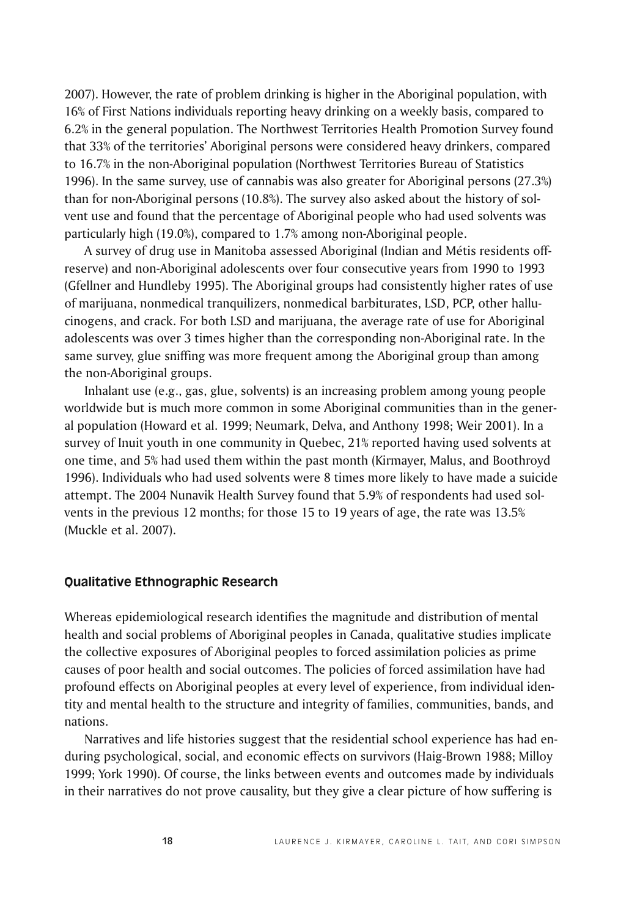2007). However, the rate of problem drinking is higher in the Aboriginal population, with 16% of First Nations individuals reporting heavy drinking on a weekly basis, compared to 6.2% in the general population. The Northwest Territories Health Promotion Survey found that 33% of the territories' Aboriginal persons were considered heavy drinkers, compared to 16.7% in the non-Aboriginal population (Northwest Territories Bureau of Statistics 1996). In the same survey, use of cannabis was also greater for Aboriginal persons (27.3%) than for non-Aboriginal persons (10.8%). The survey also asked about the history of solvent use and found that the percentage of Aboriginal people who had used solvents was particularly high (19.0%), compared to 1.7% among non-Aboriginal people.

A survey of drug use in Manitoba assessed Aboriginal (Indian and Métis residents off-reserve) and non-Aboriginal adolescents over four consecutive years from 1990 to 1993 (Gfellner and Hundleby 1995). The Aboriginal groups had consistently higher rates of use of marijuana, nonmedical tranquilizers, nonmedical barbiturates, LSD, PCP, other hallucinogens, and crack. For both LSD and marijuana, the average rate of use for Aboriginal adolescents was over 3 times higher than the corresponding non-Aboriginal rate. In the same survey, glue sniffing was more frequent among the Aboriginal group than among the non-Aboriginal groups.

Inhalant use (e.g., gas, glue, solvents) is an increasing problem among young people worldwide but is much more common in some Aboriginal communities than in the general population (Howard et al. 1999; Neumark, Delva, and Anthony 1998; Weir 2001). In a survey of Inuit youth in one community in Quebec, 21% reported having used solvents at one time, and 5% had used them within the past month (Kirmayer, Malus, and Boothroyd 1996). Individuals who had used solvents were 8 times more likely to have made a suicide attempt. The 2004 Nunavik Health Survey found that 5.9% of respondents had used solvents in the previous 12 months; for those 15 to 19 years of age, the rate was 13.5% (Muckle et al. 2007).

### Qualitative Ethnographic Research

Whereas epidemiological research identifies the magnitude and distribution of mental health and social problems of Aboriginal peoples in Canada, qualitative studies implicate the collective exposures of Aboriginal peoples to forced assimilation policies as prime causes of poor health and social outcomes. The policies of forced assimilation have had profound effects on Aboriginal peoples at every level of experience, from individual identity and mental health to the structure and integrity of families, communities, bands, and nations.

Narratives and life histories suggest that the residential school experience has had enduring psychological, social, and economic effects on survivors (Haig-Brown 1988; Milloy 1999; York 1990). Of course, the links between events and outcomes made by individuals in their narratives do not prove causality, but they give a clear picture of how suffering is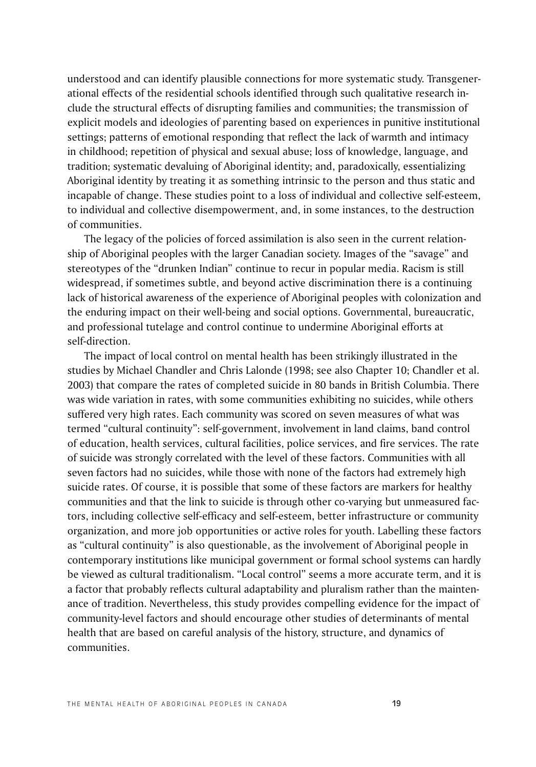understood and can identify plausible connections for more systematic study. Transgenerational effects of the residential schools identified through such qualitative research include the structural effects of disrupting families and communities; the transmission of explicit models and ideologies of parenting based on experiences in punitive institutional settings; patterns of emotional responding that reflect the lack of warmth and intimacy in childhood; repetition of physical and sexual abuse; loss of knowledge, language, and tradition; systematic devaluing of Aboriginal identity; and, paradoxically, essentializing Aboriginal identity by treating it as something intrinsic to the person and thus static and incapable of change. These studies point to a loss of individual and collective self-esteem, to individual and collective disempowerment, and, in some instances, to the destruction of communities.

The legacy of the policies of forced assimilation is also seen in the current relationship of Aboriginal peoples with the larger Canadian society. Images of the "savage" and stereotypes of the "drunken Indian" continue to recur in popular media. Racism is still widespread, if sometimes subtle, and beyond active discrimination there is a continuing lack of historical awareness of the experience of Aboriginal peoples with colonization and the enduring impact on their well-being and social options. Governmental, bureaucratic, and professional tutelage and control continue to undermine Aboriginal efforts at self-direction.

The impact of local control on mental health has been strikingly illustrated in the studies by Michael Chandler and Chris Lalonde (1998; see also Chapter 10; Chandler et al. 2003) that compare the rates of completed suicide in 80 bands in British Columbia. There was wide variation in rates, with some communities exhibiting no suicides, while others suffered very high rates. Each community was scored on seven measures of what was termed "cultural continuity": self-government, involvement in land claims, band control of education, health services, cultural facilities, police services, and fire services. The rate of suicide was strongly correlated with the level of these factors. Communities with all seven factors had no suicides, while those with none of the factors had extremely high suicide rates. Of course, it is possible that some of these factors are markers for healthy communities and that the link to suicide is through other co-varying but unmeasured factors, including collective self-efficacy and self-esteem, better infrastructure or community organization, and more job opportunities or active roles for youth. Labelling these factors as "cultural continuity" is also questionable, as the involvement of Aboriginal people in contemporary institutions like municipal government or formal school systems can hardly be viewed as cultural traditionalism. "Local control" seems a more accurate term, and it is a factor that probably reflects cultural adaptability and pluralism rather than the maintenance of tradition. Nevertheless, this study provides compelling evidence for the impact of community-level factors and should encourage other studies of determinants of mental health that are based on careful analysis of the history, structure, and dynamics of communities.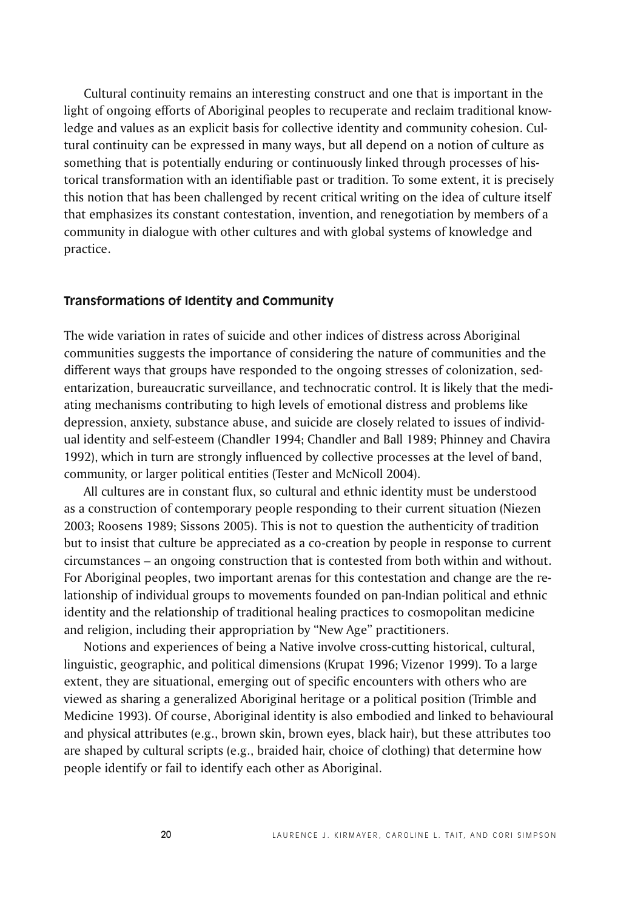Cultural continuity remains an interesting construct and one that is important in the light of ongoing efforts of Aboriginal peoples to recuperate and reclaim traditional knowledge and values as an explicit basis for collective identity and community cohesion. Cultural continuity can be expressed in many ways, but all depend on a notion of culture as something that is potentially enduring or continuously linked through processes of historical transformation with an identifiable past or tradition. To some extent, it is precisely this notion that has been challenged by recent critical writing on the idea of culture itself that emphasizes its constant contestation, invention, and renegotiation by members of a community in dialogue with other cultures and with global systems of knowledge and practice.

### Transformations of Identity and Community

The wide variation in rates of suicide and other indices of distress across Aboriginal communities suggests the importance of considering the nature of communities and the different ways that groups have responded to the ongoing stresses of colonization, sedentarization, bureaucratic surveillance, and technocratic control. It is likely that the mediating mechanisms contributing to high levels of emotional distress and problems like depression, anxiety, substance abuse, and suicide are closely related to issues of individual identity and self-esteem (Chandler 1994; Chandler and Ball 1989; Phinney and Chavira 1992), which in turn are strongly influenced by collective processes at the level of band, community, or larger political entities (Tester and McNicoll 2004).

All cultures are in constant flux, so cultural and ethnic identity must be understood as a construction of contemporary people responding to their current situation (Niezen 2003; Roosens 1989; Sissons 2005). This is not to question the authenticity of tradition but to insist that culture be appreciated as a co-creation by people in response to current circumstances – an ongoing construction that is contested from both within and without. For Aboriginal peoples, two important arenas for this contestation and change are the relationship of individual groups to movements founded on pan-Indian political and ethnic identity and the relationship of traditional healing practices to cosmopolitan medicine and religion, including their appropriation by "New Age" practitioners.

Notions and experiences of being a Native involve cross-cutting historical, cultural, linguistic, geographic, and political dimensions (Krupat 1996; Vizenor 1999). To a large extent, they are situational, emerging out of specific encounters with others who are viewed as sharing a generalized Aboriginal heritage or a political position (Trimble and Medicine 1993). Of course, Aboriginal identity is also embodied and linked to behavioural and physical attributes (e.g., brown skin, brown eyes, black hair), but these attributes too are shaped by cultural scripts (e.g., braided hair, choice of clothing) that determine how people identify or fail to identify each other as Aboriginal.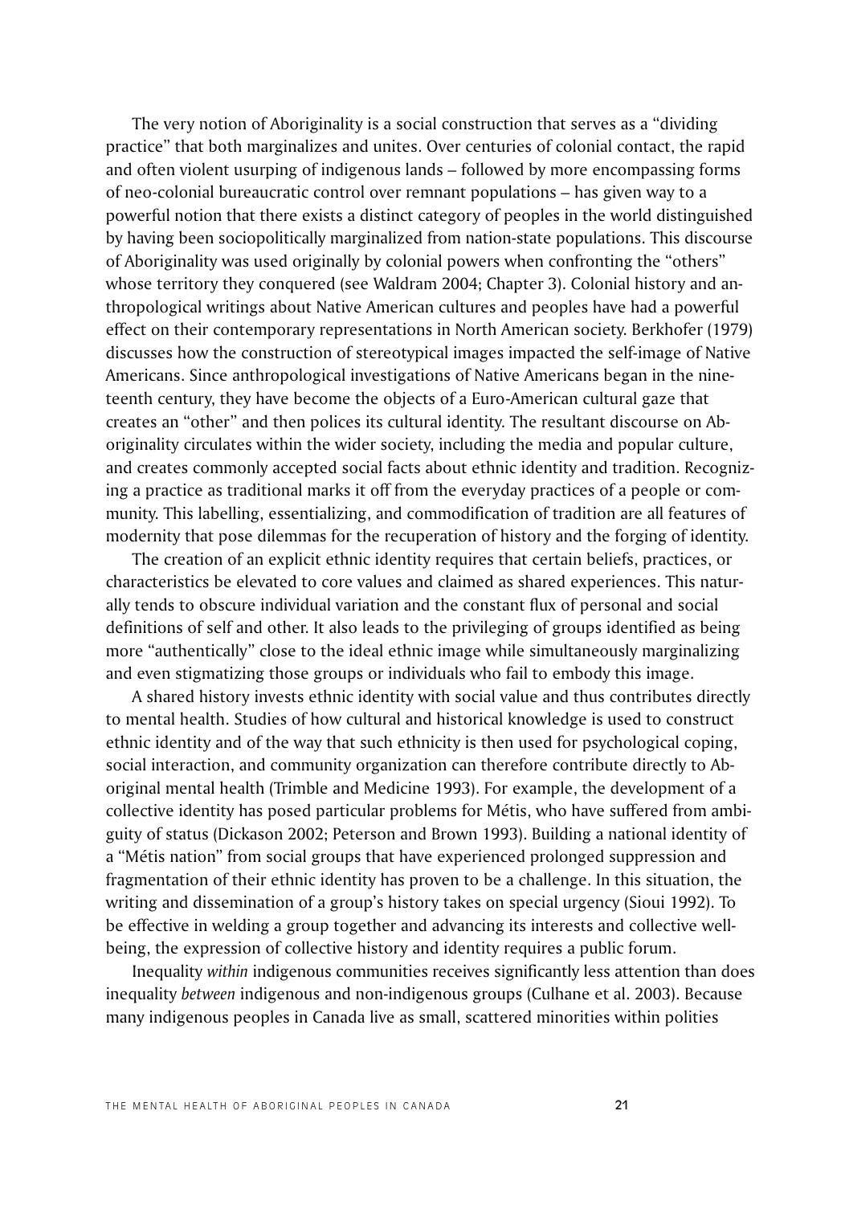The very notion of Aboriginality is a social construction that serves as a "dividing practice" that both marginalizes and unites. Over centuries of colonial contact, the rapid and often violent usurping of indigenous lands – followed by more encompassing forms of neo-colonial bureaucratic control over remnant populations – has given way to a powerful notion that there exists a distinct category of peoples in the world distinguished by having been sociopolitically marginalized from nation-state populations. This discourse of Aboriginality was used originally by colonial powers when confronting the "others" whose territory they conquered (see Waldram 2004; Chapter 3). Colonial history and anthropological writings about Native American cultures and peoples have had a powerful effect on their contemporary representations in North American society. Berkhofer (1979) discusses how the construction of stereotypical images impacted the self-image of Native Americans. Since anthropological investigations of Native Americans began in the nineteenth century, they have become the objects of a Euro-American cultural gaze that creates an "other" and then polices its cultural identity. The resultant discourse on Aboriginality circulates within the wider society, including the media and popular culture, and creates commonly accepted social facts about ethnic identity and tradition. Recognizing a practice as traditional marks it off from the everyday practices of a people or community. This labelling, essentializing, and commodification of tradition are all features of modernity that pose dilemmas for the recuperation of history and the forging of identity.

The creation of an explicit ethnic identity requires that certain beliefs, practices, or characteristics be elevated to core values and claimed as shared experiences. This naturally tends to obscure individual variation and the constant flux of personal and social definitions of self and other. It also leads to the privileging of groups identified as being more "authentically" close to the ideal ethnic image while simultaneously marginalizing and even stigmatizing those groups or individuals who fail to embody this image.

A shared history invests ethnic identity with social value and thus contributes directly to mental health. Studies of how cultural and historical knowledge is used to construct ethnic identity and of the way that such ethnicity is then used for psychological coping, social interaction, and community organization can therefore contribute directly to Aboriginal mental health (Trimble and Medicine 1993). For example, the development of a collective identity has posed particular problems for Métis, who have suffered from ambiguity of status (Dickason 2002; Peterson and Brown 1993). Building a national identity of a "Métis nation" from social groups that have experienced prolonged suppression and fragmentation of their ethnic identity has proven to be a challenge. In this situation, the writing and dissemination of a group's history takes on special urgency (Sioui 1992). To be effective in welding a group together and advancing its interests and collective well-being, the expression of collective history and identity requires a public forum.

Inequality *within* indigenous communities receives significantly less attention than does inequality *between* indigenous and non-indigenous groups (Culhane et al. 2003). Because many indigenous peoples in Canada live as small, scattered minorities within polities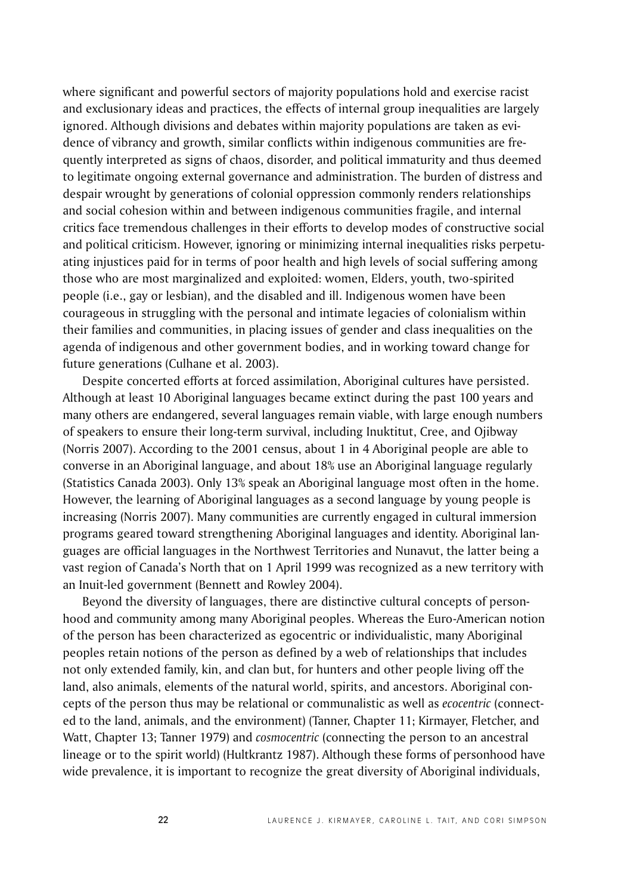where significant and powerful sectors of majority populations hold and exercise racist and exclusionary ideas and practices, the effects of internal group inequalities are largely ignored. Although divisions and debates within majority populations are taken as evidence of vibrancy and growth, similar conflicts within indigenous communities are frequently interpreted as signs of chaos, disorder, and political immaturity and thus deemed to legitimate ongoing external governance and administration. The burden of distress and despair wrought by generations of colonial oppression commonly renders relationships and social cohesion within and between indigenous communities fragile, and internal critics face tremendous challenges in their efforts to develop modes of constructive social and political criticism. However, ignoring or minimizing internal inequalities risks perpetuating injustices paid for in terms of poor health and high levels of social suffering among those who are most marginalized and exploited: women, Elders, youth, two-spirited people (i.e., gay or lesbian), and the disabled and ill. Indigenous women have been courageous in struggling with the personal and intimate legacies of colonialism within their families and communities, in placing issues of gender and class inequalities on the agenda of indigenous and other government bodies, and in working toward change for future generations (Culhane et al. 2003).

Despite concerted efforts at forced assimilation, Aboriginal cultures have persisted. Although at least 10 Aboriginal languages became extinct during the past 100 years and many others are endangered, several languages remain viable, with large enough numbers of speakers to ensure their long-term survival, including Inuktitut, Cree, and Ojibway (Norris 2007). According to the 2001 census, about 1 in 4 Aboriginal people are able to converse in an Aboriginal language, and about 18% use an Aboriginal language regularly (Statistics Canada 2003). Only 13% speak an Aboriginal language most often in the home. However, the learning of Aboriginal languages as a second language by young people is increasing (Norris 2007). Many communities are currently engaged in cultural immersion programs geared toward strengthening Aboriginal languages and identity. Aboriginal languages are official languages in the Northwest Territories and Nunavut, the latter being a vast region of Canada's North that on 1 April 1999 was recognized as a new territory with an Inuit-led government (Bennett and Rowley 2004).

Beyond the diversity of languages, there are distinctive cultural concepts of personhood and community among many Aboriginal peoples. Whereas the Euro-American notion of the person has been characterized as egocentric or individualistic, many Aboriginal peoples retain notions of the person as defined by a web of relationships that includes not only extended family, kin, and clan but, for hunters and other people living off the land, also animals, elements of the natural world, spirits, and ancestors. Aboriginal concepts of the person thus may be relational or communalistic as well as *ecocentric* (connected to the land, animals, and the environment) (Tanner, Chapter 11; Kirmayer, Fletcher, and Watt, Chapter 13; Tanner 1979) and *cosmocentric* (connecting the person to an ancestral lineage or to the spirit world) (Hultkrantz 1987). Although these forms of personhood have wide prevalence, it is important to recognize the great diversity of Aboriginal individuals,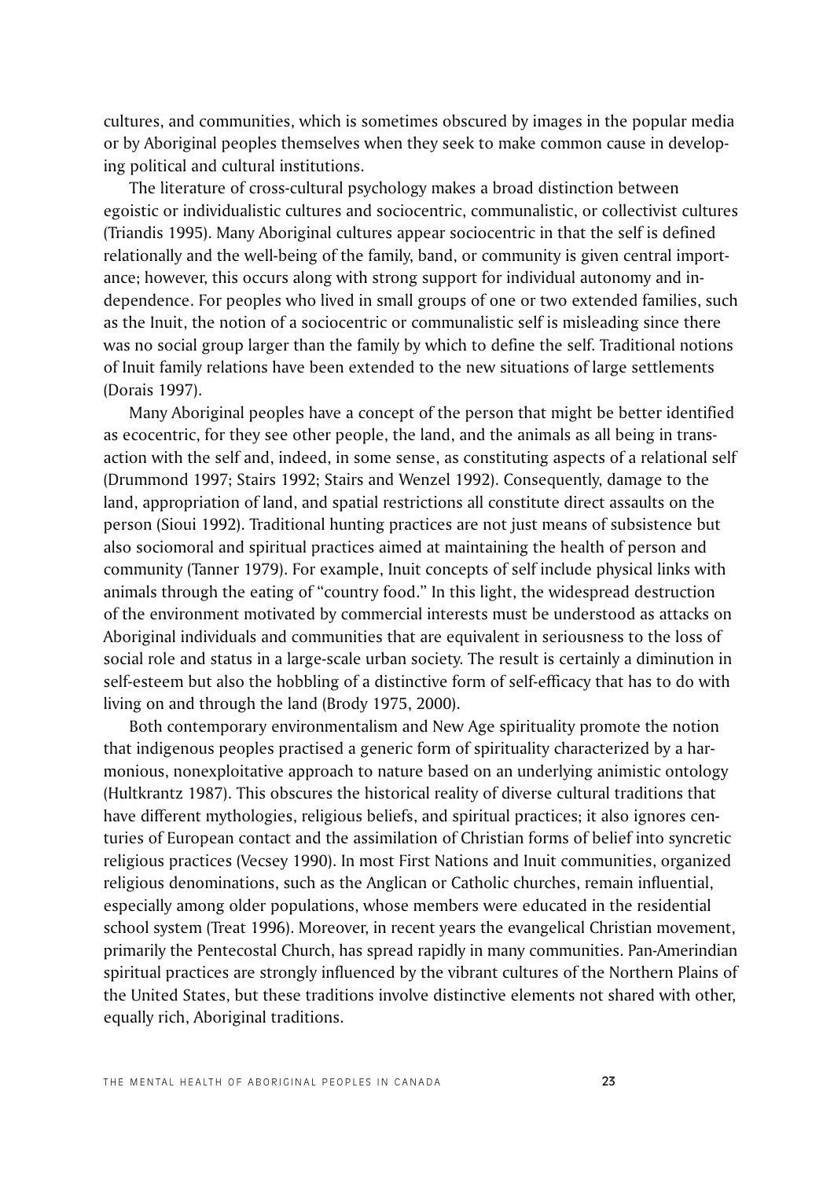cultures, and communities, which is sometimes obscured by images in the popular media or by Aboriginal peoples themselves when they seek to make common cause in developing political and cultural institutions.

The literature of cross-cultural psychology makes a broad distinction between egoistic or individualistic cultures and sociocentric, communalistic, or collectivist cultures (Triandis 1995). Many Aboriginal cultures appear sociocentric in that the self is defined relationally and the well-being of the family, band, or community is given central importance; however, this occurs along with strong support for individual autonomy and independence. For peoples who lived in small groups of one or two extended families, such as the Inuit, the notion of a sociocentric or communalistic self is misleading since there was no social group larger than the family by which to define the self. Traditional notions of Inuit family relations have been extended to the new situations of large settlements (Dorais 1997).

Many Aboriginal peoples have a concept of the person that might be better identified as ecocentric, for they see other people, the land, and the animals as all being in transaction with the self and, indeed, in some sense, as constituting aspects of a relational self (Drummond 1997; Stairs 1992; Stairs and Wenzel 1992). Consequently, damage to the land, appropriation of land, and spatial restrictions all constitute direct assaults on the person (Sioui 1992). Traditional hunting practices are not just means of subsistence but also sociomoral and spiritual practices aimed at maintaining the health of person and community (Tanner 1979). For example, Inuit concepts of self include physical links with animals through the eating of "country food." In this light, the widespread destruction of the environment motivated by commercial interests must be understood as attacks on Aboriginal individuals and communities that are equivalent in seriousness to the loss of social role and status in a large-scale urban society. The result is certainly a diminution in self-esteem but also the hobbling of a distinctive form of self-efficacy that has to do with living on and through the land (Brody 1975, 2000).

Both contemporary environmentalism and New Age spirituality promote the notion that indigenous peoples practised a generic form of spirituality characterized by a harmonious, nonexploitative approach to nature based on an underlying animistic ontology (Hultkrantz 1987). This obscures the historical reality of diverse cultural traditions that have different mythologies, religious beliefs, and spiritual practices; it also ignores centuries of European contact and the assimilation of Christian forms of belief into syncretic religious practices (Vecsey 1990). In most First Nations and Inuit communities, organized religious denominations, such as the Anglican or Catholic churches, remain influential, especially among older populations, whose members were educated in the residential school system (Treat 1996). Moreover, in recent years the evangelical Christian movement, primarily the Pentecostal Church, has spread rapidly in many communities. Pan-Amerindian spiritual practices are strongly influenced by the vibrant cultures of the Northern Plains of the United States, but these traditions involve distinctive elements not shared with other, equally rich, Aboriginal traditions.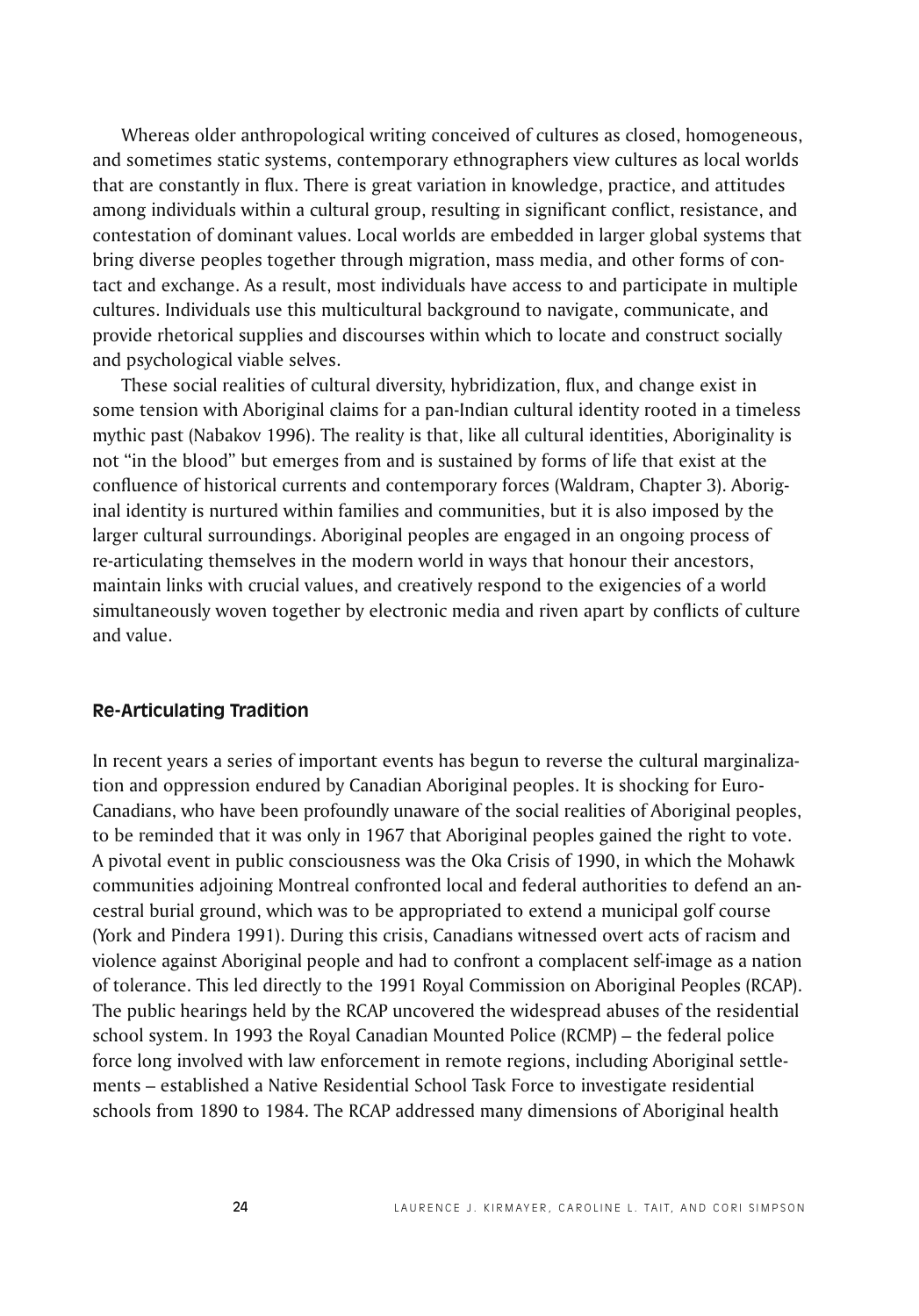Whereas older anthropological writing conceived of cultures as closed, homogeneous, and sometimes static systems, contemporary ethnographers view cultures as local worlds that are constantly in flux. There is great variation in knowledge, practice, and attitudes among individuals within a cultural group, resulting in significant conflict, resistance, and contestation of dominant values. Local worlds are embedded in larger global systems that bring diverse peoples together through migration, mass media, and other forms of contact and exchange. As a result, most individuals have access to and participate in multiple cultures. Individuals use this multicultural background to navigate, communicate, and provide rhetorical supplies and discourses within which to locate and construct socially and psychological viable selves.

These social realities of cultural diversity, hybridization, flux, and change exist in some tension with Aboriginal claims for a pan-Indian cultural identity rooted in a timeless mythic past (Nabakov 1996). The reality is that, like all cultural identities, Aboriginality is not "in the blood" but emerges from and is sustained by forms of life that exist at the confluence of historical currents and contemporary forces (Waldram, Chapter 3). Aboriginal identity is nurtured within families and communities, but it is also imposed by the larger cultural surroundings. Aboriginal peoples are engaged in an ongoing process of re-articulating themselves in the modern world in ways that honour their ancestors, maintain links with crucial values, and creatively respond to the exigencies of a world simultaneously woven together by electronic media and riven apart by conflicts of culture and value.

### Re-Articulating Tradition

In recent years a series of important events has begun to reverse the cultural marginalization and oppression endured by Canadian Aboriginal peoples. It is shocking for Euro-Canadians, who have been profoundly unaware of the social realities of Aboriginal peoples, to be reminded that it was only in 1967 that Aboriginal peoples gained the right to vote. A pivotal event in public consciousness was the Oka Crisis of 1990, in which the Mohawk communities adjoining Montreal confronted local and federal authorities to defend an ancestral burial ground, which was to be appropriated to extend a municipal golf course (York and Pindera 1991). During this crisis, Canadians witnessed overt acts of racism and violence against Aboriginal people and had to confront a complacent self-image as a nation of tolerance. This led directly to the 1991 Royal Commission on Aboriginal Peoples (RCAP). The public hearings held by the RCAP uncovered the widespread abuses of the residential school system. In 1993 the Royal Canadian Mounted Police (RCMP) – the federal police force long involved with law enforcement in remote regions, including Aboriginal settlements – established a Native Residential School Task Force to investigate residential schools from 1890 to 1984. The RCAP addressed many dimensions of Aboriginal health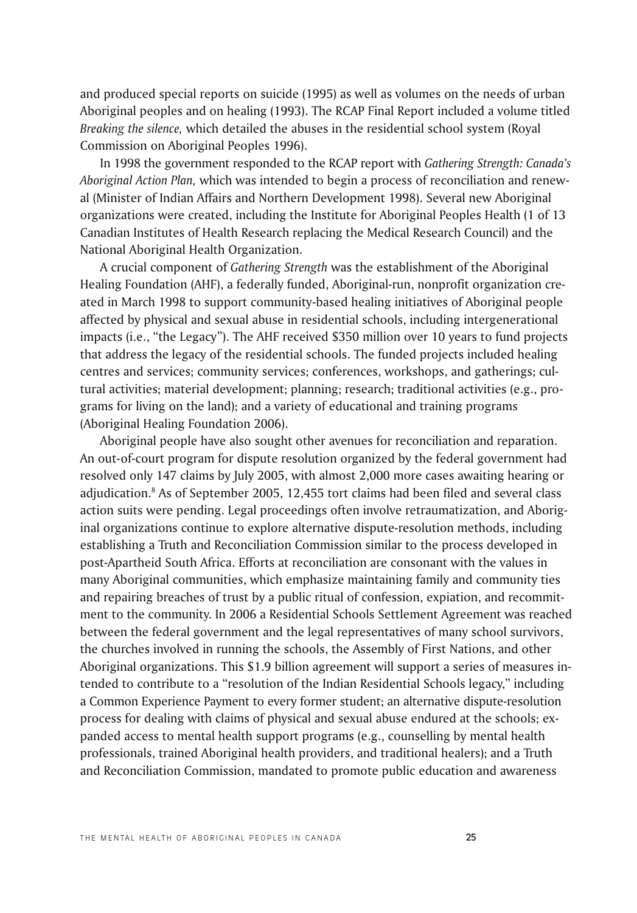and produced special reports on suicide (1995) as well as volumes on the needs of urban Aboriginal peoples and on healing (1993). The RCAP Final Report included a volume titled *Breaking the silence,* which detailed the abuses in the residential school system (Royal Commission on Aboriginal Peoples 1996).

In 1998 the government responded to the RCAP report with *Gathering Strength: Canada's Aboriginal Action Plan,* which was intended to begin a process of reconciliation and renewal (Minister of Indian Affairs and Northern Development 1998). Several new Aboriginal organizations were created, including the Institute for Aboriginal Peoples Health (1 of 13 Canadian Institutes of Health Research replacing the Medical Research Council) and the National Aboriginal Health Organization.

A crucial component of *Gathering Strength* was the establishment of the Aboriginal Healing Foundation (AHF), a federally funded, Aboriginal-run, nonprofit organization created in March 1998 to support community-based healing initiatives of Aboriginal people affected by physical and sexual abuse in residential schools, including intergenerational impacts (i.e., "the Legacy"). The AHF received $350 million over 10 years to fund projects that address the legacy of the residential schools. The funded projects included healing centres and services; community services; conferences, workshops, and gatherings; cultural activities; material development; planning; research; traditional activities (e.g., programs for living on the land); and a variety of educational and training programs (Aboriginal Healing Foundation 2006).

Aboriginal people have also sought other avenues for reconciliation and reparation. An out-of-court program for dispute resolution organized by the federal government had resolved only 147 claims by July 2005, with almost 2,000 more cases awaiting hearing or adjudication.[8] As of September 2005, 12,455 tort claims had been filed and several class action suits were pending. Legal proceedings often involve retraumatization, and Aboriginal organizations continue to explore alternative dispute-resolution methods, including establishing a Truth and Reconciliation Commission similar to the process developed in post-Apartheid South Africa. Efforts at reconciliation are consonant with the values in many Aboriginal communities, which emphasize maintaining family and community ties and repairing breaches of trust by a public ritual of confession, expiation, and recommitment to the community. In 2006 a Residential Schools Settlement Agreement was reached between the federal government and the legal representatives of many school survivors, the churches involved in running the schools, the Assembly of First Nations, and other Aboriginal organizations. This $1.9 billion agreement will support a series of measures intended to contribute to a "resolution of the Indian Residential Schools legacy," including a Common Experience Payment to every former student; an alternative dispute-resolution process for dealing with claims of physical and sexual abuse endured at the schools; expanded access to mental health support programs (e.g., counselling by mental health professionals, trained Aboriginal health providers, and traditional healers); and a Truth and Reconciliation Commission, mandated to promote public education and awareness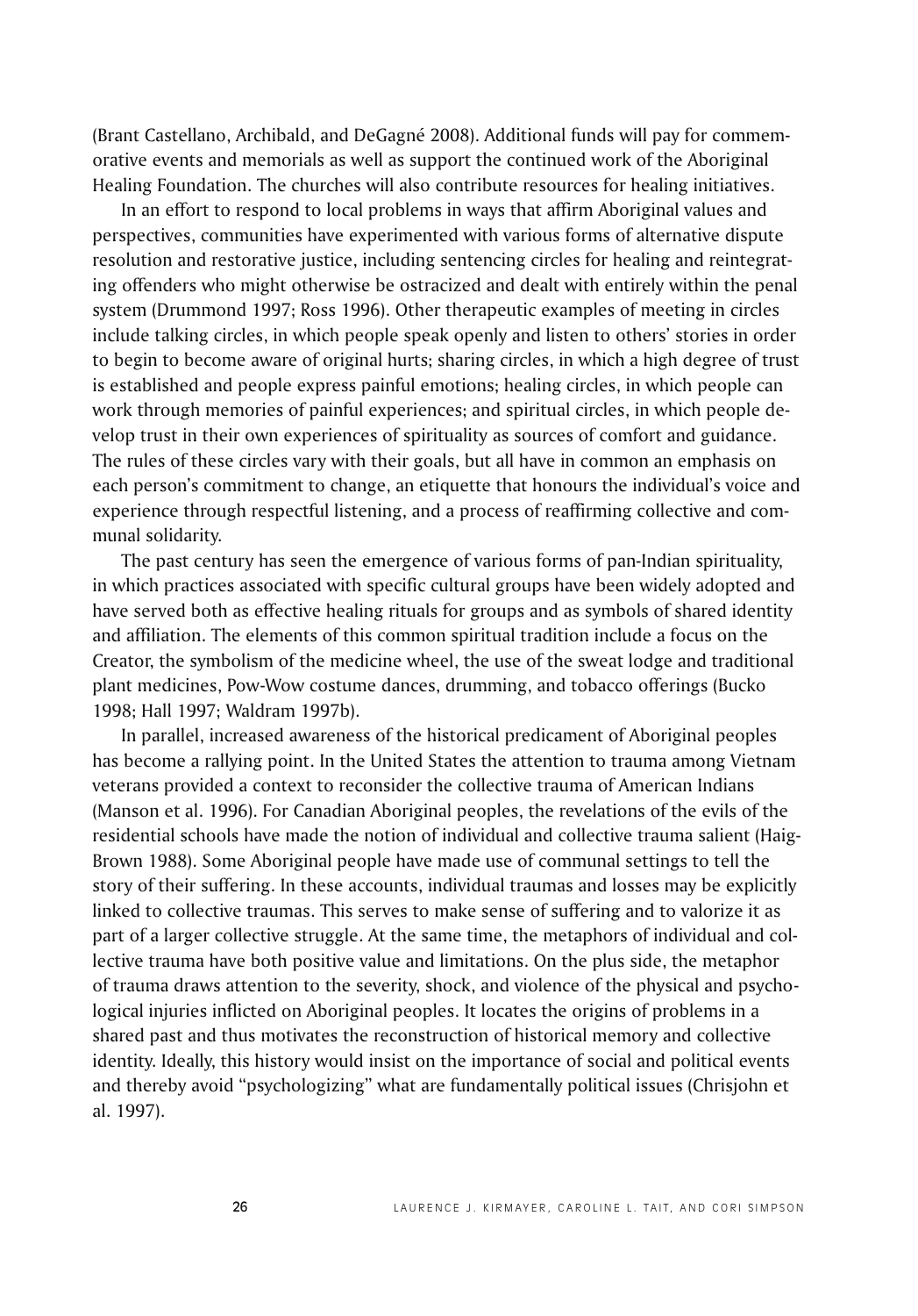(Brant Castellano, Archibald, and DeGagné 2008). Additional funds will pay for commemorative events and memorials as well as support the continued work of the Aboriginal Healing Foundation. The churches will also contribute resources for healing initiatives.

In an effort to respond to local problems in ways that affirm Aboriginal values and perspectives, communities have experimented with various forms of alternative dispute resolution and restorative justice, including sentencing circles for healing and reintegrating offenders who might otherwise be ostracized and dealt with entirely within the penal system (Drummond 1997; Ross 1996). Other therapeutic examples of meeting in circles include talking circles, in which people speak openly and listen to others' stories in order to begin to become aware of original hurts; sharing circles, in which a high degree of trust is established and people express painful emotions; healing circles, in which people can work through memories of painful experiences; and spiritual circles, in which people develop trust in their own experiences of spirituality as sources of comfort and guidance. The rules of these circles vary with their goals, but all have in common an emphasis on each person's commitment to change, an etiquette that honours the individual's voice and experience through respectful listening, and a process of reaffirming collective and communal solidarity.

The past century has seen the emergence of various forms of pan-Indian spirituality, in which practices associated with specific cultural groups have been widely adopted and have served both as effective healing rituals for groups and as symbols of shared identity and affiliation. The elements of this common spiritual tradition include a focus on the Creator, the symbolism of the medicine wheel, the use of the sweat lodge and traditional plant medicines, Pow-Wow costume dances, drumming, and tobacco offerings (Bucko 1998; Hall 1997; Waldram 1997b).

In parallel, increased awareness of the historical predicament of Aboriginal peoples has become a rallying point. In the United States the attention to trauma among Vietnam veterans provided a context to reconsider the collective trauma of American Indians (Manson et al. 1996). For Canadian Aboriginal peoples, the revelations of the evils of the residential schools have made the notion of individual and collective trauma salient (Haig-Brown 1988). Some Aboriginal people have made use of communal settings to tell the story of their suffering. In these accounts, individual traumas and losses may be explicitly linked to collective traumas. This serves to make sense of suffering and to valorize it as part of a larger collective struggle. At the same time, the metaphors of individual and collective trauma have both positive value and limitations. On the plus side, the metaphor of trauma draws attention to the severity, shock, and violence of the physical and psychological injuries inflicted on Aboriginal peoples. It locates the origins of problems in a shared past and thus motivates the reconstruction of historical memory and collective identity. Ideally, this history would insist on the importance of social and political events and thereby avoid "psychologizing" what are fundamentally political issues (Chrisjohn et al. 1997).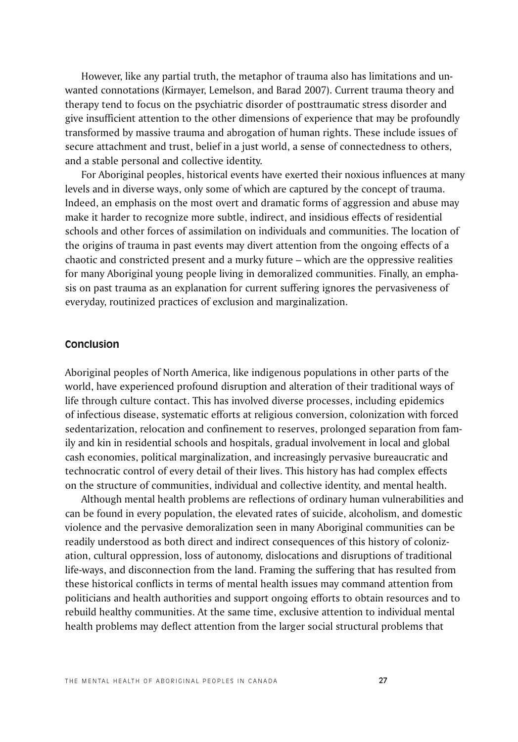However, like any partial truth, the metaphor of trauma also has limitations and unwanted connotations (Kirmayer, Lemelson, and Barad 2007). Current trauma theory and therapy tend to focus on the psychiatric disorder of posttraumatic stress disorder and give insufficient attention to the other dimensions of experience that may be profoundly transformed by massive trauma and abrogation of human rights. These include issues of secure attachment and trust, belief in a just world, a sense of connectedness to others, and a stable personal and collective identity.

For Aboriginal peoples, historical events have exerted their noxious influences at many levels and in diverse ways, only some of which are captured by the concept of trauma. Indeed, an emphasis on the most overt and dramatic forms of aggression and abuse may make it harder to recognize more subtle, indirect, and insidious effects of residential schools and other forces of assimilation on individuals and communities. The location of the origins of trauma in past events may divert attention from the ongoing effects of a chaotic and constricted present and a murky future – which are the oppressive realities for many Aboriginal young people living in demoralized communities. Finally, an emphasis on past trauma as an explanation for current suffering ignores the pervasiveness of everyday, routinized practices of exclusion and marginalization.

## Conclusion

Aboriginal peoples of North America, like indigenous populations in other parts of the world, have experienced profound disruption and alteration of their traditional ways of life through culture contact. This has involved diverse processes, including epidemics of infectious disease, systematic efforts at religious conversion, colonization with forced sedentarization, relocation and confinement to reserves, prolonged separation from family and kin in residential schools and hospitals, gradual involvement in local and global cash economies, political marginalization, and increasingly pervasive bureaucratic and technocratic control of every detail of their lives. This history has had complex effects on the structure of communities, individual and collective identity, and mental health.

Although mental health problems are reflections of ordinary human vulnerabilities and can be found in every population, the elevated rates of suicide, alcoholism, and domestic violence and the pervasive demoralization seen in many Aboriginal communities can be readily understood as both direct and indirect consequences of this history of colonization, cultural oppression, loss of autonomy, dislocations and disruptions of traditional life-ways, and disconnection from the land. Framing the suffering that has resulted from these historical conflicts in terms of mental health issues may command attention from politicians and health authorities and support ongoing efforts to obtain resources and to rebuild healthy communities. At the same time, exclusive attention to individual mental health problems may deflect attention from the larger social structural problems that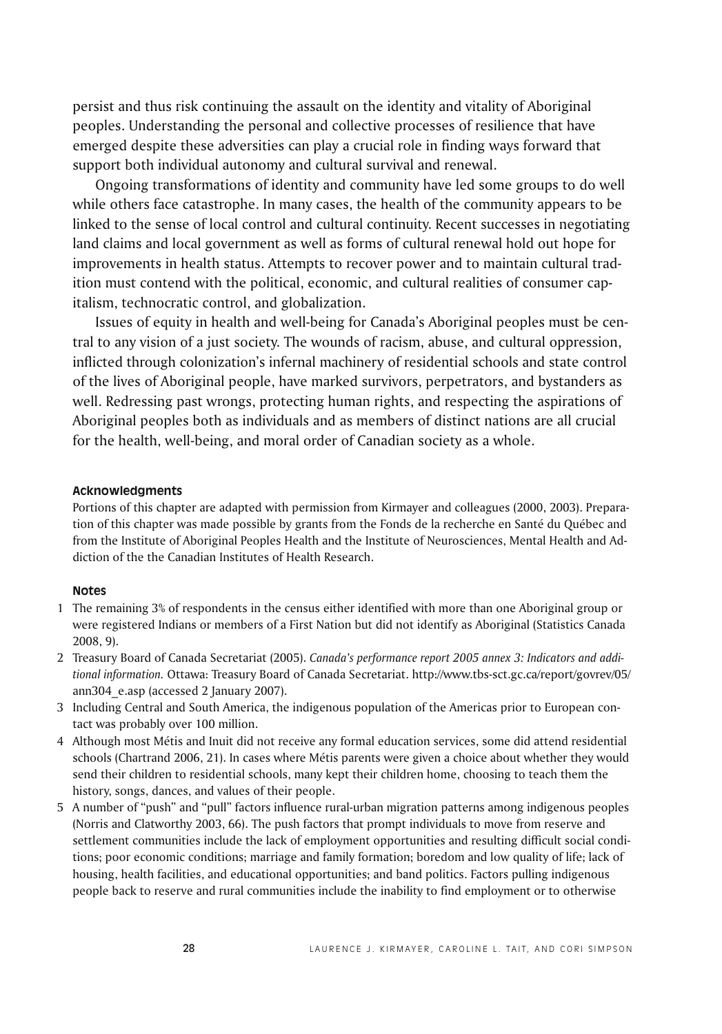persist and thus risk continuing the assault on the identity and vitality of Aboriginal peoples. Understanding the personal and collective processes of resilience that have emerged despite these adversities can play a crucial role in finding ways forward that support both individual autonomy and cultural survival and renewal.

Ongoing transformations of identity and community have led some groups to do well while others face catastrophe. In many cases, the health of the community appears to be linked to the sense of local control and cultural continuity. Recent successes in negotiating land claims and local government as well as forms of cultural renewal hold out hope for improvements in health status. Attempts to recover power and to maintain cultural tradition must contend with the political, economic, and cultural realities of consumer capitalism, technocratic control, and globalization.

Issues of equity in health and well-being for Canada's Aboriginal peoples must be central to any vision of a just society. The wounds of racism, abuse, and cultural oppression, inflicted through colonization's infernal machinery of residential schools and state control of the lives of Aboriginal people, have marked survivors, perpetrators, and bystanders as well. Redressing past wrongs, protecting human rights, and respecting the aspirations of Aboriginal peoples both as individuals and as members of distinct nations are all crucial for the health, well-being, and moral order of Canadian society as a whole.

#### Acknowledgments

Portions of this chapter are adapted with permission from Kirmayer and colleagues (2000, 2003). Preparation of this chapter was made possible by grants from the Fonds de la recherche en Santé du Québec and from the Institute of Aboriginal Peoples Health and the Institute of Neurosciences, Mental Health and Addiction of the the Canadian Institutes of Health Research.

#### Notes

1 The remaining 3% of respondents in the census either identified with more than one Aboriginal group or were registered Indians or members of a First Nation but did not identify as Aboriginal (Statistics Canada 2008, 9).

2 Treasury Board of Canada Secretariat (2005). *Canada's performance report 2005 annex 3: Indicators and additional information.* Ottawa: Treasury Board of Canada Secretariat. http://www.tbs-sct.gc.ca/report/govrev/05/ann304_e.asp (accessed 2 January 2007).

3 Including Central and South America, the indigenous population of the Americas prior to European contact was probably over 100 million.

4 Although most Métis and Inuit did not receive any formal education services, some did attend residential schools (Chartrand 2006, 21). In cases where Métis parents were given a choice about whether they would send their children to residential schools, many kept their children home, choosing to teach them the history, songs, dances, and values of their people.

5 A number of "push" and "pull" factors influence rural-urban migration patterns among indigenous peoples (Norris and Clatworthy 2003, 66). The push factors that prompt individuals to move from reserve and settlement communities include the lack of employment opportunities and resulting difficult social conditions; poor economic conditions; marriage and family formation; boredom and low quality of life; lack of housing, health facilities, and educational opportunities; and band politics. Factors pulling indigenous people back to reserve and rural communities include the inability to find employment or to otherwise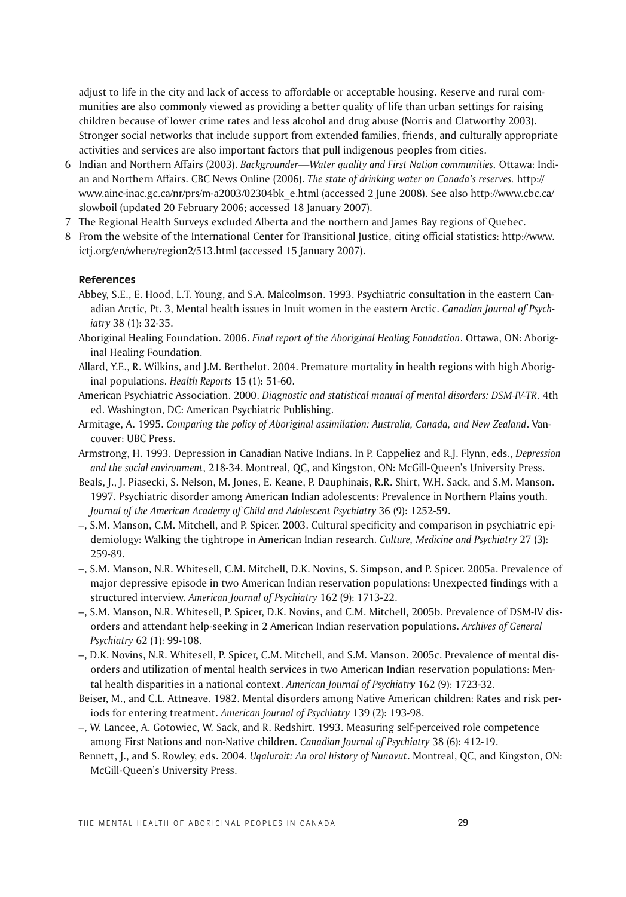adjust to life in the city and lack of access to affordable or acceptable housing. Reserve and rural communities are also commonly viewed as providing a better quality of life than urban settings for raising children because of lower crime rates and less alcohol and drug abuse (Norris and Clatworthy 2003). Stronger social networks that include support from extended families, friends, and culturally appropriate activities and services are also important factors that pull indigenous peoples from cities.

6 Indian and Northern Affairs (2003). *Backgrounder—Water quality and First Nation communities.* Ottawa: Indian and Northern Affairs. CBC News Online (2006). *The state of drinking water on Canada's reserves.* http://www.ainc-inac.gc.ca/nr/prs/m-a2003/02304bk_e.html (accessed 2 June 2008). See also http://www.cbc.ca/slowboil (updated 20 February 2006; accessed 18 January 2007).

7 The Regional Health Surveys excluded Alberta and the northern and James Bay regions of Quebec.

8 From the website of the International Center for Transitional Justice, citing official statistics: http://www.ictj.org/en/where/region2/513.html (accessed 15 January 2007).

## References

Abbey, S.E., E. Hood, L.T. Young, and S.A. Malcolmson. 1993. Psychiatric consultation in the eastern Canadian Arctic, Pt. 3, Mental health issues in Inuit women in the eastern Arctic. *Canadian Journal of Psychiatry* 38 (1): 32-35.

Aboriginal Healing Foundation. 2006. *Final report of the Aboriginal Healing Foundation*. Ottawa, ON: Aboriginal Healing Foundation.

Allard, Y.E., R. Wilkins, and J.M. Berthelot. 2004. Premature mortality in health regions with high Aboriginal populations. *Health Reports* 15 (1): 51-60.

American Psychiatric Association. 2000. *Diagnostic and statistical manual of mental disorders: DSM-IV-TR*. 4th ed. Washington, DC: American Psychiatric Publishing.

Armitage, A. 1995. *Comparing the policy of Aboriginal assimilation: Australia, Canada, and New Zealand*. Vancouver: UBC Press.

Armstrong, H. 1993. Depression in Canadian Native Indians. In P. Cappeliez and R.J. Flynn, eds., *Depression and the social environment*, 218-34. Montreal, QC, and Kingston, ON: McGill-Queen's University Press.

Beals, J., J. Piasecki, S. Nelson, M. Jones, E. Keane, P. Dauphinais, R.R. Shirt, W.H. Sack, and S.M. Manson. 1997. Psychiatric disorder among American Indian adolescents: Prevalence in Northern Plains youth. *Journal of the American Academy of Child and Adolescent Psychiatry* 36 (9): 1252-59.

–, S.M. Manson, C.M. Mitchell, and P. Spicer. 2003. Cultural specificity and comparison in psychiatric epidemiology: Walking the tightrope in American Indian research. *Culture, Medicine and Psychiatry* 27 (3): 259-89.

–, S.M. Manson, N.R. Whitesell, C.M. Mitchell, D.K. Novins, S. Simpson, and P. Spicer. 2005a. Prevalence of major depressive episode in two American Indian reservation populations: Unexpected findings with a structured interview. *American Journal of Psychiatry* 162 (9): 1713-22.

–, S.M. Manson, N.R. Whitesell, P. Spicer, D.K. Novins, and C.M. Mitchell, 2005b. Prevalence of DSM-IV disorders and attendant help-seeking in 2 American Indian reservation populations. *Archives of General Psychiatry* 62 (1): 99-108.

–, D.K. Novins, N.R. Whitesell, P. Spicer, C.M. Mitchell, and S.M. Manson. 2005c. Prevalence of mental disorders and utilization of mental health services in two American Indian reservation populations: Mental health disparities in a national context. *American Journal of Psychiatry* 162 (9): 1723-32.

Beiser, M., and C.L. Attneave. 1982. Mental disorders among Native American children: Rates and risk periods for entering treatment. *American Journal of Psychiatry* 139 (2): 193-98.

–, W. Lancee, A. Gotowiec, W. Sack, and R. Redshirt. 1993. Measuring self-perceived role competence among First Nations and non-Native children. *Canadian Journal of Psychiatry* 38 (6): 412-19.

Bennett, J., and S. Rowley, eds. 2004. *Uqalurait: An oral history of Nunavut*. Montreal, QC, and Kingston, ON: McGill-Queen's University Press.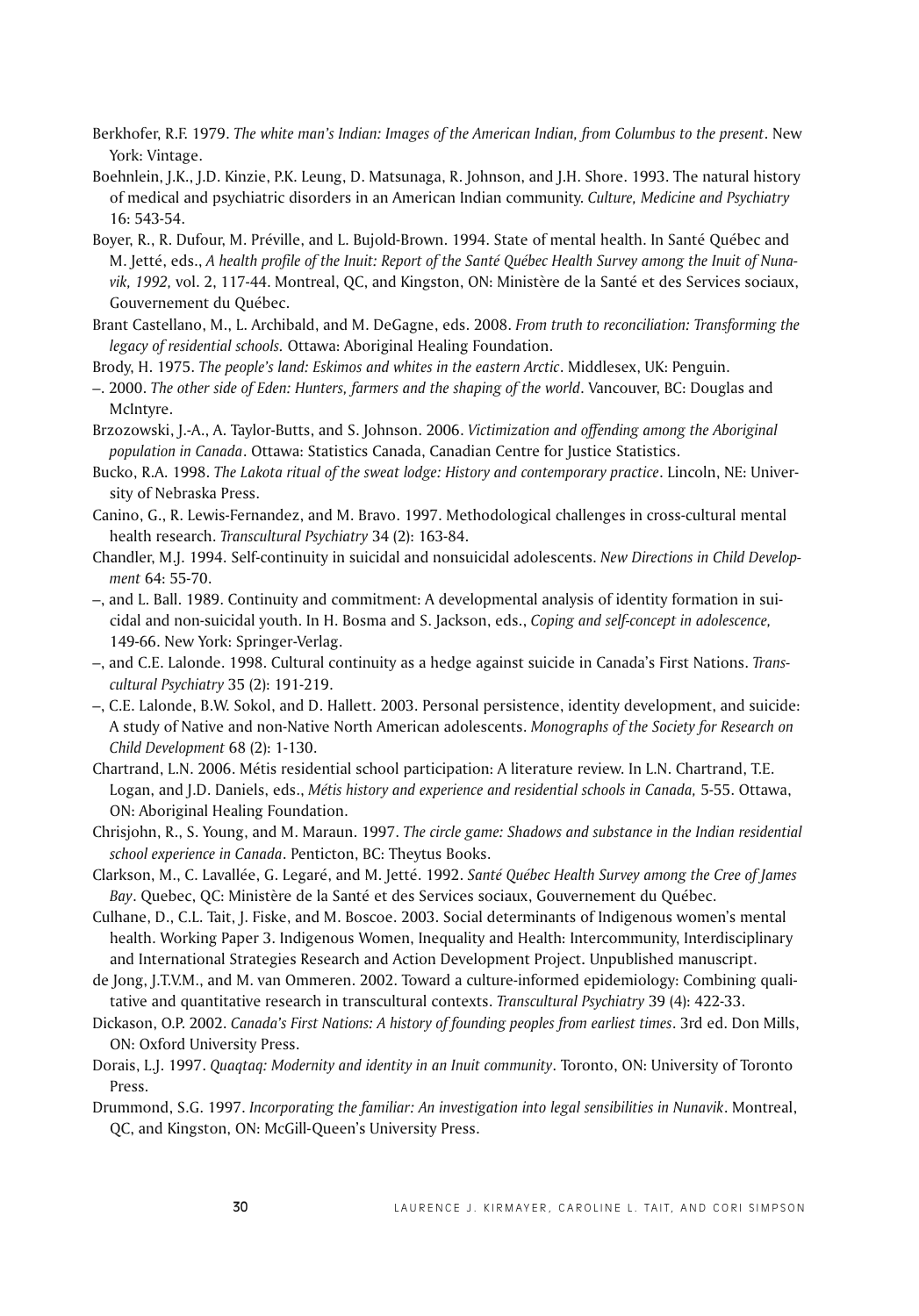Berkhofer, R.F. 1979. *The white man's Indian: Images of the American Indian, from Columbus to the present*. New York: Vintage.

Boehnlein, J.K., J.D. Kinzie, P.K. Leung, D. Matsunaga, R. Johnson, and J.H. Shore. 1993. The natural history of medical and psychiatric disorders in an American Indian community. *Culture, Medicine and Psychiatry* 16: 543-54.

Boyer, R., R. Dufour, M. Préville, and L. Bujold-Brown. 1994. State of mental health. In Santé Québec and M. Jetté, eds., *A health profile of the Inuit: Report of the Santé Québec Health Survey among the Inuit of Nunavik, 1992,* vol. 2, 117-44. Montreal, QC, and Kingston, ON: Ministère de la Santé et des Services sociaux, Gouvernement du Québec.

Brant Castellano, M., L. Archibald, and M. DeGagne, eds. 2008. *From truth to reconciliation: Transforming the legacy of residential schools.* Ottawa: Aboriginal Healing Foundation.

Brody, H. 1975. *The people's land: Eskimos and whites in the eastern Arctic*. Middlesex, UK: Penguin.

–. 2000. *The other side of Eden: Hunters, farmers and the shaping of the world*. Vancouver, BC: Douglas and McIntyre.

Brzozowski, J.-A., A. Taylor-Butts, and S. Johnson. 2006. *Victimization and offending among the Aboriginal population in Canada*. Ottawa: Statistics Canada, Canadian Centre for Justice Statistics.

Bucko, R.A. 1998. *The Lakota ritual of the sweat lodge: History and contemporary practice*. Lincoln, NE: University of Nebraska Press.

Canino, G., R. Lewis-Fernandez, and M. Bravo. 1997. Methodological challenges in cross-cultural mental health research. *Transcultural Psychiatry* 34 (2): 163-84.

Chandler, M.J. 1994. Self-continuity in suicidal and nonsuicidal adolescents. *New Directions in Child Development* 64: 55-70.

–, and L. Ball. 1989. Continuity and commitment: A developmental analysis of identity formation in suicidal and non-suicidal youth. In H. Bosma and S. Jackson, eds., *Coping and self-concept in adolescence,* 149-66. New York: Springer-Verlag.

–, and C.E. Lalonde. 1998. Cultural continuity as a hedge against suicide in Canada's First Nations. *Transcultural Psychiatry* 35 (2): 191-219.

–, C.E. Lalonde, B.W. Sokol, and D. Hallett. 2003. Personal persistence, identity development, and suicide: A study of Native and non-Native North American adolescents. *Monographs of the Society for Research on Child Development* 68 (2): 1-130.

Chartrand, L.N. 2006. Métis residential school participation: A literature review. In L.N. Chartrand, T.E. Logan, and J.D. Daniels, eds., *Métis history and experience and residential schools in Canada,* 5-55. Ottawa, ON: Aboriginal Healing Foundation.

Chrisjohn, R., S. Young, and M. Maraun. 1997. *The circle game: Shadows and substance in the Indian residential school experience in Canada*. Penticton, BC: Theytus Books.

Clarkson, M., C. Lavallée, G. Legaré, and M. Jetté. 1992. *Santé Québec Health Survey among the Cree of James Bay*. Quebec, QC: Ministère de la Santé et des Services sociaux, Gouvernement du Québec.

Culhane, D., C.L. Tait, J. Fiske, and M. Boscoe. 2003. Social determinants of Indigenous women's mental health. Working Paper 3. Indigenous Women, Inequality and Health: Intercommunity, Interdisciplinary and International Strategies Research and Action Development Project. Unpublished manuscript.

de Jong, J.T.V.M., and M. van Ommeren. 2002. Toward a culture-informed epidemiology: Combining qualitative and quantitative research in transcultural contexts. *Transcultural Psychiatry* 39 (4): 422-33.

Dickason, O.P. 2002. *Canada's First Nations: A history of founding peoples from earliest times*. 3rd ed. Don Mills, ON: Oxford University Press.

Dorais, L.J. 1997. *Quaqtaq: Modernity and identity in an Inuit community*. Toronto, ON: University of Toronto Press.

Drummond, S.G. 1997. *Incorporating the familiar: An investigation into legal sensibilities in Nunavik*. Montreal, QC, and Kingston, ON: McGill-Queen's University Press.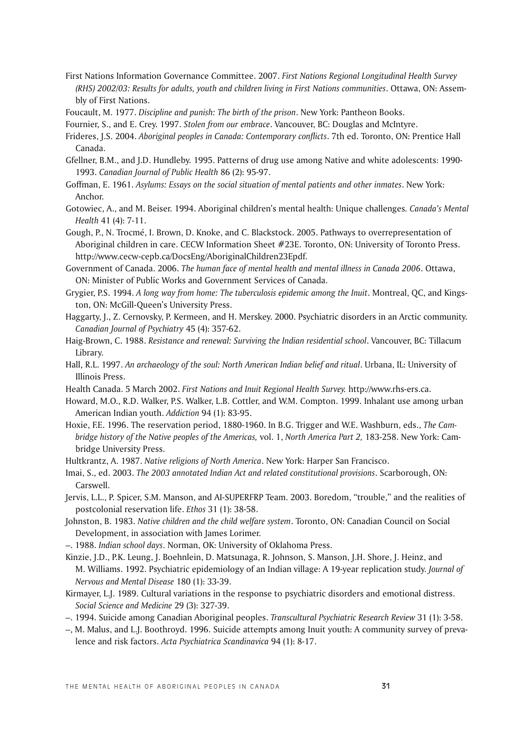First Nations Information Governance Committee. 2007. *First Nations Regional Longitudinal Health Survey (RHS) 2002/03: Results for adults, youth and children living in First Nations communities*. Ottawa, ON: Assembly of First Nations.

Foucault, M. 1977. *Discipline and punish: The birth of the prison*. New York: Pantheon Books.

Fournier, S., and E. Crey. 1997. *Stolen from our embrace*. Vancouver, BC: Douglas and McIntyre.

Frideres, J.S. 2004. *Aboriginal peoples in Canada: Contemporary conflicts*. 7th ed. Toronto, ON: Prentice Hall Canada.

Gfellner, B.M., and J.D. Hundleby. 1995. Patterns of drug use among Native and white adolescents: 1990-1993. *Canadian Journal of Public Health* 86 (2): 95-97.

Goffman, E. 1961. *Asylums: Essays on the social situation of mental patients and other inmates*. New York: Anchor.

Gotowiec, A., and M. Beiser. 1994. Aboriginal children's mental health: Unique challenges. *Canada's Mental Health* 41 (4): 7-11.

Gough, P., N. Trocmé, I. Brown, D. Knoke, and C. Blackstock. 2005. Pathways to overrepresentation of Aboriginal children in care. CECW Information Sheet #23E. Toronto, ON: University of Toronto Press. http://www.cecw-cepb.ca/DocsEng/AboriginalChildren23Epdf.

Government of Canada. 2006. *The human face of mental health and mental illness in Canada 2006*. Ottawa, ON: Minister of Public Works and Government Services of Canada.

Grygier, P.S. 1994. *A long way from home: The tuberculosis epidemic among the Inuit*. Montreal, QC, and Kingston, ON: McGill-Queen's University Press.

Haggarty, J., Z. Cernovsky, P. Kermeen, and H. Merskey. 2000. Psychiatric disorders in an Arctic community. *Canadian Journal of Psychiatry* 45 (4): 357-62.

Haig-Brown, C. 1988. *Resistance and renewal: Surviving the Indian residential school*. Vancouver, BC: Tillacum Library.

Hall, R.L. 1997. *An archaeology of the soul: North American Indian belief and ritual*. Urbana, IL: University of Illinois Press.

Health Canada. 5 March 2002. *First Nations and Inuit Regional Health Survey.* http://www.rhs-ers.ca.

Howard, M.O., R.D. Walker, P.S. Walker, L.B. Cottler, and W.M. Compton. 1999. Inhalant use among urban American Indian youth. *Addiction* 94 (1): 83-95.

Hoxie, F.E. 1996. The reservation period, 1880-1960. In B.G. Trigger and W.E. Washburn, eds., *The Cambridge history of the Native peoples of the Americas,* vol. 1, *North America Part 2,* 183-258. New York: Cambridge University Press.

Hultkrantz, A. 1987. *Native religions of North America*. New York: Harper San Francisco.

Imai, S., ed. 2003. *The 2003 annotated Indian Act and related constitutional provisions*. Scarborough, ON: Carswell.

Jervis, L.L., P. Spicer, S.M. Manson, and AI-SUPERFRP Team. 2003. Boredom, "trouble," and the realities of postcolonial reservation life. *Ethos* 31 (1): 38-58.

Johnston, B. 1983. *Native children and the child welfare system*. Toronto, ON: Canadian Council on Social Development, in association with James Lorimer.

–. 1988. *Indian school days*. Norman, OK: University of Oklahoma Press.

Kinzie, J.D., P.K. Leung, J. Boehnlein, D. Matsunaga, R. Johnson, S. Manson, J.H. Shore, J. Heinz, and M. Williams. 1992. Psychiatric epidemiology of an Indian village: A 19-year replication study. *Journal of Nervous and Mental Disease* 180 (1): 33-39.

Kirmayer, L.J. 1989. Cultural variations in the response to psychiatric disorders and emotional distress. *Social Science and Medicine* 29 (3): 327-39.

–. 1994. Suicide among Canadian Aboriginal peoples. *Transcultural Psychiatric Research Review* 31 (1): 3-58.

–, M. Malus, and L.J. Boothroyd. 1996. Suicide attempts among Inuit youth: A community survey of prevalence and risk factors. *Acta Psychiatrica Scandinavica* 94 (1): 8-17.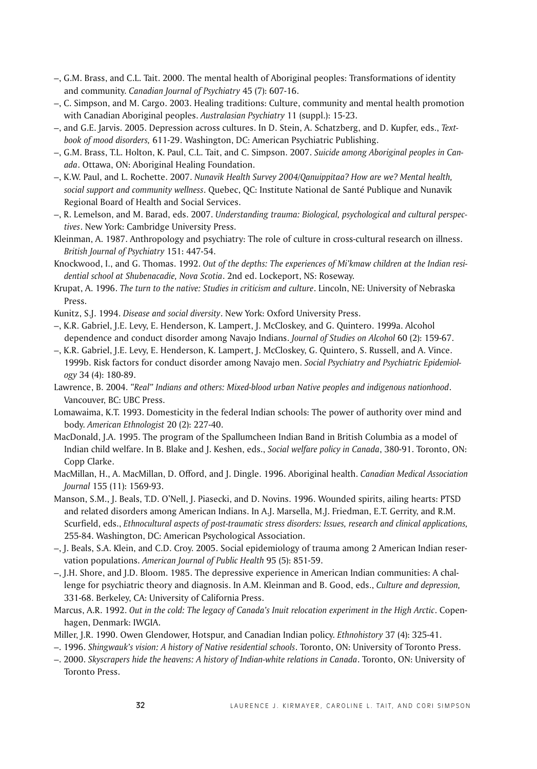–, G.M. Brass, and C.L. Tait. 2000. The mental health of Aboriginal peoples: Transformations of identity and community. *Canadian Journal of Psychiatry* 45 (7): 607-16.

–, C. Simpson, and M. Cargo. 2003. Healing traditions: Culture, community and mental health promotion with Canadian Aboriginal peoples. *Australasian Psychiatry* 11 (suppl.): 15-23.

–, and G.E. Jarvis. 2005. Depression across cultures. In D. Stein, A. Schatzberg, and D. Kupfer, eds., *Textbook of mood disorders,* 611-29. Washington, DC: American Psychiatric Publishing.

–, G.M. Brass, T.L. Holton, K. Paul, C.L. Tait, and C. Simpson. 2007. *Suicide among Aboriginal peoples in Canada*. Ottawa, ON: Aboriginal Healing Foundation.

–, K.W. Paul, and L. Rochette. 2007. *Nunavik Health Survey 2004/Qanuippitaa? How are we? Mental health, social support and community wellness*. Quebec, QC: Institute National de Santé Publique and Nunavik Regional Board of Health and Social Services.

–, R. Lemelson, and M. Barad, eds. 2007. *Understanding trauma: Biological, psychological and cultural perspectives*. New York: Cambridge University Press.

Kleinman, A. 1987. Anthropology and psychiatry: The role of culture in cross-cultural research on illness. *British Journal of Psychiatry* 151: 447-54.

Knockwood, I., and G. Thomas. 1992. *Out of the depths: The experiences of Mi'kmaw children at the Indian residential school at Shubenacadie, Nova Scotia*. 2nd ed. Lockeport, NS: Roseway.

Krupat, A. 1996. *The turn to the native: Studies in criticism and culture*. Lincoln, NE: University of Nebraska Press.

Kunitz, S.J. 1994. *Disease and social diversity*. New York: Oxford University Press.

–, K.R. Gabriel, J.E. Levy, E. Henderson, K. Lampert, J. McCloskey, and G. Quintero. 1999a. Alcohol dependence and conduct disorder among Navajo Indians. *Journal of Studies on Alcohol* 60 (2): 159-67.

–, K.R. Gabriel, J.E. Levy, E. Henderson, K. Lampert, J. McCloskey, G. Quintero, S. Russell, and A. Vince. 1999b. Risk factors for conduct disorder among Navajo men. *Social Psychiatry and Psychiatric Epidemiology* 34 (4): 180-89.

Lawrence, B. 2004. *"Real" Indians and others: Mixed-blood urban Native peoples and indigenous nationhood*. Vancouver, BC: UBC Press.

Lomawaima, K.T. 1993. Domesticity in the federal Indian schools: The power of authority over mind and body. *American Ethnologist* 20 (2): 227-40.

MacDonald, J.A. 1995. The program of the Spallumcheen Indian Band in British Columbia as a model of Indian child welfare. In B. Blake and J. Keshen, eds., *Social welfare policy in Canada*, 380-91. Toronto, ON: Copp Clarke.

MacMillan, H., A. MacMillan, D. Offord, and J. Dingle. 1996. Aboriginal health. *Canadian Medical Association Journal* 155 (11): 1569-93.

Manson, S.M., J. Beals, T.D. O'Nell, J. Piasecki, and D. Novins. 1996. Wounded spirits, ailing hearts: PTSD and related disorders among American Indians. In A.J. Marsella, M.J. Friedman, E.T. Gerrity, and R.M. Scurfield, eds., *Ethnocultural aspects of post-traumatic stress disorders: Issues, research and clinical applications,* 255-84. Washington, DC: American Psychological Association.

–, J. Beals, S.A. Klein, and C.D. Croy. 2005. Social epidemiology of trauma among 2 American Indian reservation populations. *American Journal of Public Health* 95 (5): 851-59.

–, J.H. Shore, and J.D. Bloom. 1985. The depressive experience in American Indian communities: A challenge for psychiatric theory and diagnosis. In A.M. Kleinman and B. Good, eds., *Culture and depression,* 331-68. Berkeley, CA: University of California Press.

Marcus, A.R. 1992. *Out in the cold: The legacy of Canada's Inuit relocation experiment in the High Arctic*. Copenhagen, Denmark: IWGIA.

Miller, J.R. 1990. Owen Glendower, Hotspur, and Canadian Indian policy. *Ethnohistory* 37 (4): 325-41.

–. 1996. *Shingwauk's vision: A history of Native residential schools*. Toronto, ON: University of Toronto Press.

–. 2000. *Skyscrapers hide the heavens: A history of Indian-white relations in Canada*. Toronto, ON: University of Toronto Press.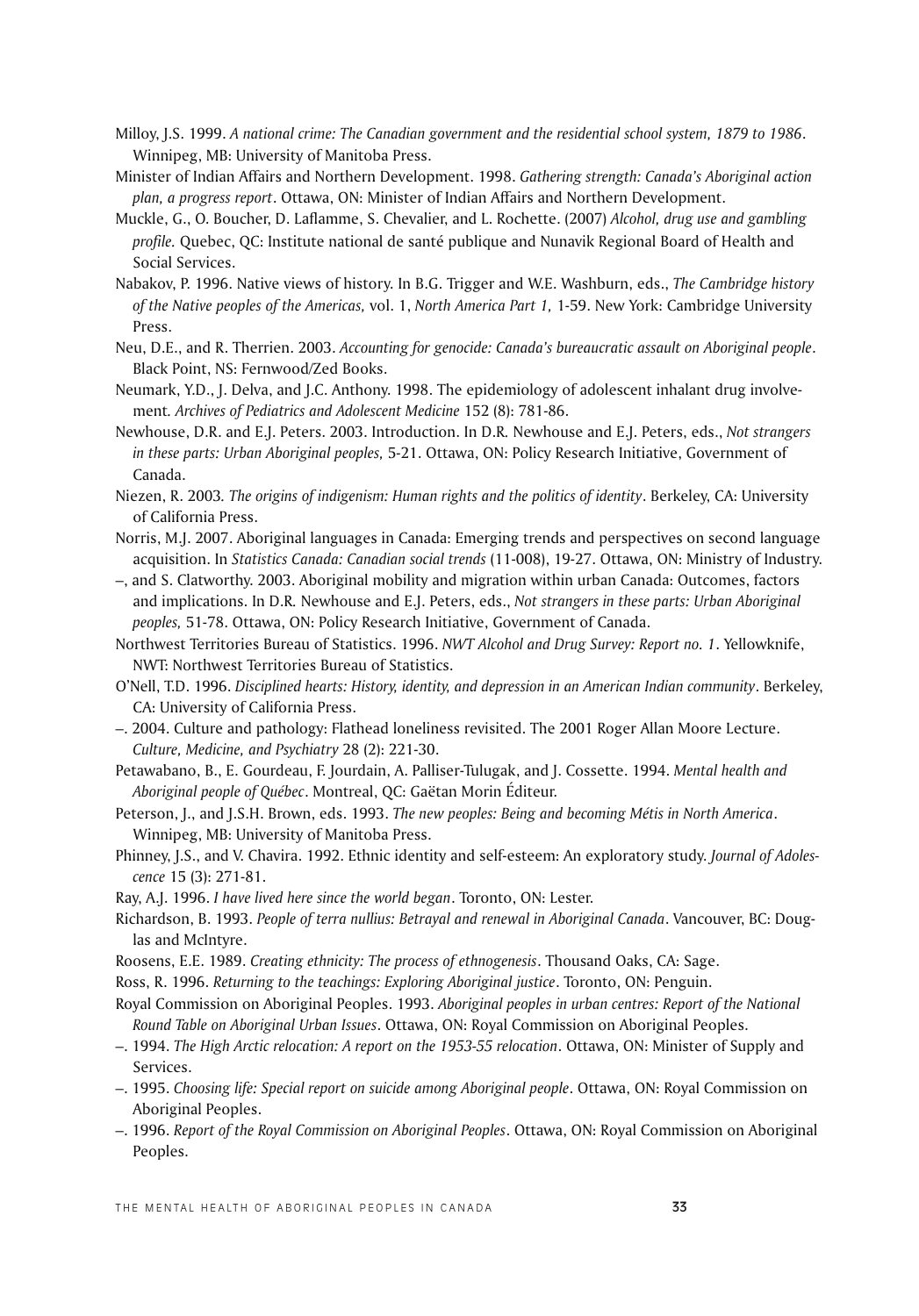Milloy, J.S. 1999. *A national crime: The Canadian government and the residential school system, 1879 to 1986*. Winnipeg, MB: University of Manitoba Press.

Minister of Indian Affairs and Northern Development. 1998. *Gathering strength: Canada's Aboriginal action plan, a progress report*. Ottawa, ON: Minister of Indian Affairs and Northern Development.

Muckle, G., O. Boucher, D. Laflamme, S. Chevalier, and L. Rochette. (2007) *Alcohol, drug use and gambling profile.* Quebec, QC: Institute national de santé publique and Nunavik Regional Board of Health and Social Services.

Nabakov, P. 1996. Native views of history. In B.G. Trigger and W.E. Washburn, eds., *The Cambridge history of the Native peoples of the Americas,* vol. 1, *North America Part 1,* 1-59. New York: Cambridge University Press.

Neu, D.E., and R. Therrien. 2003. *Accounting for genocide: Canada's bureaucratic assault on Aboriginal people*. Black Point, NS: Fernwood/Zed Books.

Neumark, Y.D., J. Delva, and J.C. Anthony. 1998. The epidemiology of adolescent inhalant drug involvement. *Archives of Pediatrics and Adolescent Medicine* 152 (8): 781-86.

Newhouse, D.R. and E.J. Peters. 2003. Introduction. In D.R. Newhouse and E.J. Peters, eds., *Not strangers in these parts: Urban Aboriginal peoples,* 5-21. Ottawa, ON: Policy Research Initiative, Government of Canada.

Niezen, R. 2003. *The origins of indigenism: Human rights and the politics of identity*. Berkeley, CA: University of California Press.

Norris, M.J. 2007. Aboriginal languages in Canada: Emerging trends and perspectives on second language acquisition. In *Statistics Canada: Canadian social trends* (11-008), 19-27. Ottawa, ON: Ministry of Industry.

–, and S. Clatworthy. 2003. Aboriginal mobility and migration within urban Canada: Outcomes, factors and implications. In D.R. Newhouse and E.J. Peters, eds., *Not strangers in these parts: Urban Aboriginal peoples,* 51-78. Ottawa, ON: Policy Research Initiative, Government of Canada.

Northwest Territories Bureau of Statistics. 1996. *NWT Alcohol and Drug Survey: Report no. 1*. Yellowknife, NWT: Northwest Territories Bureau of Statistics.

O'Nell, T.D. 1996. *Disciplined hearts: History, identity, and depression in an American Indian community*. Berkeley, CA: University of California Press.

–. 2004. Culture and pathology: Flathead loneliness revisited. The 2001 Roger Allan Moore Lecture. *Culture, Medicine, and Psychiatry* 28 (2): 221-30.

Petawabano, B., E. Gourdeau, F. Jourdain, A. Palliser-Tulugak, and J. Cossette. 1994. *Mental health and Aboriginal people of Québec*. Montreal, QC: Gaëtan Morin Éditeur.

Peterson, J., and J.S.H. Brown, eds. 1993. *The new peoples: Being and becoming Métis in North America*. Winnipeg, MB: University of Manitoba Press.

Phinney, J.S., and V. Chavira. 1992. Ethnic identity and self-esteem: An exploratory study. *Journal of Adolescence* 15 (3): 271-81.

Ray, A.J. 1996. *I have lived here since the world began*. Toronto, ON: Lester.

Richardson, B. 1993. *People of terra nullius: Betrayal and renewal in Aboriginal Canada*. Vancouver, BC: Douglas and McIntyre.

Roosens, E.E. 1989. *Creating ethnicity: The process of ethnogenesis*. Thousand Oaks, CA: Sage.

Ross, R. 1996. *Returning to the teachings: Exploring Aboriginal justice*. Toronto, ON: Penguin.

Royal Commission on Aboriginal Peoples. 1993. *Aboriginal peoples in urban centres: Report of the National Round Table on Aboriginal Urban Issues*. Ottawa, ON: Royal Commission on Aboriginal Peoples.

–. 1994. *The High Arctic relocation: A report on the 1953-55 relocation*. Ottawa, ON: Minister of Supply and Services.

–. 1995. *Choosing life: Special report on suicide among Aboriginal people*. Ottawa, ON: Royal Commission on Aboriginal Peoples.

–. 1996. *Report of the Royal Commission on Aboriginal Peoples*. Ottawa, ON: Royal Commission on Aboriginal Peoples.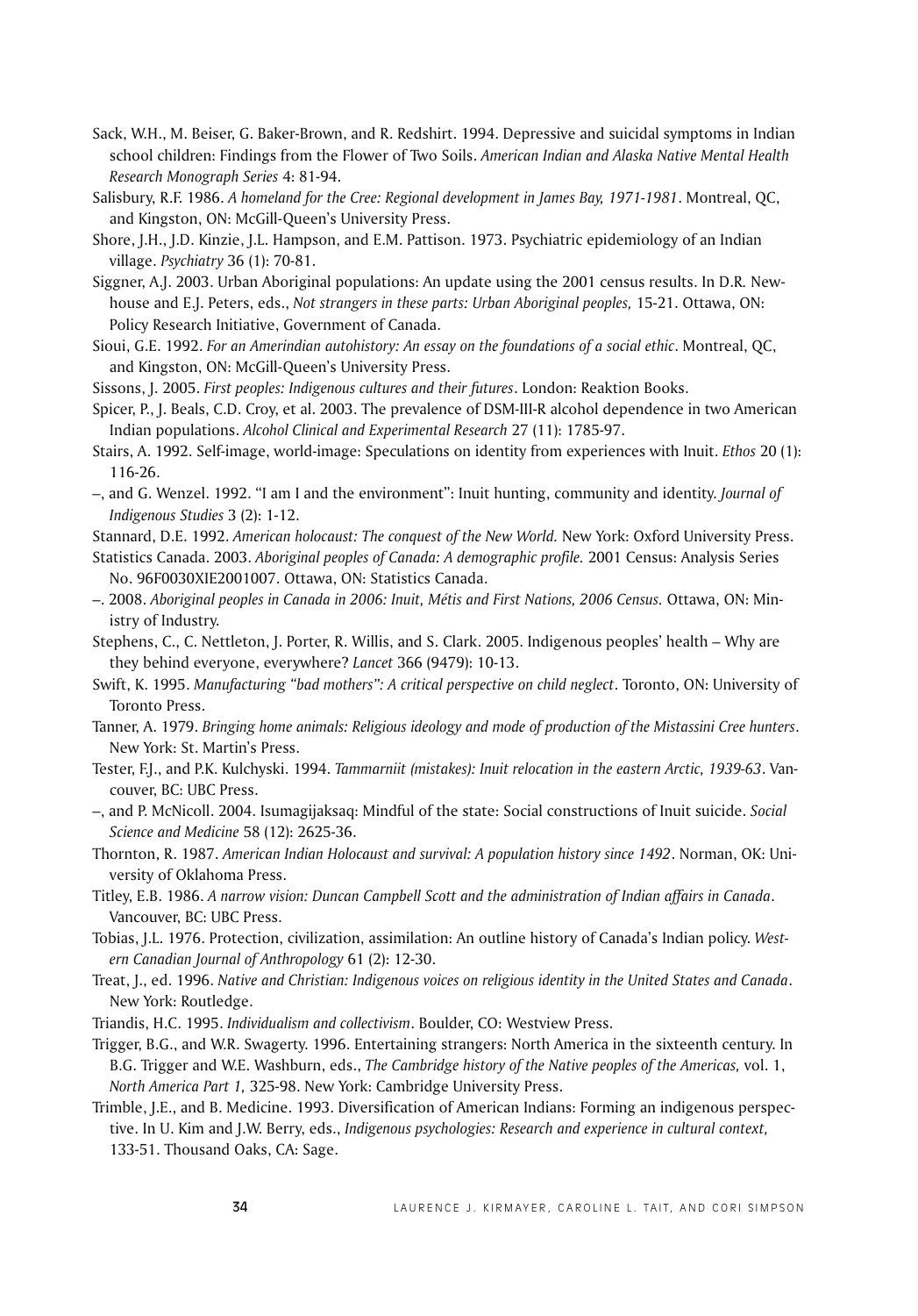Sack, W.H., M. Beiser, G. Baker-Brown, and R. Redshirt. 1994. Depressive and suicidal symptoms in Indian school children: Findings from the Flower of Two Soils. *American Indian and Alaska Native Mental Health Research Monograph Series* 4: 81-94.

Salisbury, R.F. 1986. *A homeland for the Cree: Regional development in James Bay, 1971-1981*. Montreal, QC, and Kingston, ON: McGill-Queen's University Press.

Shore, J.H., J.D. Kinzie, J.L. Hampson, and E.M. Pattison. 1973. Psychiatric epidemiology of an Indian village. *Psychiatry* 36 (1): 70-81.

Siggner, A.J. 2003. Urban Aboriginal populations: An update using the 2001 census results. In D.R. Newhouse and E.J. Peters, eds., *Not strangers in these parts: Urban Aboriginal peoples,* 15-21. Ottawa, ON: Policy Research Initiative, Government of Canada.

Sioui, G.E. 1992. *For an Amerindian autohistory: An essay on the foundations of a social ethic*. Montreal, QC, and Kingston, ON: McGill-Queen's University Press.

Sissons, J. 2005. *First peoples: Indigenous cultures and their futures*. London: Reaktion Books.

Spicer, P., J. Beals, C.D. Croy, et al. 2003. The prevalence of DSM-III-R alcohol dependence in two American Indian populations. *Alcohol Clinical and Experimental Research* 27 (11): 1785-97.

Stairs, A. 1992. Self-image, world-image: Speculations on identity from experiences with Inuit. *Ethos* 20 (1): 116-26.

–, and G. Wenzel. 1992. "I am I and the environment": Inuit hunting, community and identity. *Journal of Indigenous Studies* 3 (2): 1-12.

Stannard, D.E. 1992. *American holocaust: The conquest of the New World.* New York: Oxford University Press.

Statistics Canada. 2003. *Aboriginal peoples of Canada: A demographic profile.* 2001 Census: Analysis Series No. 96F0030XIE2001007. Ottawa, ON: Statistics Canada.

–. 2008. *Aboriginal peoples in Canada in 2006: Inuit, Métis and First Nations, 2006 Census.* Ottawa, ON: Ministry of Industry.

Stephens, C., C. Nettleton, J. Porter, R. Willis, and S. Clark. 2005. Indigenous peoples' health – Why are they behind everyone, everywhere? *Lancet* 366 (9479): 10-13.

Swift, K. 1995. *Manufacturing "bad mothers": A critical perspective on child neglect*. Toronto, ON: University of Toronto Press.

Tanner, A. 1979. *Bringing home animals: Religious ideology and mode of production of the Mistassini Cree hunters*. New York: St. Martin's Press.

Tester, F.J., and P.K. Kulchyski. 1994. *Tammarniit (mistakes): Inuit relocation in the eastern Arctic, 1939-63*. Vancouver, BC: UBC Press.

–, and P. McNicoll. 2004. Isumagijaksaq: Mindful of the state: Social constructions of Inuit suicide. *Social Science and Medicine* 58 (12): 2625-36.

Thornton, R. 1987. *American Indian Holocaust and survival: A population history since 1492*. Norman, OK: University of Oklahoma Press.

Titley, E.B. 1986. *A narrow vision: Duncan Campbell Scott and the administration of Indian affairs in Canada*. Vancouver, BC: UBC Press.

Tobias, J.L. 1976. Protection, civilization, assimilation: An outline history of Canada's Indian policy. *Western Canadian Journal of Anthropology* 61 (2): 12-30.

Treat, J., ed. 1996. *Native and Christian: Indigenous voices on religious identity in the United States and Canada*. New York: Routledge.

Triandis, H.C. 1995. *Individualism and collectivism*. Boulder, CO: Westview Press.

Trigger, B.G., and W.R. Swagerty. 1996. Entertaining strangers: North America in the sixteenth century. In B.G. Trigger and W.E. Washburn, eds., *The Cambridge history of the Native peoples of the Americas,* vol. 1, *North America Part 1,* 325-98. New York: Cambridge University Press.

Trimble, J.E., and B. Medicine. 1993. Diversification of American Indians: Forming an indigenous perspective. In U. Kim and J.W. Berry, eds., *Indigenous psychologies: Research and experience in cultural context,* 133-51. Thousand Oaks, CA: Sage.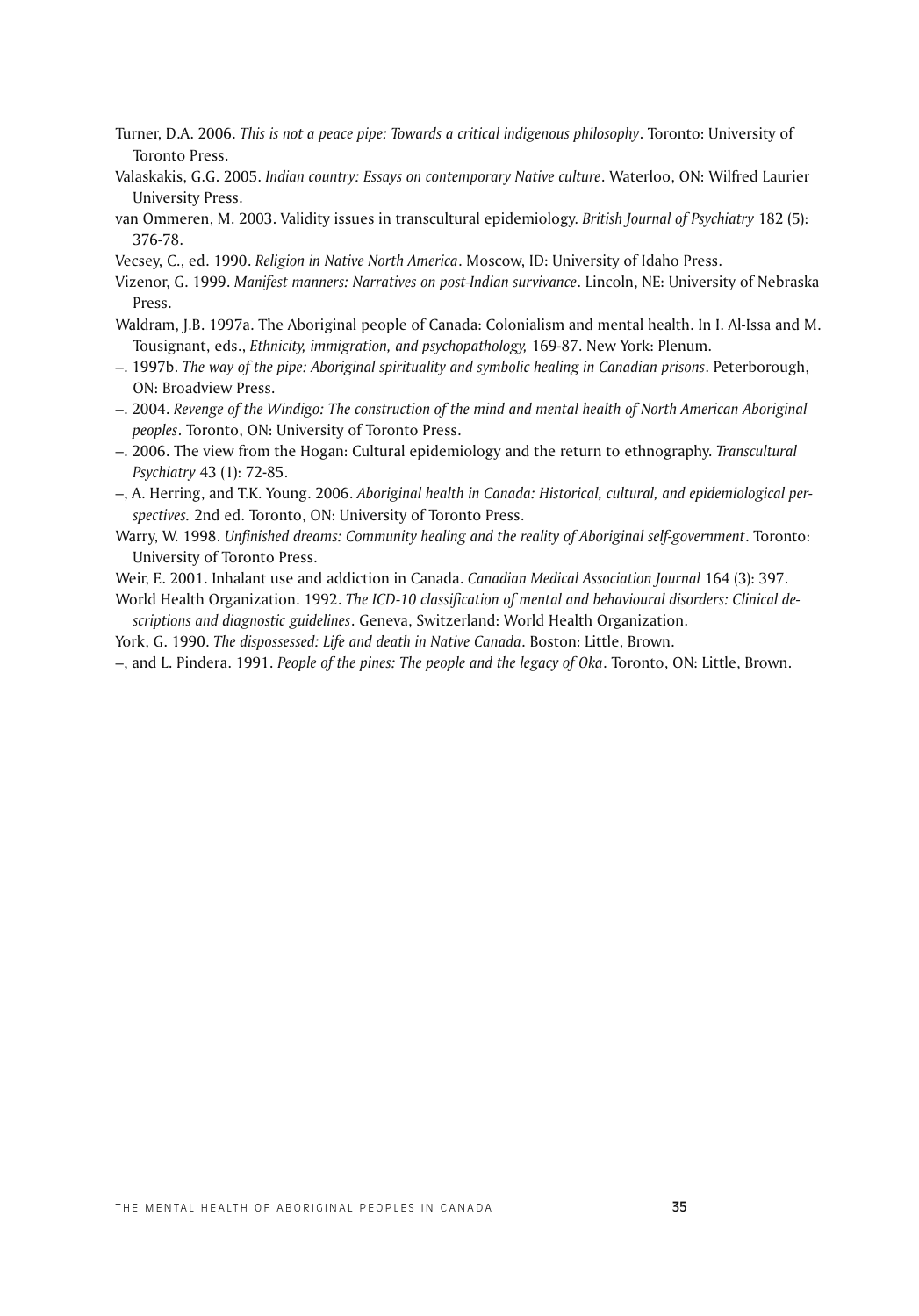Turner, D.A. 2006. *This is not a peace pipe: Towards a critical indigenous philosophy*. Toronto: University of Toronto Press.

Valaskakis, G.G. 2005. *Indian country: Essays on contemporary Native culture*. Waterloo, ON: Wilfred Laurier University Press.

van Ommeren, M. 2003. Validity issues in transcultural epidemiology. *British Journal of Psychiatry* 182 (5): 376-78.

Vecsey, C., ed. 1990. *Religion in Native North America*. Moscow, ID: University of Idaho Press.

Vizenor, G. 1999. *Manifest manners: Narratives on post-Indian survivance*. Lincoln, NE: University of Nebraska Press.

Waldram, J.B. 1997a. The Aboriginal people of Canada: Colonialism and mental health. In I. Al-Issa and M. Tousignant, eds., *Ethnicity, immigration, and psychopathology,* 169-87. New York: Plenum.

–. 1997b. *The way of the pipe: Aboriginal spirituality and symbolic healing in Canadian prisons*. Peterborough, ON: Broadview Press.

–. 2004. *Revenge of the Windigo: The construction of the mind and mental health of North American Aboriginal peoples*. Toronto, ON: University of Toronto Press.

–. 2006. The view from the Hogan: Cultural epidemiology and the return to ethnography. *Transcultural Psychiatry* 43 (1): 72-85.

–, A. Herring, and T.K. Young. 2006. *Aboriginal health in Canada: Historical, cultural, and epidemiological perspectives.* 2nd ed. Toronto, ON: University of Toronto Press.

Warry, W. 1998. *Unfinished dreams: Community healing and the reality of Aboriginal self-government*. Toronto: University of Toronto Press.

Weir, E. 2001. Inhalant use and addiction in Canada. *Canadian Medical Association Journal* 164 (3): 397.

World Health Organization. 1992. *The ICD-10 classification of mental and behavioural disorders: Clinical descriptions and diagnostic guidelines*. Geneva, Switzerland: World Health Organization.

York, G. 1990. *The dispossessed: Life and death in Native Canada*. Boston: Little, Brown.

–, and L. Pindera. 1991. *People of the pines: The people and the legacy of Oka*. Toronto, ON: Little, Brown.